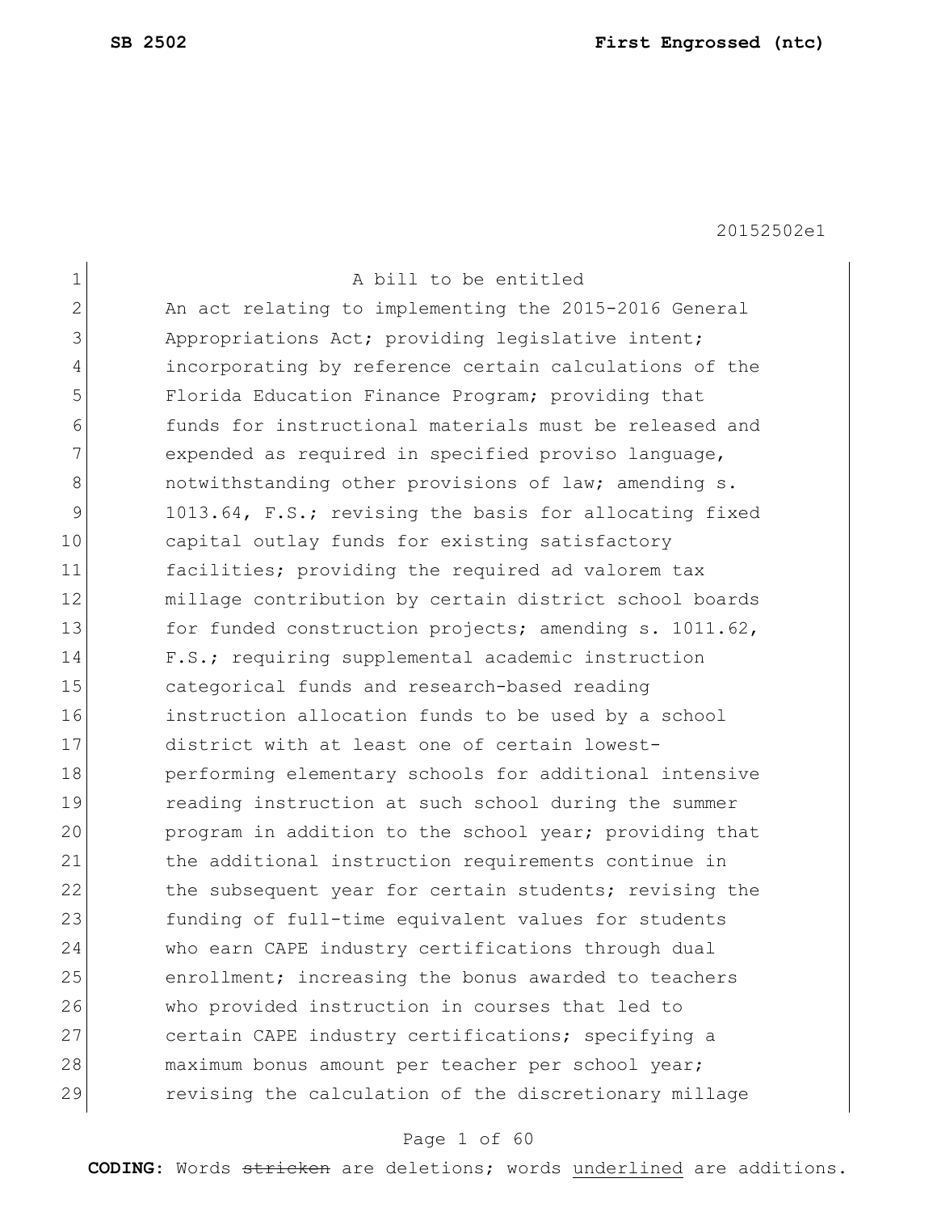20152502e1

A bill to be entitled

An act relating to implementing the 2015-2016 General Appropriations Act; providing legislative intent; incorporating by reference certain calculations of the Florida Education Finance Program; providing that funds for instructional materials must be released and expended as required in specified proviso language, notwithstanding other provisions of law; amending s. 1013.64, F.S.; revising the basis for allocating fixed capital outlay funds for existing satisfactory facilities; providing the required ad valorem tax millage contribution by certain district school boards for funded construction projects; amending s. 1011.62, F.S.; requiring supplemental academic instruction categorical funds and research-based reading instruction allocation funds to be used by a school district with at least one of certain lowest-performing elementary schools for additional intensive reading instruction at such school during the summer program in addition to the school year; providing that the additional instruction requirements continue in the subsequent year for certain students; revising the funding of full-time equivalent values for students who earn CAPE industry certifications through dual enrollment; increasing the bonus awarded to teachers who provided instruction in courses that led to certain CAPE industry certifications; specifying a maximum bonus amount per teacher per school year; revising the calculation of the discretionary millage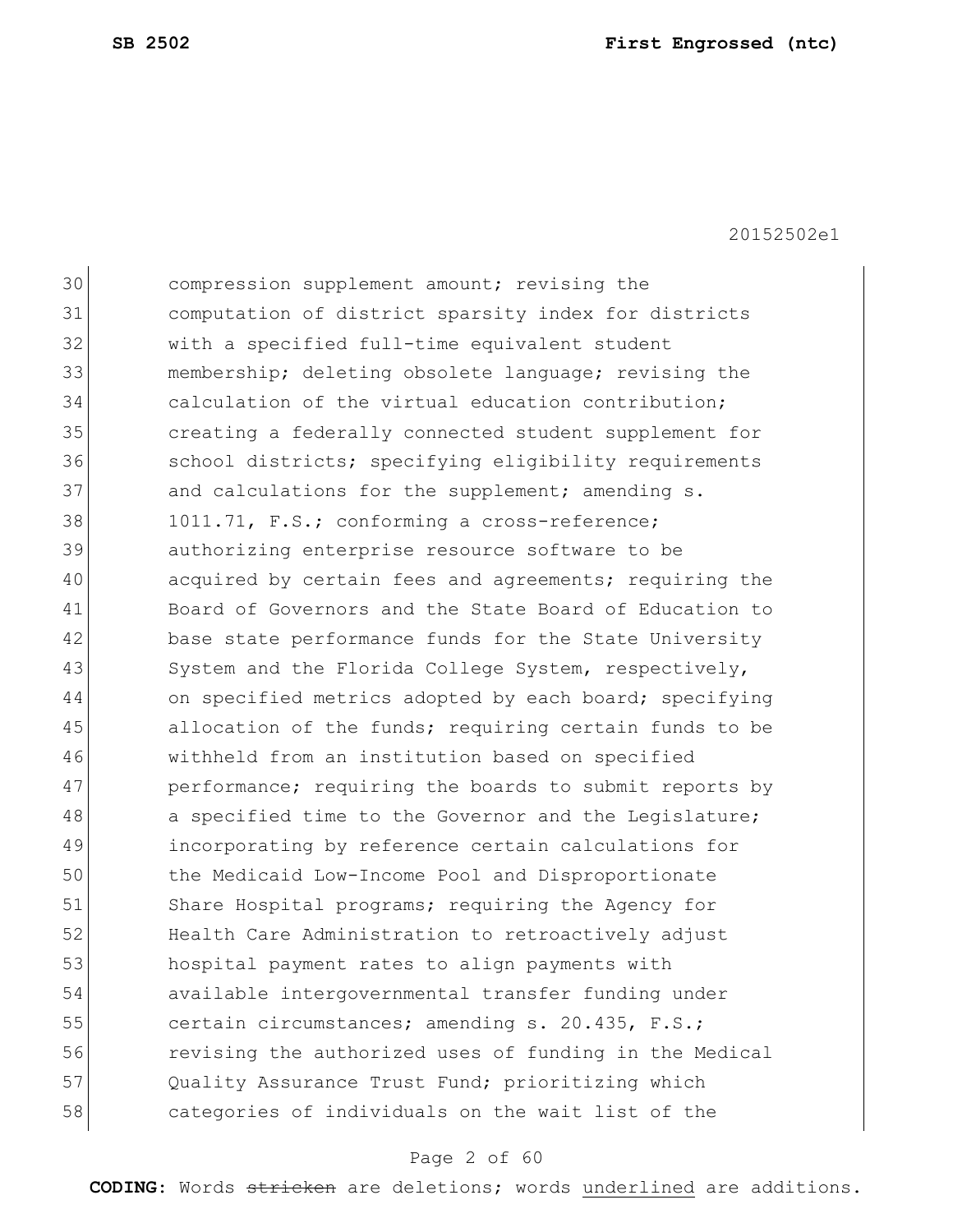compression supplement amount; revising the computation of district sparsity index for districts with a specified full-time equivalent student membership; deleting obsolete language; revising the calculation of the virtual education contribution; creating a federally connected student supplement for school districts; specifying eligibility requirements and calculations for the supplement; amending s. 1011.71, F.S.; conforming a cross-reference; authorizing enterprise resource software to be acquired by certain fees and agreements; requiring the Board of Governors and the State Board of Education to base state performance funds for the State University System and the Florida College System, respectively, on specified metrics adopted by each board; specifying allocation of the funds; requiring certain funds to be withheld from an institution based on specified performance; requiring the boards to submit reports by a specified time to the Governor and the Legislature; incorporating by reference certain calculations for the Medicaid Low-Income Pool and Disproportionate Share Hospital programs; requiring the Agency for Health Care Administration to retroactively adjust hospital payment rates to align payments with available intergovernmental transfer funding under certain circumstances; amending s. 20.435, F.S.; revising the authorized uses of funding in the Medical Quality Assurance Trust Fund; prioritizing which categories of individuals on the wait list of the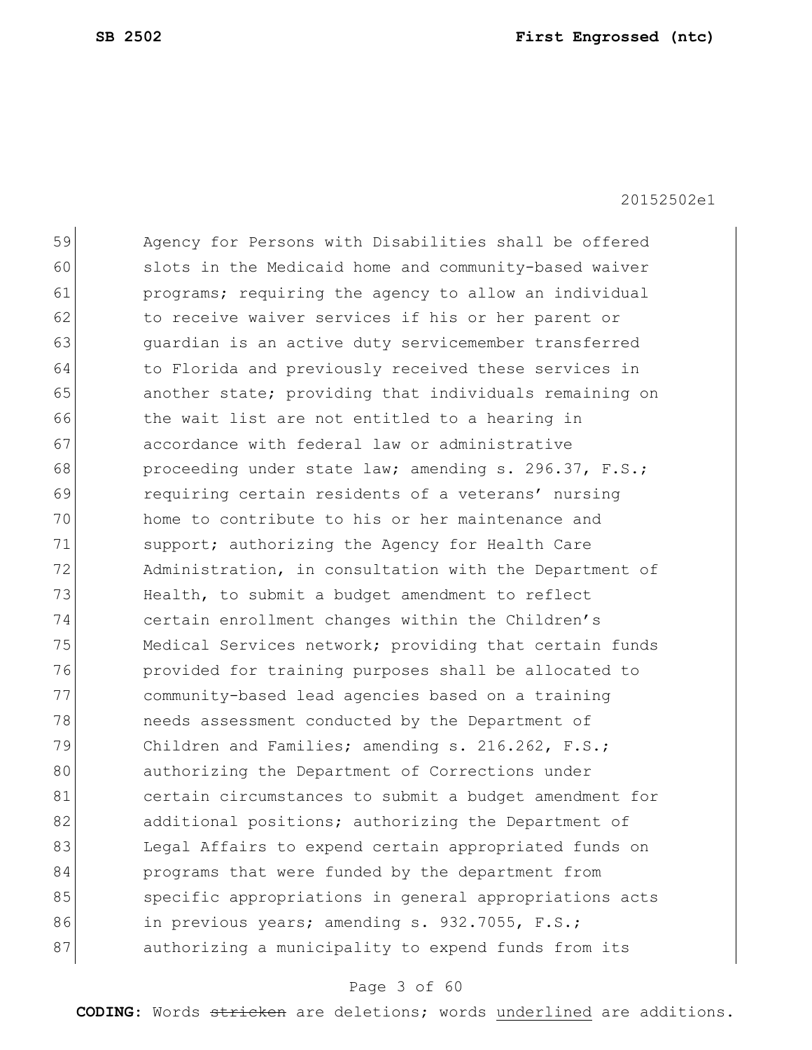Agency for Persons with Disabilities shall be offered slots in the Medicaid home and community-based waiver programs; requiring the agency to allow an individual to receive waiver services if his or her parent or guardian is an active duty servicemember transferred to Florida and previously received these services in another state; providing that individuals remaining on the wait list are not entitled to a hearing in accordance with federal law or administrative proceeding under state law; amending s. 296.37, F.S.; requiring certain residents of a veterans' nursing home to contribute to his or her maintenance and support; authorizing the Agency for Health Care Administration, in consultation with the Department of Health, to submit a budget amendment to reflect certain enrollment changes within the Children's Medical Services network; providing that certain funds provided for training purposes shall be allocated to community-based lead agencies based on a training needs assessment conducted by the Department of Children and Families; amending s. 216.262, F.S.; authorizing the Department of Corrections under certain circumstances to submit a budget amendment for additional positions; authorizing the Department of Legal Affairs to expend certain appropriated funds on programs that were funded by the department from specific appropriations in general appropriations acts in previous years; amending s. 932.7055, F.S.; authorizing a municipality to expend funds from its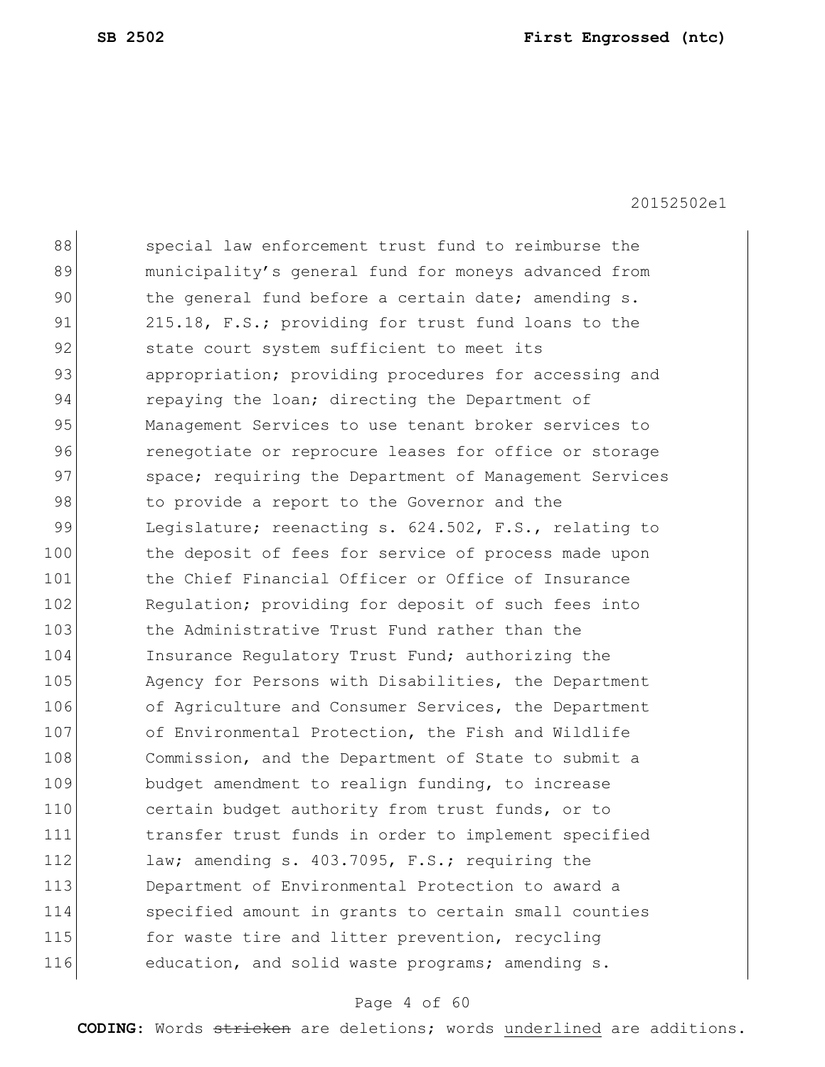88 special law enforcement trust fund to reimburse the
89 municipality's general fund for moneys advanced from
90 the general fund before a certain date; amending s.
91 215.18, F.S.; providing for trust fund loans to the
92 state court system sufficient to meet its
93 appropriation; providing procedures for accessing and
94 repaying the loan; directing the Department of
95 Management Services to use tenant broker services to
96 renegotiate or reprocure leases for office or storage
97 space; requiring the Department of Management Services
98 to provide a report to the Governor and the
99 Legislature; reenacting s. 624.502, F.S., relating to
100 the deposit of fees for service of process made upon
101 the Chief Financial Officer or Office of Insurance
102 Regulation; providing for deposit of such fees into
103 the Administrative Trust Fund rather than the
104 Insurance Regulatory Trust Fund; authorizing the
105 Agency for Persons with Disabilities, the Department
106 of Agriculture and Consumer Services, the Department
107 of Environmental Protection, the Fish and Wildlife
108 Commission, and the Department of State to submit a
109 budget amendment to realign funding, to increase
110 certain budget authority from trust funds, or to
111 transfer trust funds in order to implement specified
112 law; amending s. 403.7095, F.S.; requiring the
113 Department of Environmental Protection to award a
114 specified amount in grants to certain small counties
115 for waste tire and litter prevention, recycling
116 education, and solid waste programs; amending s.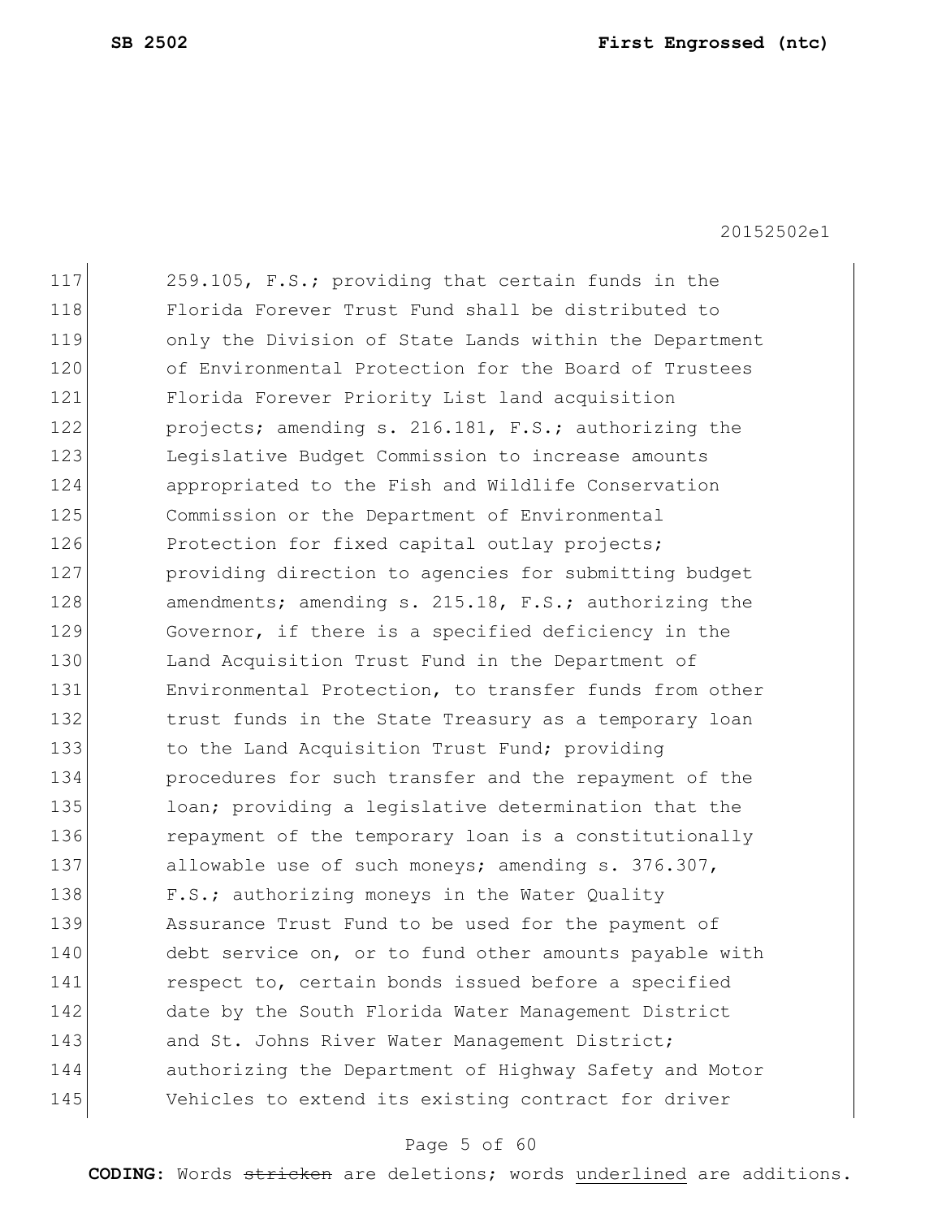259.105, F.S.; providing that certain funds in the Florida Forever Trust Fund shall be distributed to only the Division of State Lands within the Department of Environmental Protection for the Board of Trustees Florida Forever Priority List land acquisition projects; amending s. 216.181, F.S.; authorizing the Legislative Budget Commission to increase amounts appropriated to the Fish and Wildlife Conservation Commission or the Department of Environmental Protection for fixed capital outlay projects; providing direction to agencies for submitting budget amendments; amending s. 215.18, F.S.; authorizing the Governor, if there is a specified deficiency in the Land Acquisition Trust Fund in the Department of Environmental Protection, to transfer funds from other trust funds in the State Treasury as a temporary loan to the Land Acquisition Trust Fund; providing procedures for such transfer and the repayment of the loan; providing a legislative determination that the repayment of the temporary loan is a constitutionally allowable use of such moneys; amending s. 376.307, F.S.; authorizing moneys in the Water Quality Assurance Trust Fund to be used for the payment of debt service on, or to fund other amounts payable with respect to, certain bonds issued before a specified date by the South Florida Water Management District and St. Johns River Water Management District; authorizing the Department of Highway Safety and Motor Vehicles to extend its existing contract for driver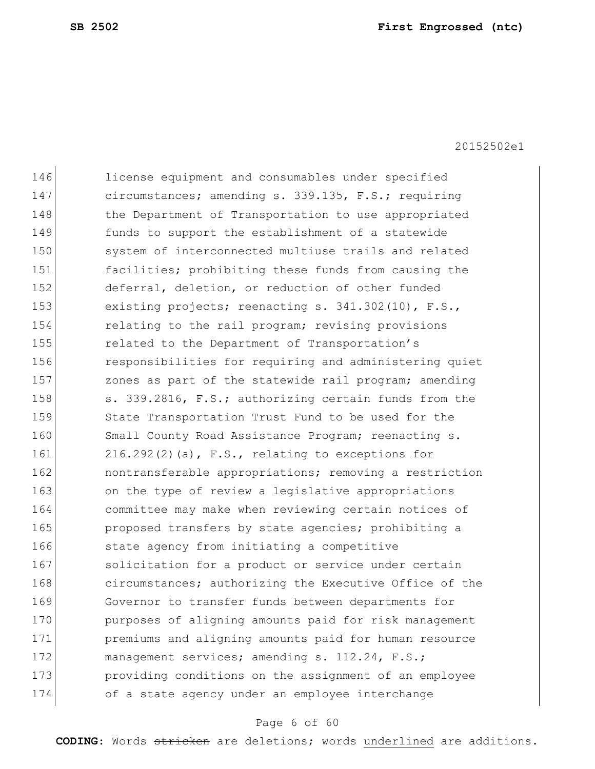146 license equipment and consumables under specified
147 circumstances; amending s. 339.135, F.S.; requiring
148 the Department of Transportation to use appropriated
149 funds to support the establishment of a statewide
150 system of interconnected multiuse trails and related
151 facilities; prohibiting these funds from causing the
152 deferral, deletion, or reduction of other funded
153 existing projects; reenacting s. 341.302(10), F.S.,
154 relating to the rail program; revising provisions
155 related to the Department of Transportation's
156 responsibilities for requiring and administering quiet
157 zones as part of the statewide rail program; amending
158 s. 339.2816, F.S.; authorizing certain funds from the
159 State Transportation Trust Fund to be used for the
160 Small County Road Assistance Program; reenacting s.
161 216.292(2)(a), F.S., relating to exceptions for
162 nontransferable appropriations; removing a restriction
163 on the type of review a legislative appropriations
164 committee may make when reviewing certain notices of
165 proposed transfers by state agencies; prohibiting a
166 state agency from initiating a competitive
167 solicitation for a product or service under certain
168 circumstances; authorizing the Executive Office of the
169 Governor to transfer funds between departments for
170 purposes of aligning amounts paid for risk management
171 premiums and aligning amounts paid for human resource
172 management services; amending s. 112.24, F.S.;
173 providing conditions on the assignment of an employee
174 of a state agency under an employee interchange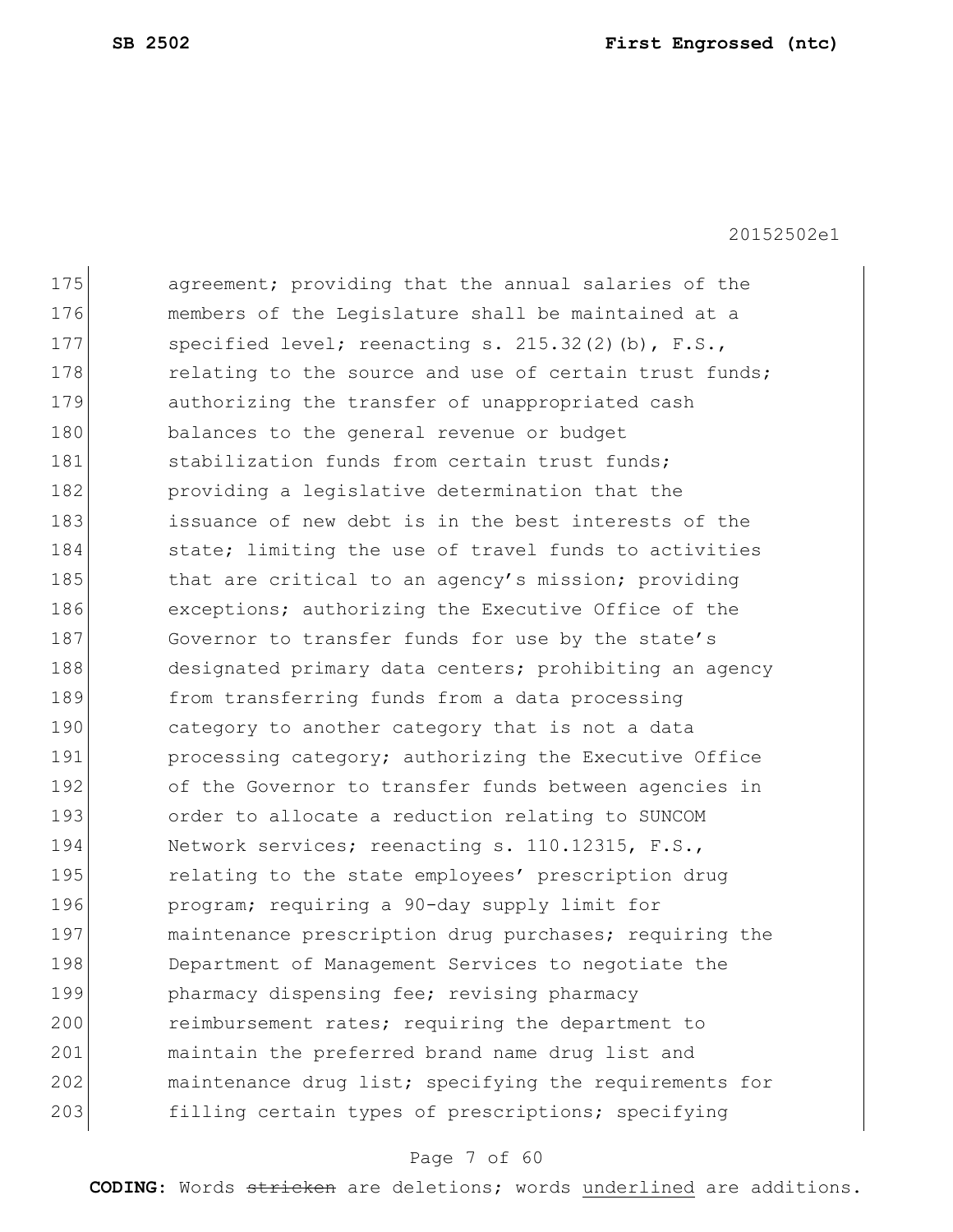agreement; providing that the annual salaries of the members of the Legislature shall be maintained at a specified level; reenacting s. 215.32(2)(b), F.S., relating to the source and use of certain trust funds; authorizing the transfer of unappropriated cash balances to the general revenue or budget stabilization funds from certain trust funds; providing a legislative determination that the issuance of new debt is in the best interests of the state; limiting the use of travel funds to activities that are critical to an agency's mission; providing exceptions; authorizing the Executive Office of the Governor to transfer funds for use by the state's designated primary data centers; prohibiting an agency from transferring funds from a data processing category to another category that is not a data processing category; authorizing the Executive Office of the Governor to transfer funds between agencies in order to allocate a reduction relating to SUNCOM Network services; reenacting s. 110.12315, F.S., relating to the state employees' prescription drug program; requiring a 90-day supply limit for maintenance prescription drug purchases; requiring the Department of Management Services to negotiate the pharmacy dispensing fee; revising pharmacy reimbursement rates; requiring the department to maintain the preferred brand name drug list and maintenance drug list; specifying the requirements for filling certain types of prescriptions; specifying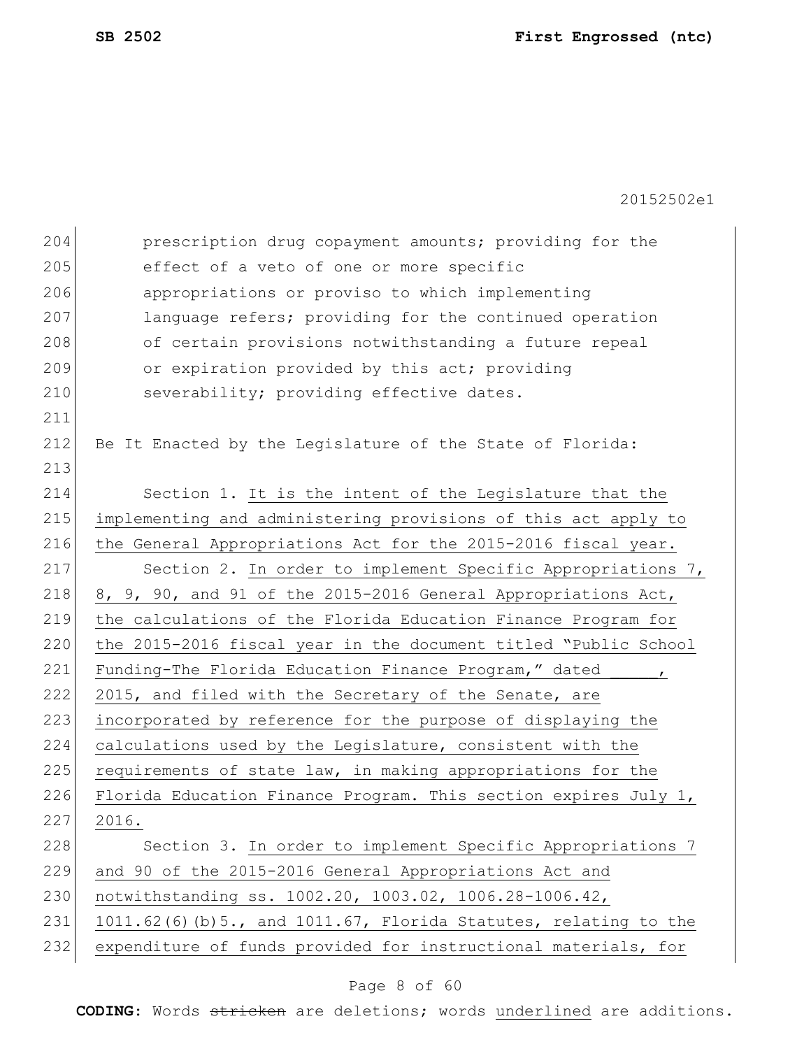prescription drug copayment amounts; providing for the effect of a veto of one or more specific appropriations or proviso to which implementing language refers; providing for the continued operation of certain provisions notwithstanding a future repeal or expiration provided by this act; providing severability; providing effective dates.

Be It Enacted by the Legislature of the State of Florida:

Section 1. It is the intent of the Legislature that the implementing and administering provisions of this act apply to the General Appropriations Act for the 2015-2016 fiscal year.

Section 2. In order to implement Specific Appropriations 7, 8, 9, 90, and 91 of the 2015-2016 General Appropriations Act, the calculations of the Florida Education Finance Program for the 2015-2016 fiscal year in the document titled "Public School Funding-The Florida Education Finance Program," dated _____, 2015, and filed with the Secretary of the Senate, are incorporated by reference for the purpose of displaying the calculations used by the Legislature, consistent with the requirements of state law, in making appropriations for the Florida Education Finance Program. This section expires July 1, 2016.

Section 3. In order to implement Specific Appropriations 7 and 90 of the 2015-2016 General Appropriations Act and notwithstanding ss. 1002.20, 1003.02, 1006.28-1006.42, 1011.62(6)(b)5., and 1011.67, Florida Statutes, relating to the expenditure of funds provided for instructional materials, for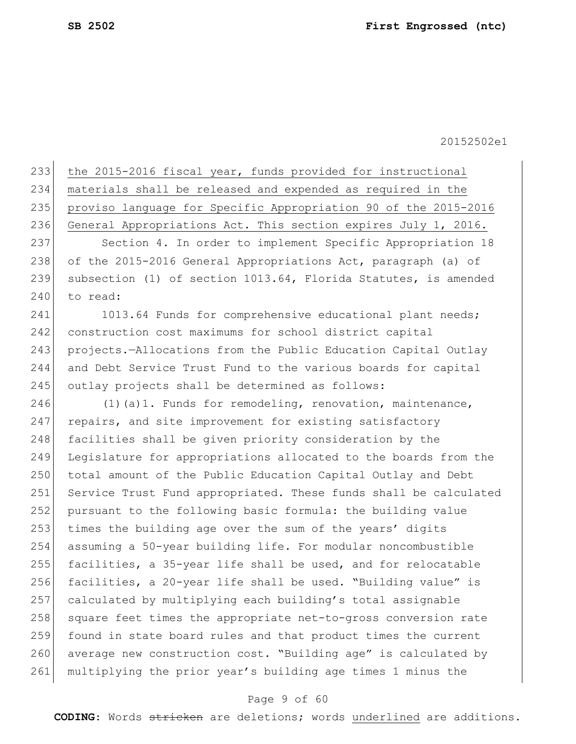the 2015-2016 fiscal year, funds provided for instructional materials shall be released and expended as required in the proviso language for Specific Appropriation 90 of the 2015-2016 General Appropriations Act. This section expires July 1, 2016.

Section 4. In order to implement Specific Appropriation 18 of the 2015-2016 General Appropriations Act, paragraph (a) of subsection (1) of section 1013.64, Florida Statutes, is amended to read:

1013.64 Funds for comprehensive educational plant needs; construction cost maximums for school district capital projects.—Allocations from the Public Education Capital Outlay and Debt Service Trust Fund to the various boards for capital outlay projects shall be determined as follows:

(1)(a)1. Funds for remodeling, renovation, maintenance, repairs, and site improvement for existing satisfactory facilities shall be given priority consideration by the Legislature for appropriations allocated to the boards from the total amount of the Public Education Capital Outlay and Debt Service Trust Fund appropriated. These funds shall be calculated pursuant to the following basic formula: the building value times the building age over the sum of the years' digits assuming a 50-year building life. For modular noncombustible facilities, a 35-year life shall be used, and for relocatable facilities, a 20-year life shall be used. "Building value" is calculated by multiplying each building's total assignable square feet times the appropriate net-to-gross conversion rate found in state board rules and that product times the current average new construction cost. "Building age" is calculated by multiplying the prior year's building age times 1 minus the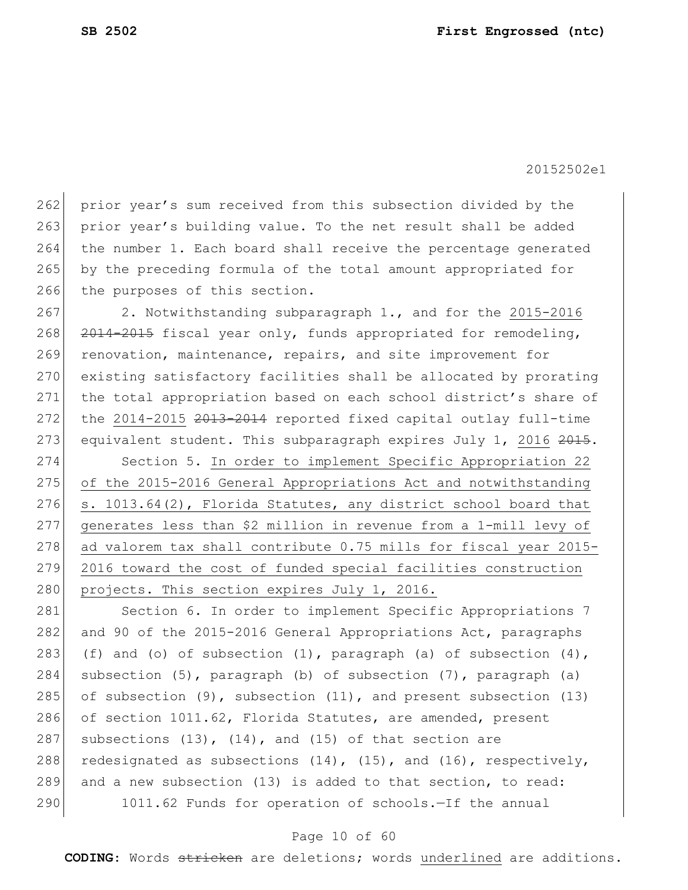prior year's sum received from this subsection divided by the prior year's building value. To the net result shall be added the number 1. Each board shall receive the percentage generated by the preceding formula of the total amount appropriated for the purposes of this section.

2. Notwithstanding subparagraph 1., and for the <u>2015-2016</u> ~~2014-2015~~ fiscal year only, funds appropriated for remodeling, renovation, maintenance, repairs, and site improvement for existing satisfactory facilities shall be allocated by prorating the total appropriation based on each school district's share of the <u>2014-2015</u> ~~2013-2014~~ reported fixed capital outlay full-time equivalent student. This subparagraph expires July 1, <u>2016</u> ~~2015~~.

Section 5. <u>In order to implement Specific Appropriation 22 of the 2015-2016 General Appropriations Act and notwithstanding s. 1013.64(2), Florida Statutes, any district school board that generates less than $2 million in revenue from a 1-mill levy of ad valorem tax shall contribute 0.75 mills for fiscal year 2015-2016 toward the cost of funded special facilities construction projects. This section expires July 1, 2016.</u>

Section 6. In order to implement Specific Appropriations 7 and 90 of the 2015-2016 General Appropriations Act, paragraphs (f) and (o) of subsection (1), paragraph (a) of subsection (4), subsection (5), paragraph (b) of subsection (7), paragraph (a) of subsection (9), subsection (11), and present subsection (13) of section 1011.62, Florida Statutes, are amended, present subsections (13), (14), and (15) of that section are redesignated as subsections (14), (15), and (16), respectively, and a new subsection (13) is added to that section, to read:

1011.62 Funds for operation of schools.—If the annual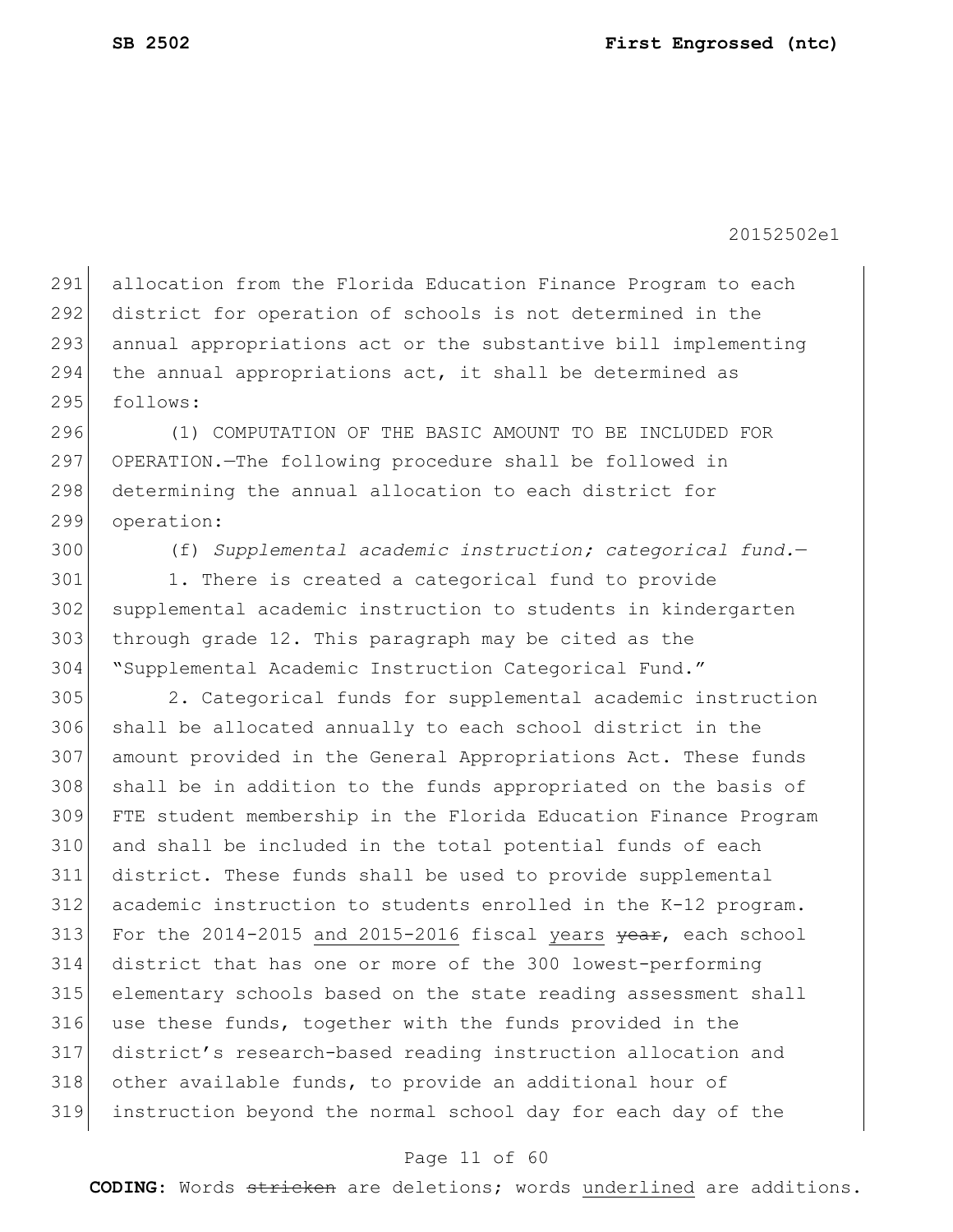allocation from the Florida Education Finance Program to each district for operation of schools is not determined in the annual appropriations act or the substantive bill implementing the annual appropriations act, it shall be determined as follows:

(1) COMPUTATION OF THE BASIC AMOUNT TO BE INCLUDED FOR OPERATION.—The following procedure shall be followed in determining the annual allocation to each district for operation:

(f) *Supplemental academic instruction; categorical fund.*—

1. There is created a categorical fund to provide supplemental academic instruction to students in kindergarten through grade 12. This paragraph may be cited as the "Supplemental Academic Instruction Categorical Fund."

2. Categorical funds for supplemental academic instruction shall be allocated annually to each school district in the amount provided in the General Appropriations Act. These funds shall be in addition to the funds appropriated on the basis of FTE student membership in the Florida Education Finance Program and shall be included in the total potential funds of each district. These funds shall be used to provide supplemental academic instruction to students enrolled in the K-12 program. For the 2014-2015 <u>and 2015-2016</u> fiscal <u>years</u> ~~year~~, each school district that has one or more of the 300 lowest-performing elementary schools based on the state reading assessment shall use these funds, together with the funds provided in the district's research-based reading instruction allocation and other available funds, to provide an additional hour of instruction beyond the normal school day for each day of the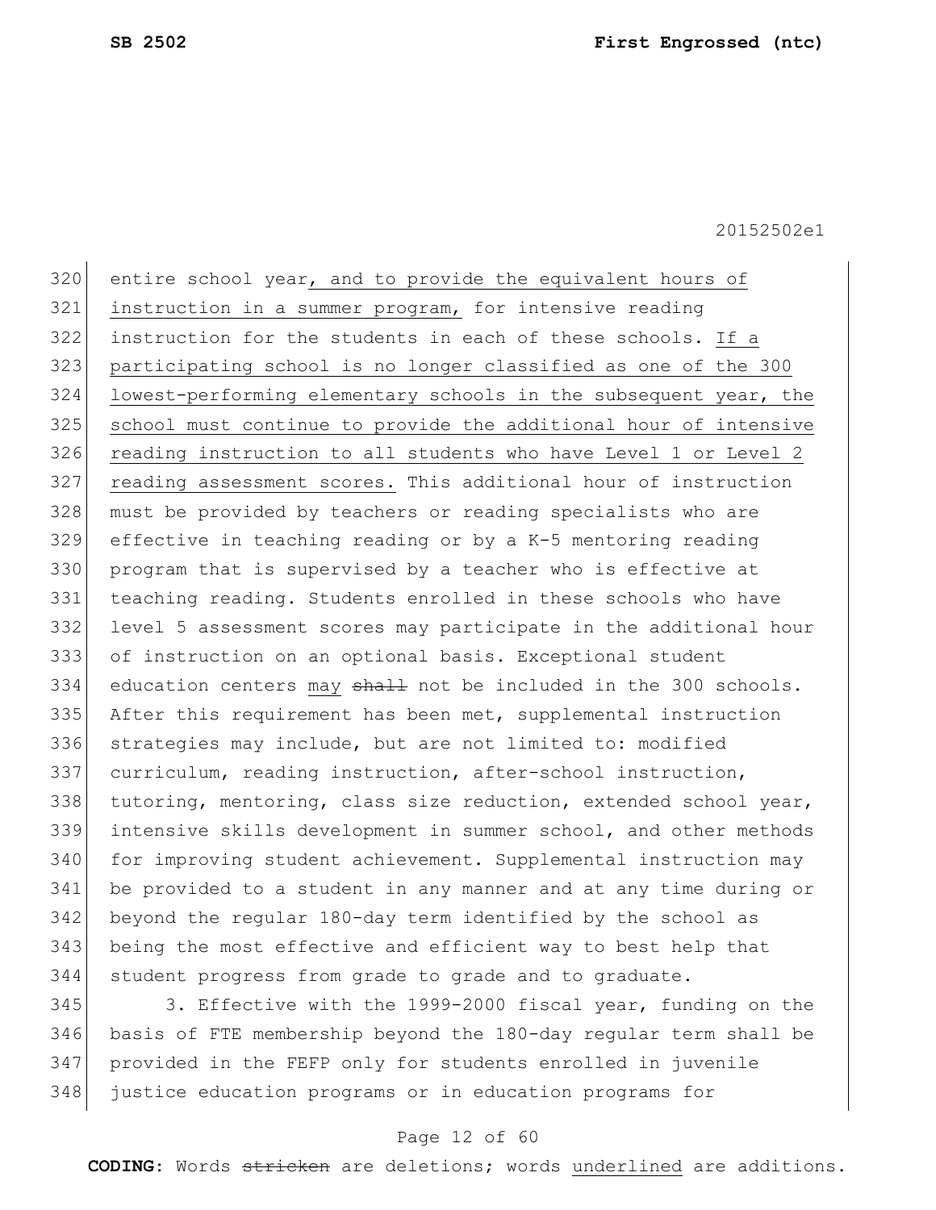entire school year, and to provide the equivalent hours of instruction in a summer program, for intensive reading instruction for the students in each of these schools. If a participating school is no longer classified as one of the 300 lowest-performing elementary schools in the subsequent year, the school must continue to provide the additional hour of intensive reading instruction to all students who have Level 1 or Level 2 reading assessment scores. This additional hour of instruction must be provided by teachers or reading specialists who are effective in teaching reading or by a K-5 mentoring reading program that is supervised by a teacher who is effective at teaching reading. Students enrolled in these schools who have level 5 assessment scores may participate in the additional hour of instruction on an optional basis. Exceptional student education centers may ~~shall~~ not be included in the 300 schools. After this requirement has been met, supplemental instruction strategies may include, but are not limited to: modified curriculum, reading instruction, after-school instruction, tutoring, mentoring, class size reduction, extended school year, intensive skills development in summer school, and other methods for improving student achievement. Supplemental instruction may be provided to a student in any manner and at any time during or beyond the regular 180-day term identified by the school as being the most effective and efficient way to best help that student progress from grade to grade and to graduate.

3. Effective with the 1999-2000 fiscal year, funding on the basis of FTE membership beyond the 180-day regular term shall be provided in the FEFP only for students enrolled in juvenile justice education programs or in education programs for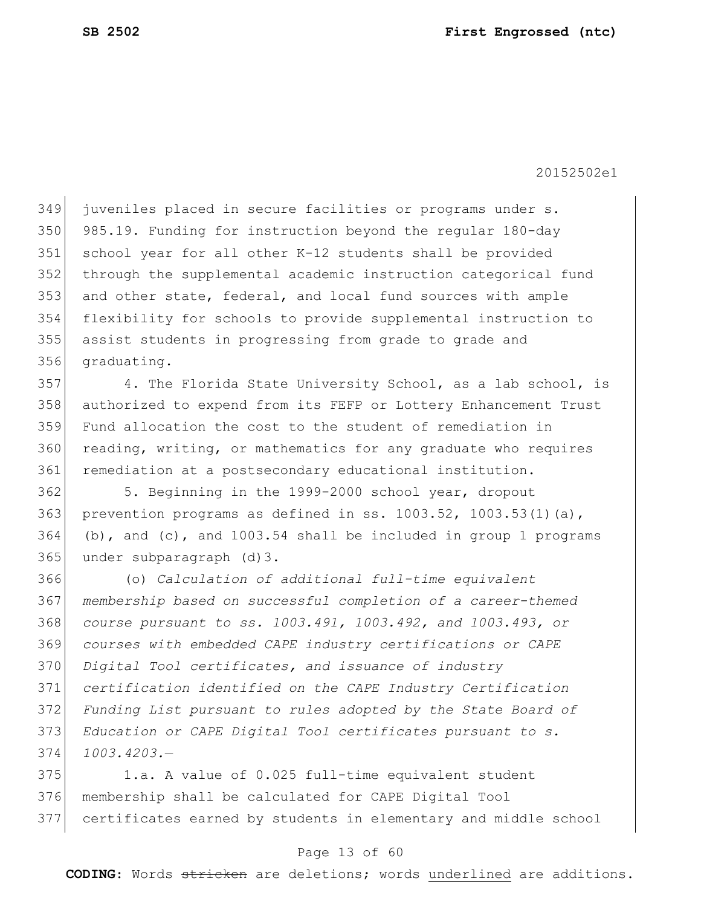juveniles placed in secure facilities or programs under s. 985.19. Funding for instruction beyond the regular 180-day school year for all other K-12 students shall be provided through the supplemental academic instruction categorical fund and other state, federal, and local fund sources with ample flexibility for schools to provide supplemental instruction to assist students in progressing from grade to grade and graduating.

4. The Florida State University School, as a lab school, is authorized to expend from its FEFP or Lottery Enhancement Trust Fund allocation the cost to the student of remediation in reading, writing, or mathematics for any graduate who requires remediation at a postsecondary educational institution.

5. Beginning in the 1999-2000 school year, dropout prevention programs as defined in ss. 1003.52, 1003.53(1)(a), (b), and (c), and 1003.54 shall be included in group 1 programs under subparagraph (d)3.

(o) *Calculation of additional full-time equivalent membership based on successful completion of a career-themed course pursuant to ss. 1003.491, 1003.492, and 1003.493, or courses with embedded CAPE industry certifications or CAPE Digital Tool certificates, and issuance of industry certification identified on the CAPE Industry Certification Funding List pursuant to rules adopted by the State Board of Education or CAPE Digital Tool certificates pursuant to s. 1003.4203.*—

1.a. A value of 0.025 full-time equivalent student membership shall be calculated for CAPE Digital Tool certificates earned by students in elementary and middle school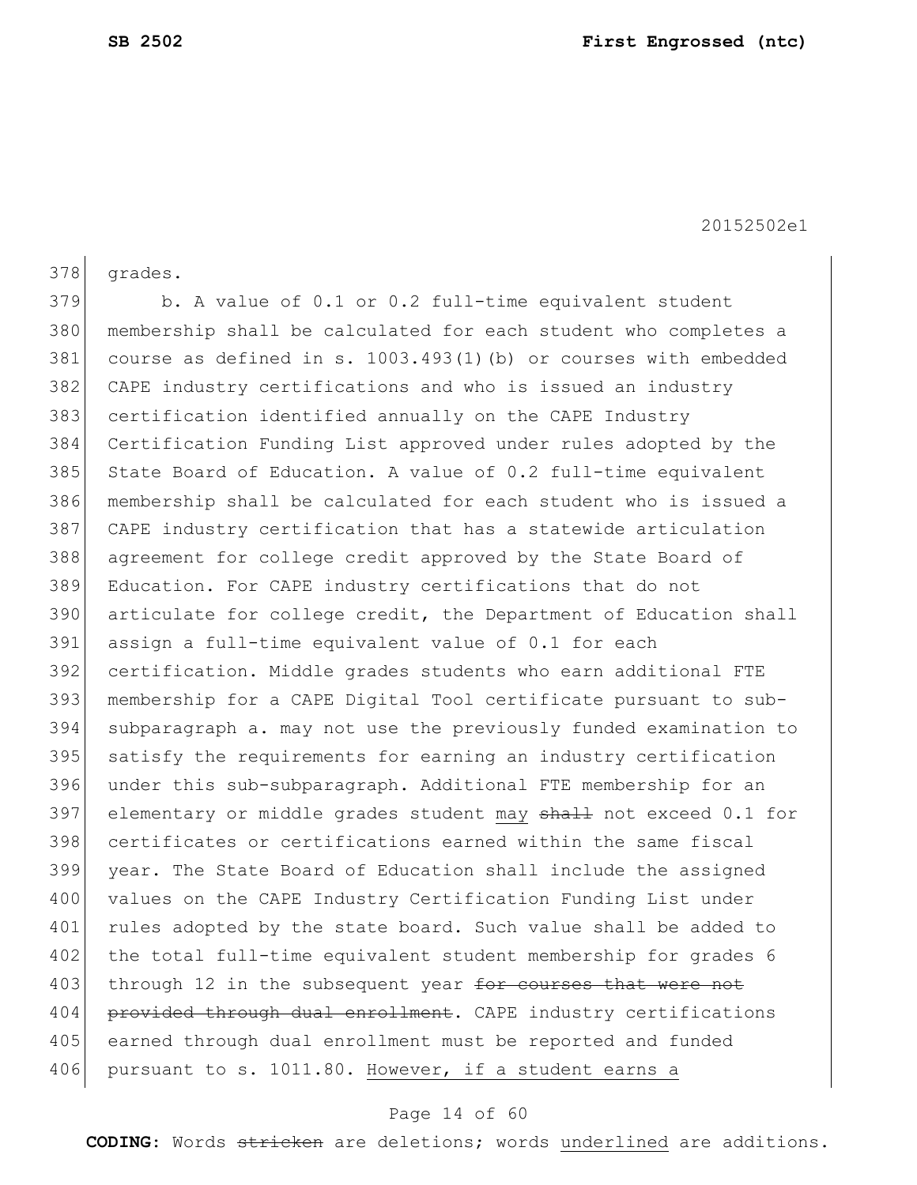378 grades.

379 b. A value of 0.1 or 0.2 full-time equivalent student
380 membership shall be calculated for each student who completes a
381 course as defined in s. 1003.493(1)(b) or courses with embedded
382 CAPE industry certifications and who is issued an industry
383 certification identified annually on the CAPE Industry
384 Certification Funding List approved under rules adopted by the
385 State Board of Education. A value of 0.2 full-time equivalent
386 membership shall be calculated for each student who is issued a
387 CAPE industry certification that has a statewide articulation
388 agreement for college credit approved by the State Board of
389 Education. For CAPE industry certifications that do not
390 articulate for college credit, the Department of Education shall
391 assign a full-time equivalent value of 0.1 for each
392 certification. Middle grades students who earn additional FTE
393 membership for a CAPE Digital Tool certificate pursuant to sub-
394 subparagraph a. may not use the previously funded examination to
395 satisfy the requirements for earning an industry certification
396 under this sub-subparagraph. Additional FTE membership for an
397 elementary or middle grades student <u>may</u> ~~shall~~ not exceed 0.1 for
398 certificates or certifications earned within the same fiscal
399 year. The State Board of Education shall include the assigned
400 values on the CAPE Industry Certification Funding List under
401 rules adopted by the state board. Such value shall be added to
402 the total full-time equivalent student membership for grades 6
403 through 12 in the subsequent year ~~for courses that were not~~
404 ~~provided through dual enrollment~~. CAPE industry certifications
405 earned through dual enrollment must be reported and funded
406 pursuant to s. 1011.80. <u>However, if a student earns a</u>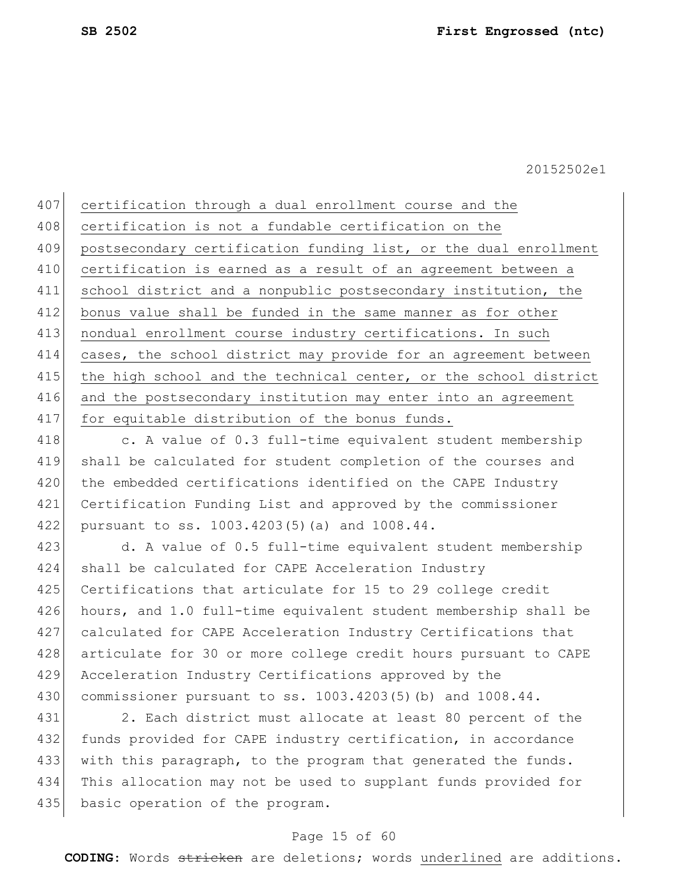certification through a dual enrollment course and the certification is not a fundable certification on the postsecondary certification funding list, or the dual enrollment certification is earned as a result of an agreement between a school district and a nonpublic postsecondary institution, the bonus value shall be funded in the same manner as for other nondual enrollment course industry certifications. In such cases, the school district may provide for an agreement between the high school and the technical center, or the school district and the postsecondary institution may enter into an agreement for equitable distribution of the bonus funds.

c. A value of 0.3 full-time equivalent student membership shall be calculated for student completion of the courses and the embedded certifications identified on the CAPE Industry Certification Funding List and approved by the commissioner pursuant to ss. 1003.4203(5)(a) and 1008.44.

d. A value of 0.5 full-time equivalent student membership shall be calculated for CAPE Acceleration Industry Certifications that articulate for 15 to 29 college credit hours, and 1.0 full-time equivalent student membership shall be calculated for CAPE Acceleration Industry Certifications that articulate for 30 or more college credit hours pursuant to CAPE Acceleration Industry Certifications approved by the commissioner pursuant to ss. 1003.4203(5)(b) and 1008.44.

2. Each district must allocate at least 80 percent of the funds provided for CAPE industry certification, in accordance with this paragraph, to the program that generated the funds. This allocation may not be used to supplant funds provided for basic operation of the program.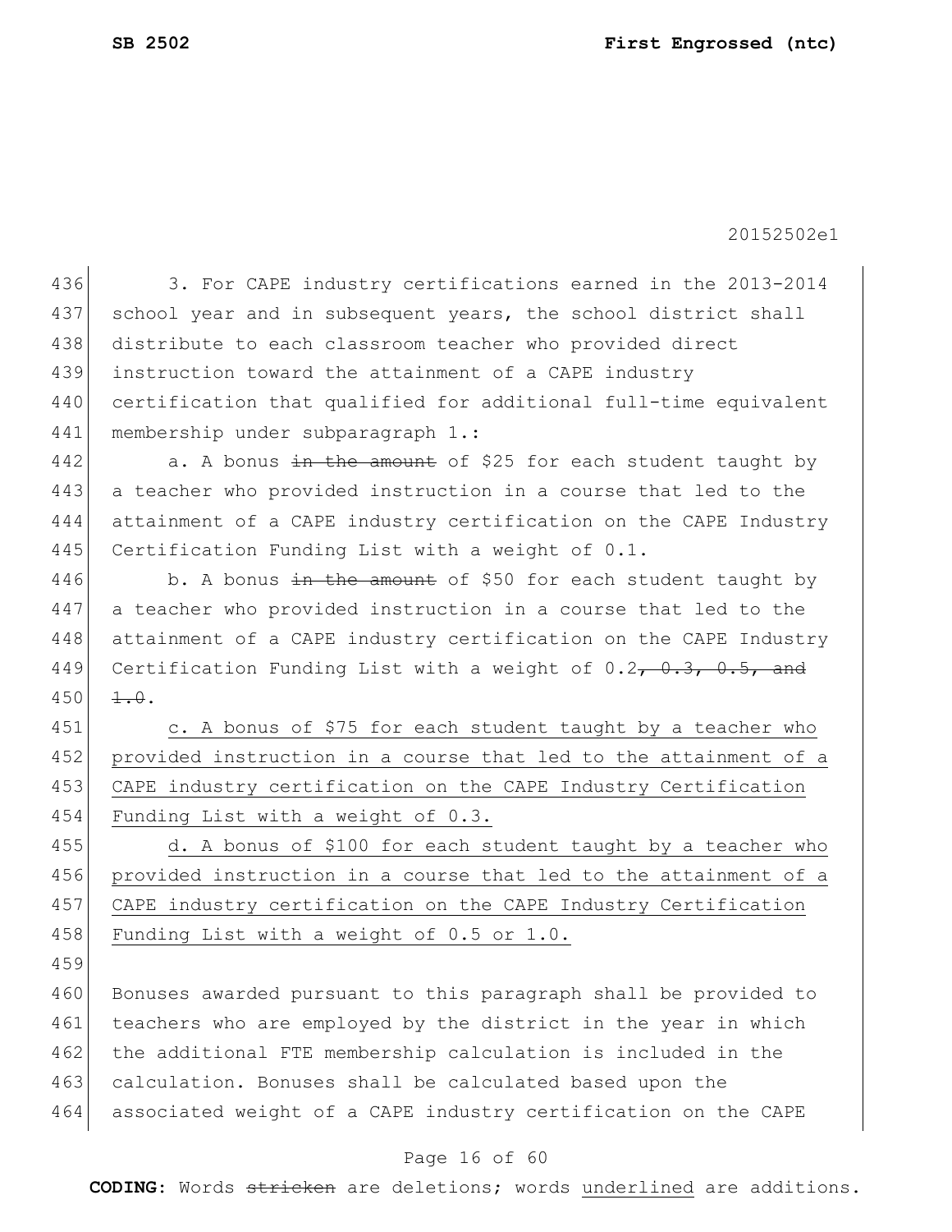3. For CAPE industry certifications earned in the 2013-2014 school year and in subsequent years, the school district shall distribute to each classroom teacher who provided direct instruction toward the attainment of a CAPE industry certification that qualified for additional full-time equivalent membership under subparagraph 1.:

a. A bonus ~~in the amount~~ of $25 for each student taught by a teacher who provided instruction in a course that led to the attainment of a CAPE industry certification on the CAPE Industry Certification Funding List with a weight of 0.1.

b. A bonus ~~in the amount~~ of $50 for each student taught by a teacher who provided instruction in a course that led to the attainment of a CAPE industry certification on the CAPE Industry Certification Funding List with a weight of 0.2~~, 0.3, 0.5, and 1.0~~.

<u>c. A bonus of $75 for each student taught by a teacher who provided instruction in a course that led to the attainment of a CAPE industry certification on the CAPE Industry Certification Funding List with a weight of 0.3.</u>

<u>d. A bonus of $100 for each student taught by a teacher who provided instruction in a course that led to the attainment of a CAPE industry certification on the CAPE Industry Certification Funding List with a weight of 0.5 or 1.0.</u>

Bonuses awarded pursuant to this paragraph shall be provided to teachers who are employed by the district in the year in which the additional FTE membership calculation is included in the calculation. Bonuses shall be calculated based upon the associated weight of a CAPE industry certification on the CAPE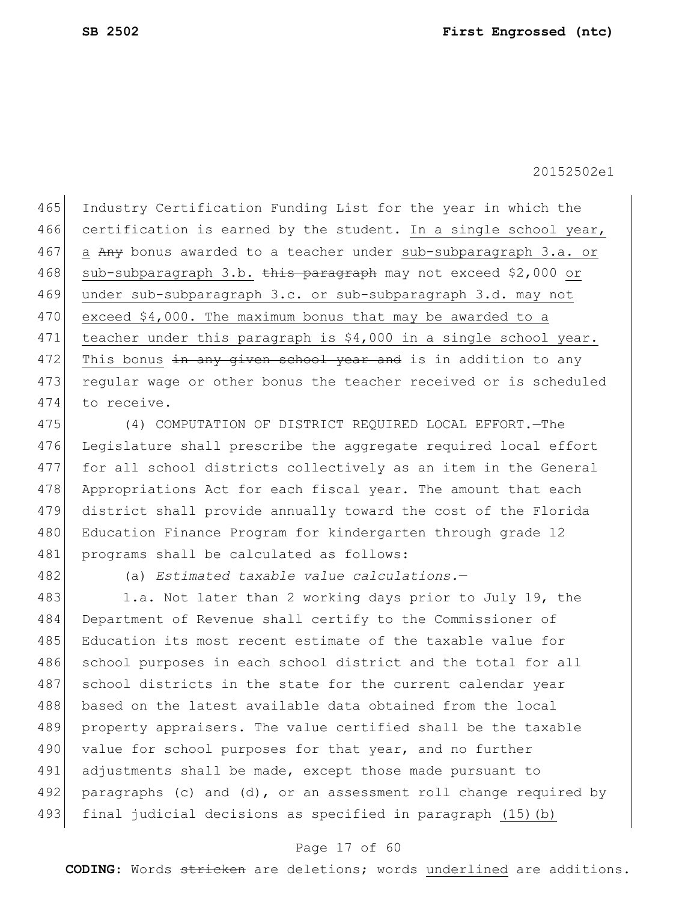Industry Certification Funding List for the year in which the certification is earned by the student. <u>In a single school year, a</u> ~~Any~~ bonus awarded to a teacher under <u>sub-subparagraph 3.a. or sub-subparagraph 3.b.</u> ~~this paragraph~~ may not exceed $2,000 <u>or under sub-subparagraph 3.c. or sub-subparagraph 3.d. may not exceed $4,000. The maximum bonus that may be awarded to a teacher under this paragraph is $4,000 in a single school year. This</u> bonus ~~in any given school year and~~ is in addition to any regular wage or other bonus the teacher received or is scheduled to receive.

(4) COMPUTATION OF DISTRICT REQUIRED LOCAL EFFORT.—The Legislature shall prescribe the aggregate required local effort for all school districts collectively as an item in the General Appropriations Act for each fiscal year. The amount that each district shall provide annually toward the cost of the Florida Education Finance Program for kindergarten through grade 12 programs shall be calculated as follows:

(a) *Estimated taxable value calculations.*—

1.a. Not later than 2 working days prior to July 19, the Department of Revenue shall certify to the Commissioner of Education its most recent estimate of the taxable value for school purposes in each school district and the total for all school districts in the state for the current calendar year based on the latest available data obtained from the local property appraisers. The value certified shall be the taxable value for school purposes for that year, and no further adjustments shall be made, except those made pursuant to paragraphs (c) and (d), or an assessment roll change required by final judicial decisions as specified in paragraph <u>(15)(b)</u>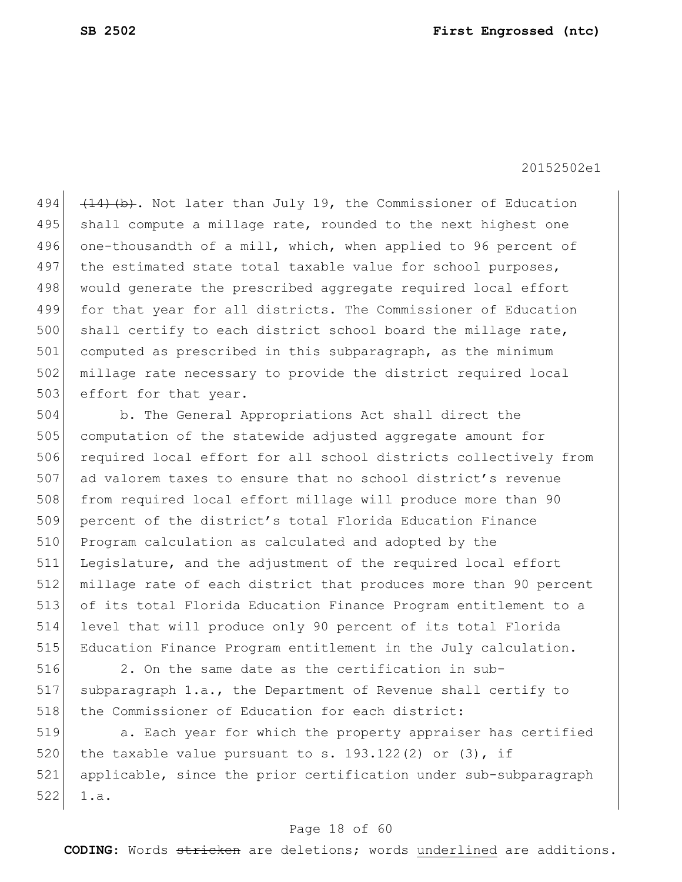~~(14)(b)~~. Not later than July 19, the Commissioner of Education shall compute a millage rate, rounded to the next highest one one-thousandth of a mill, which, when applied to 96 percent of the estimated state total taxable value for school purposes, would generate the prescribed aggregate required local effort for that year for all districts. The Commissioner of Education shall certify to each district school board the millage rate, computed as prescribed in this subparagraph, as the minimum millage rate necessary to provide the district required local effort for that year.

b. The General Appropriations Act shall direct the computation of the statewide adjusted aggregate amount for required local effort for all school districts collectively from ad valorem taxes to ensure that no school district's revenue from required local effort millage will produce more than 90 percent of the district's total Florida Education Finance Program calculation as calculated and adopted by the Legislature, and the adjustment of the required local effort millage rate of each district that produces more than 90 percent of its total Florida Education Finance Program entitlement to a level that will produce only 90 percent of its total Florida Education Finance Program entitlement in the July calculation.

2. On the same date as the certification in sub-subparagraph 1.a., the Department of Revenue shall certify to the Commissioner of Education for each district:

a. Each year for which the property appraiser has certified the taxable value pursuant to s. 193.122(2) or (3), if applicable, since the prior certification under sub-subparagraph 1.a.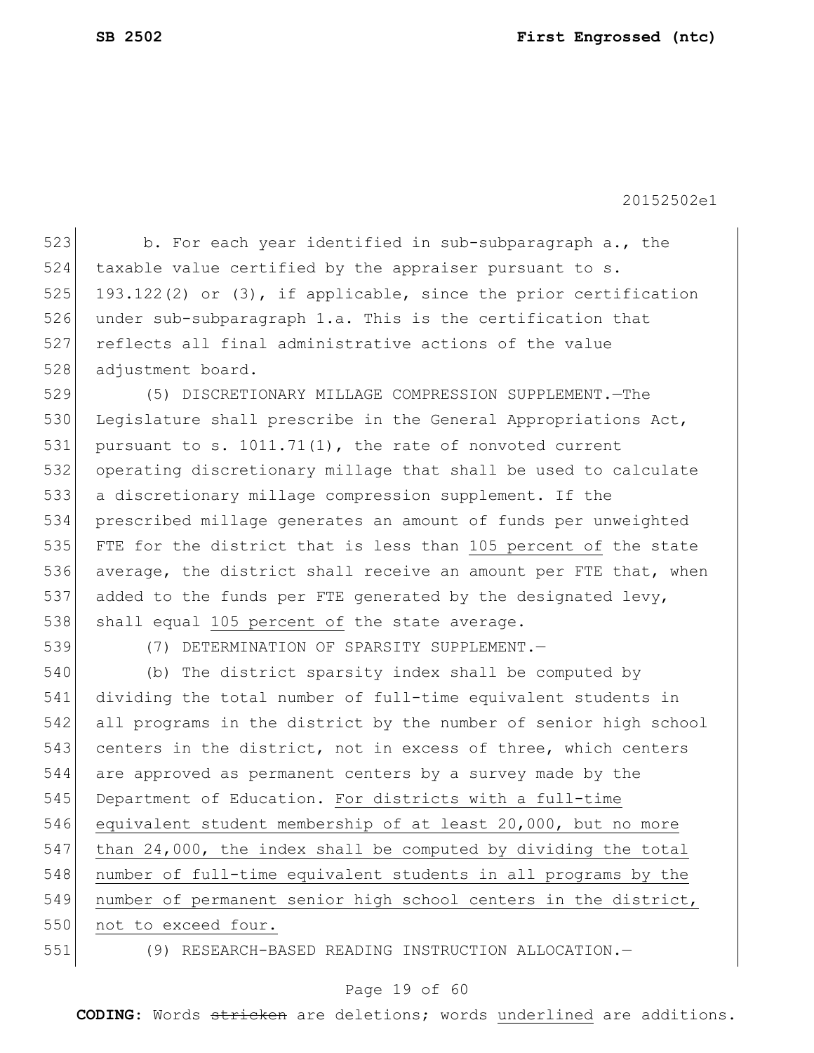b. For each year identified in sub-subparagraph a., the taxable value certified by the appraiser pursuant to s. 193.122(2) or (3), if applicable, since the prior certification under sub-subparagraph 1.a. This is the certification that reflects all final administrative actions of the value adjustment board.

(5) DISCRETIONARY MILLAGE COMPRESSION SUPPLEMENT.—The Legislature shall prescribe in the General Appropriations Act, pursuant to s. 1011.71(1), the rate of nonvoted current operating discretionary millage that shall be used to calculate a discretionary millage compression supplement. If the prescribed millage generates an amount of funds per unweighted FTE for the district that is less than <u>105 percent of</u> the state average, the district shall receive an amount per FTE that, when added to the funds per FTE generated by the designated levy, shall equal <u>105 percent of</u> the state average.

(7) DETERMINATION OF SPARSITY SUPPLEMENT.—

(b) The district sparsity index shall be computed by dividing the total number of full-time equivalent students in all programs in the district by the number of senior high school centers in the district, not in excess of three, which centers are approved as permanent centers by a survey made by the Department of Education. <u>For districts with a full-time equivalent student membership of at least 20,000, but no more than 24,000, the index shall be computed by dividing the total number of full-time equivalent students in all programs by the number of permanent senior high school centers in the district, not to exceed four.</u>

(9) RESEARCH-BASED READING INSTRUCTION ALLOCATION.—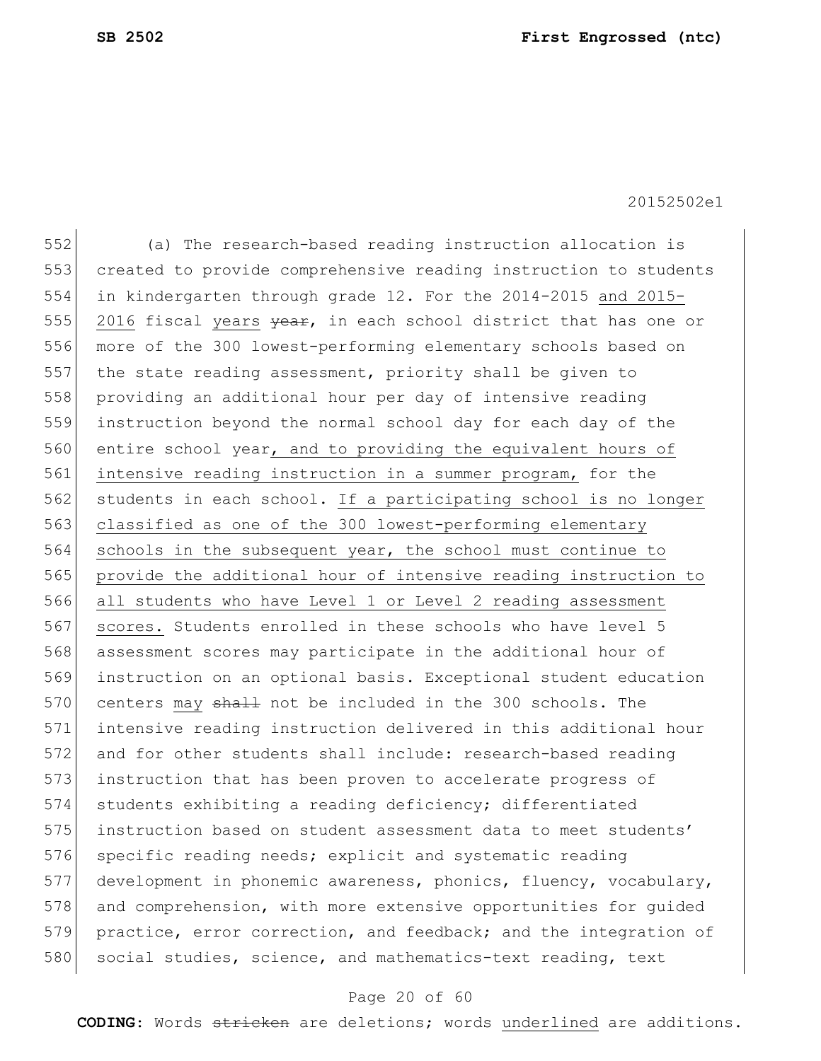(a) The research-based reading instruction allocation is created to provide comprehensive reading instruction to students in kindergarten through grade 12. For the 2014-2015 <u>and 2015-2016</u> fiscal <u>years</u> ~~year~~, in each school district that has one or more of the 300 lowest-performing elementary schools based on the state reading assessment, priority shall be given to providing an additional hour per day of intensive reading instruction beyond the normal school day for each day of the entire school year<u>, and to providing the equivalent hours of intensive reading instruction in a summer program,</u> for the students in each school. <u>If a participating school is no longer classified as one of the 300 lowest-performing elementary schools in the subsequent year, the school must continue to provide the additional hour of intensive reading instruction to all students who have Level 1 or Level 2 reading assessment scores.</u> Students enrolled in these schools who have level 5 assessment scores may participate in the additional hour of instruction on an optional basis. Exceptional student education centers <u>may</u> ~~shall~~ not be included in the 300 schools. The intensive reading instruction delivered in this additional hour and for other students shall include: research-based reading instruction that has been proven to accelerate progress of students exhibiting a reading deficiency; differentiated instruction based on student assessment data to meet students' specific reading needs; explicit and systematic reading development in phonemic awareness, phonics, fluency, vocabulary, and comprehension, with more extensive opportunities for guided practice, error correction, and feedback; and the integration of social studies, science, and mathematics-text reading, text

**CODING:** Words ~~stricken~~ are deletions; words <u>underlined</u> are additions.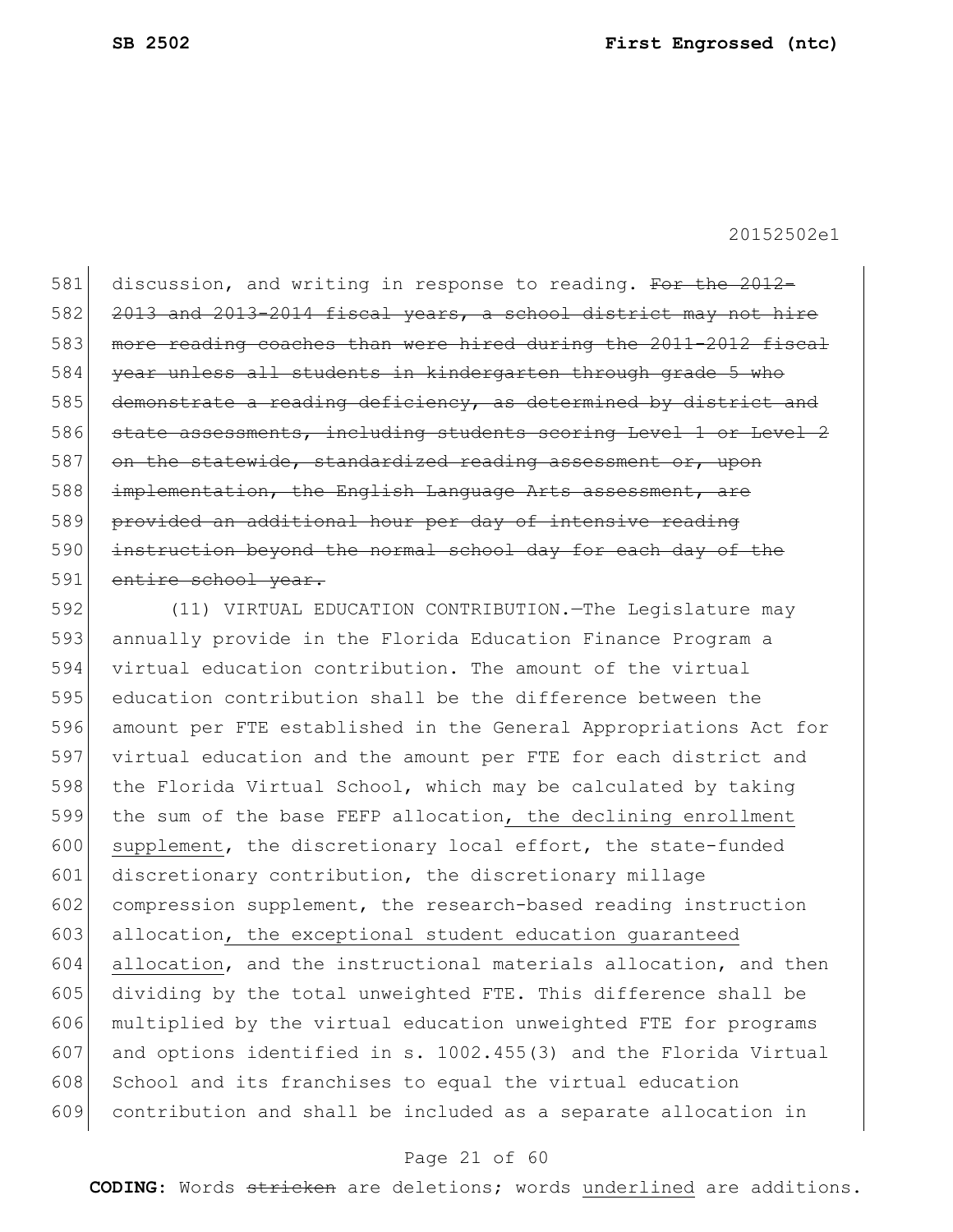discussion, and writing in response to reading. ~~For the 2012-2013 and 2013-2014 fiscal years, a school district may not hire more reading coaches than were hired during the 2011-2012 fiscal year unless all students in kindergarten through grade 5 who demonstrate a reading deficiency, as determined by district and state assessments, including students scoring Level 1 or Level 2 on the statewide, standardized reading assessment or, upon implementation, the English Language Arts assessment, are provided an additional hour per day of intensive reading instruction beyond the normal school day for each day of the entire school year.~~

(11) VIRTUAL EDUCATION CONTRIBUTION.—The Legislature may annually provide in the Florida Education Finance Program a virtual education contribution. The amount of the virtual education contribution shall be the difference between the amount per FTE established in the General Appropriations Act for virtual education and the amount per FTE for each district and the Florida Virtual School, which may be calculated by taking the sum of the base FEFP allocation<u>, the declining enrollment supplement</u>, the discretionary local effort, the state-funded discretionary contribution, the discretionary millage compression supplement, the research-based reading instruction allocation<u>, the exceptional student education guaranteed allocation</u>, and the instructional materials allocation, and then dividing by the total unweighted FTE. This difference shall be multiplied by the virtual education unweighted FTE for programs and options identified in s. 1002.455(3) and the Florida Virtual School and its franchises to equal the virtual education contribution and shall be included as a separate allocation in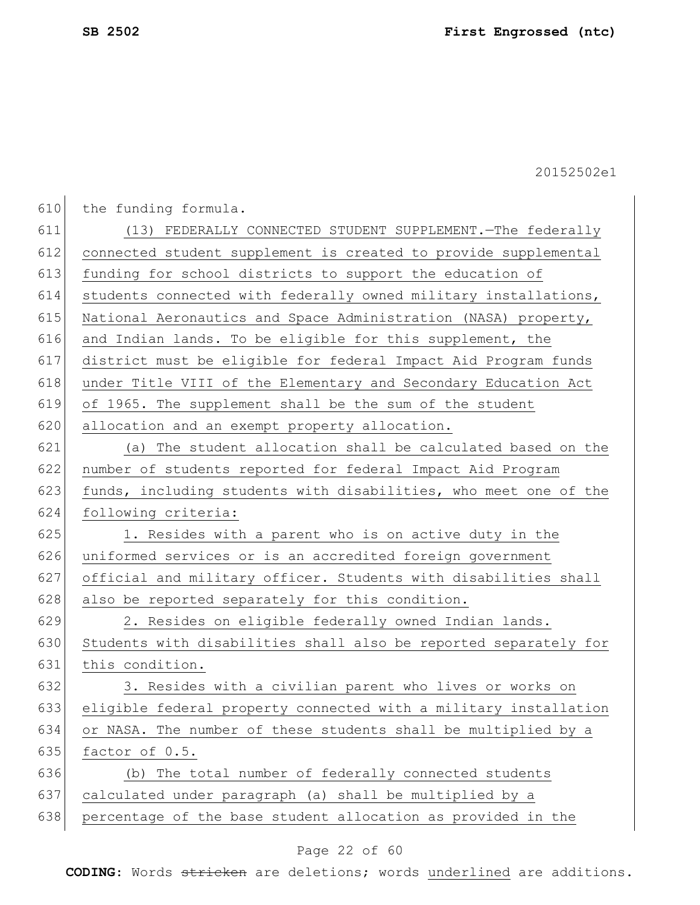the funding formula.

(13) FEDERALLY CONNECTED STUDENT SUPPLEMENT.—The federally connected student supplement is created to provide supplemental funding for school districts to support the education of students connected with federally owned military installations, National Aeronautics and Space Administration (NASA) property, and Indian lands. To be eligible for this supplement, the district must be eligible for federal Impact Aid Program funds under Title VIII of the Elementary and Secondary Education Act of 1965. The supplement shall be the sum of the student allocation and an exempt property allocation.

(a) The student allocation shall be calculated based on the number of students reported for federal Impact Aid Program funds, including students with disabilities, who meet one of the following criteria:

1. Resides with a parent who is on active duty in the uniformed services or is an accredited foreign government official and military officer. Students with disabilities shall also be reported separately for this condition.

2. Resides on eligible federally owned Indian lands. Students with disabilities shall also be reported separately for this condition.

3. Resides with a civilian parent who lives or works on eligible federal property connected with a military installation or NASA. The number of these students shall be multiplied by a factor of 0.5.

(b) The total number of federally connected students calculated under paragraph (a) shall be multiplied by a percentage of the base student allocation as provided in the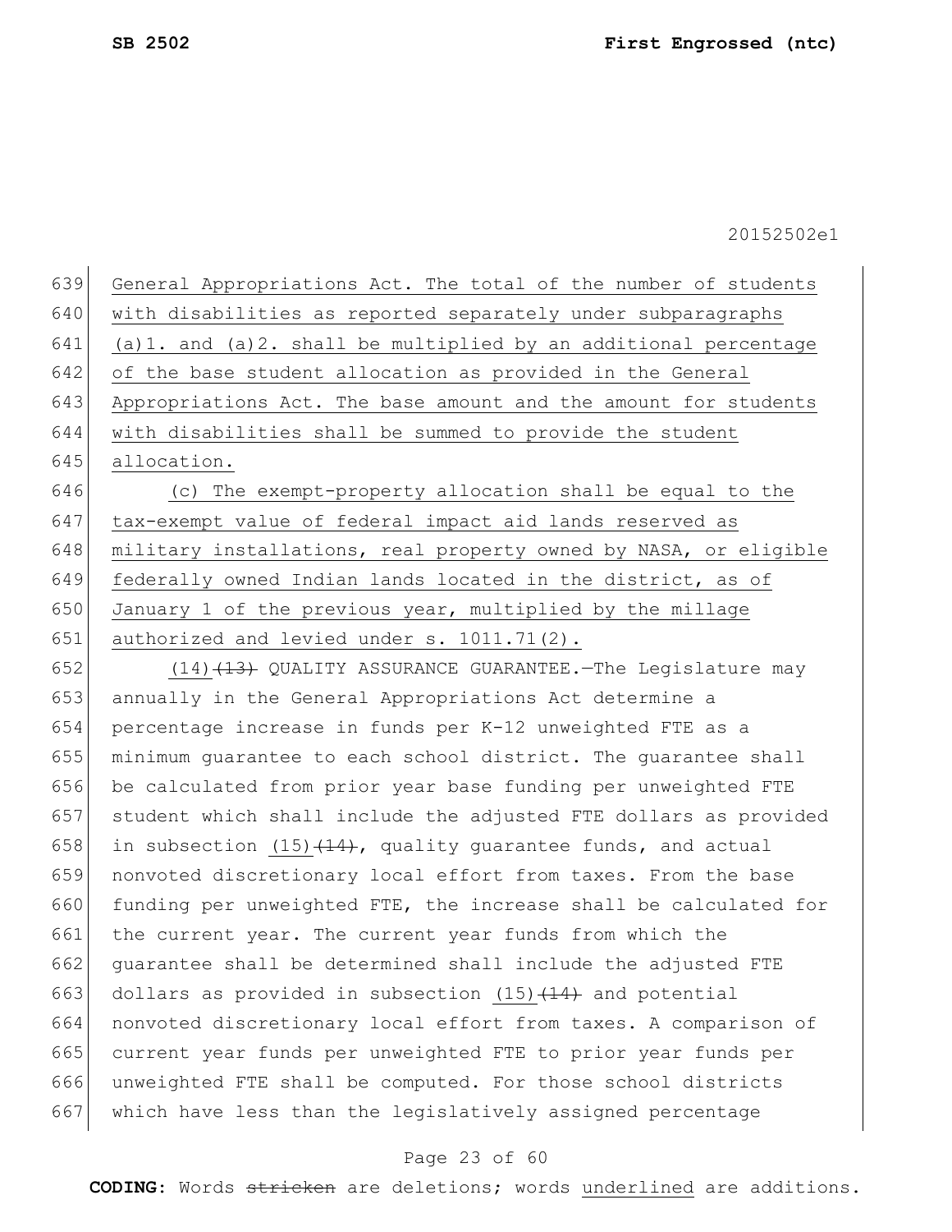General Appropriations Act. The total of the number of students with disabilities as reported separately under subparagraphs (a)1. and (a)2. shall be multiplied by an additional percentage of the base student allocation as provided in the General Appropriations Act. The base amount and the amount for students with disabilities shall be summed to provide the student allocation.

(c) The exempt-property allocation shall be equal to the tax-exempt value of federal impact aid lands reserved as military installations, real property owned by NASA, or eligible federally owned Indian lands located in the district, as of January 1 of the previous year, multiplied by the millage authorized and levied under s. 1011.71(2).

(14) ~~(13)~~ QUALITY ASSURANCE GUARANTEE.—The Legislature may annually in the General Appropriations Act determine a percentage increase in funds per K-12 unweighted FTE as a minimum guarantee to each school district. The guarantee shall be calculated from prior year base funding per unweighted FTE student which shall include the adjusted FTE dollars as provided in subsection (15) ~~(14)~~, quality guarantee funds, and actual nonvoted discretionary local effort from taxes. From the base funding per unweighted FTE, the increase shall be calculated for the current year. The current year funds from which the guarantee shall be determined shall include the adjusted FTE dollars as provided in subsection (15) ~~(14)~~ and potential nonvoted discretionary local effort from taxes. A comparison of current year funds per unweighted FTE to prior year funds per unweighted FTE shall be computed. For those school districts which have less than the legislatively assigned percentage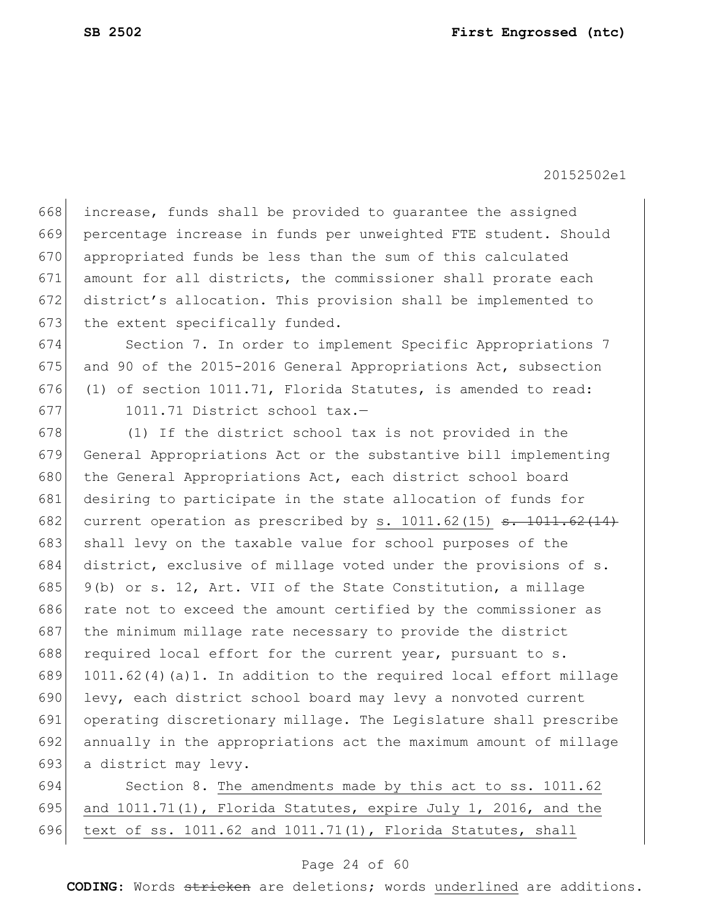increase, funds shall be provided to guarantee the assigned percentage increase in funds per unweighted FTE student. Should appropriated funds be less than the sum of this calculated amount for all districts, the commissioner shall prorate each district's allocation. This provision shall be implemented to the extent specifically funded.

Section 7. In order to implement Specific Appropriations 7 and 90 of the 2015-2016 General Appropriations Act, subsection (1) of section 1011.71, Florida Statutes, is amended to read:

1011.71 District school tax.—

(1) If the district school tax is not provided in the General Appropriations Act or the substantive bill implementing the General Appropriations Act, each district school board desiring to participate in the state allocation of funds for current operation as prescribed by <u>s. 1011.62(15)</u> ~~s. 1011.62(14)~~ shall levy on the taxable value for school purposes of the district, exclusive of millage voted under the provisions of s. 9(b) or s. 12, Art. VII of the State Constitution, a millage rate not to exceed the amount certified by the commissioner as the minimum millage rate necessary to provide the district required local effort for the current year, pursuant to s. 1011.62(4)(a)1. In addition to the required local effort millage levy, each district school board may levy a nonvoted current operating discretionary millage. The Legislature shall prescribe annually in the appropriations act the maximum amount of millage a district may levy.

Section 8. <u>The amendments made by this act to ss. 1011.62 and 1011.71(1), Florida Statutes, expire July 1, 2016, and the text of ss. 1011.62 and 1011.71(1), Florida Statutes, shall</u>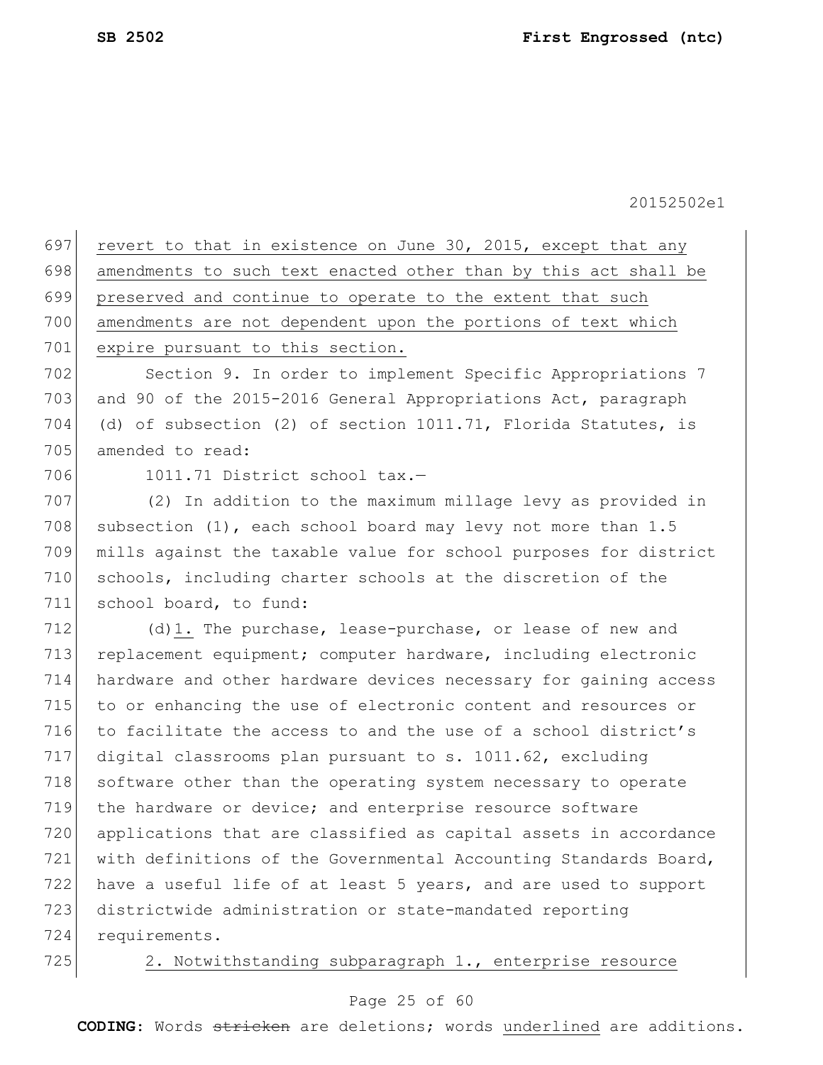revert to that in existence on June 30, 2015, except that any amendments to such text enacted other than by this act shall be preserved and continue to operate to the extent that such amendments are not dependent upon the portions of text which expire pursuant to this section.

Section 9. In order to implement Specific Appropriations 7 and 90 of the 2015-2016 General Appropriations Act, paragraph (d) of subsection (2) of section 1011.71, Florida Statutes, is amended to read:

1011.71 District school tax.—

(2) In addition to the maximum millage levy as provided in subsection (1), each school board may levy not more than 1.5 mills against the taxable value for school purposes for district schools, including charter schools at the discretion of the school board, to fund:

(d)1. The purchase, lease-purchase, or lease of new and replacement equipment; computer hardware, including electronic hardware and other hardware devices necessary for gaining access to or enhancing the use of electronic content and resources or to facilitate the access to and the use of a school district's digital classrooms plan pursuant to s. 1011.62, excluding software other than the operating system necessary to operate the hardware or device; and enterprise resource software applications that are classified as capital assets in accordance with definitions of the Governmental Accounting Standards Board, have a useful life of at least 5 years, and are used to support districtwide administration or state-mandated reporting requirements.

2. Notwithstanding subparagraph 1., enterprise resource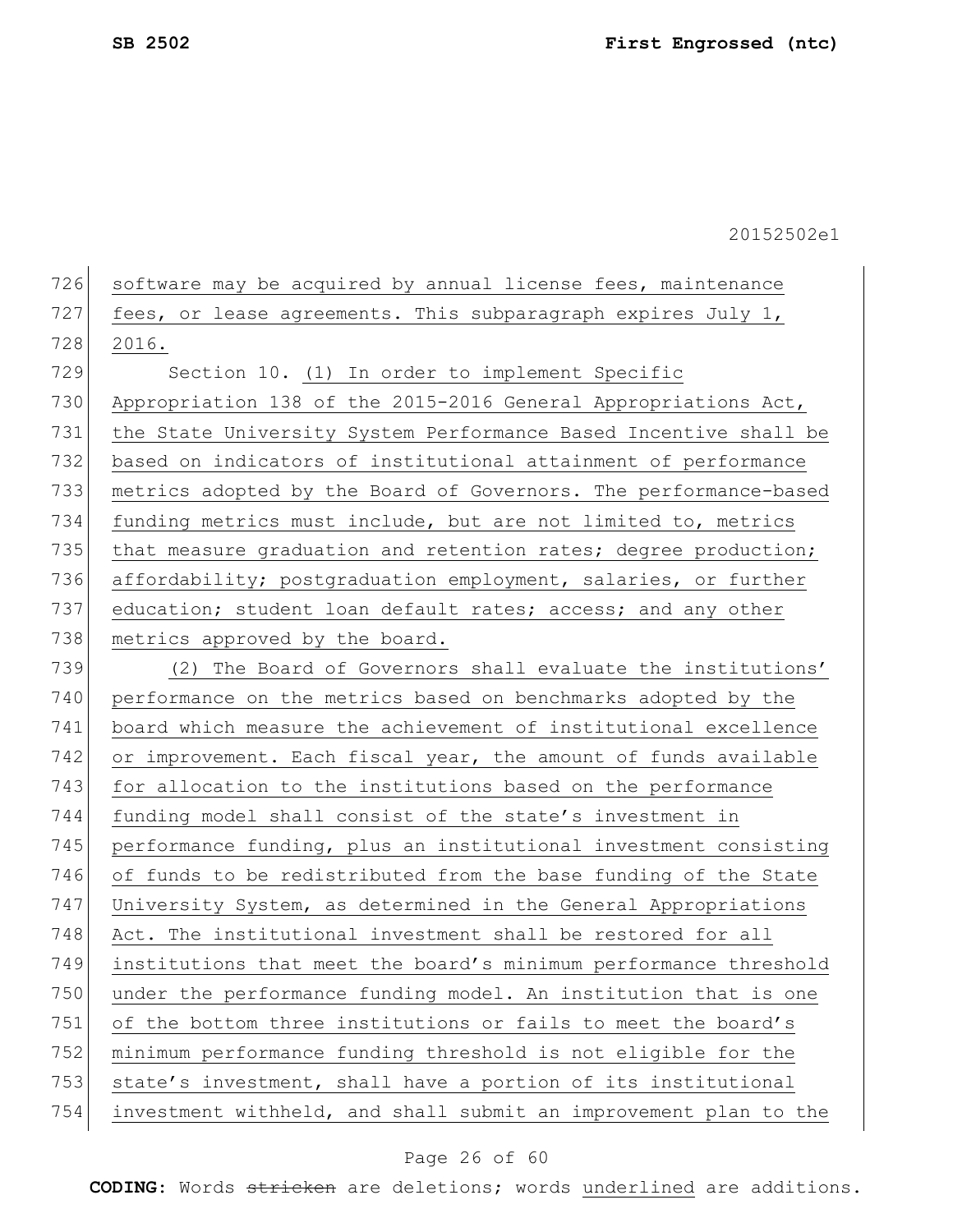software may be acquired by annual license fees, maintenance fees, or lease agreements. This subparagraph expires July 1, 2016.

Section 10. (1) In order to implement Specific Appropriation 138 of the 2015-2016 General Appropriations Act, the State University System Performance Based Incentive shall be based on indicators of institutional attainment of performance metrics adopted by the Board of Governors. The performance-based funding metrics must include, but are not limited to, metrics that measure graduation and retention rates; degree production; affordability; postgraduation employment, salaries, or further education; student loan default rates; access; and any other metrics approved by the board.

(2) The Board of Governors shall evaluate the institutions' performance on the metrics based on benchmarks adopted by the board which measure the achievement of institutional excellence or improvement. Each fiscal year, the amount of funds available for allocation to the institutions based on the performance funding model shall consist of the state's investment in performance funding, plus an institutional investment consisting of funds to be redistributed from the base funding of the State University System, as determined in the General Appropriations Act. The institutional investment shall be restored for all institutions that meet the board's minimum performance threshold under the performance funding model. An institution that is one of the bottom three institutions or fails to meet the board's minimum performance funding threshold is not eligible for the state's investment, shall have a portion of its institutional investment withheld, and shall submit an improvement plan to the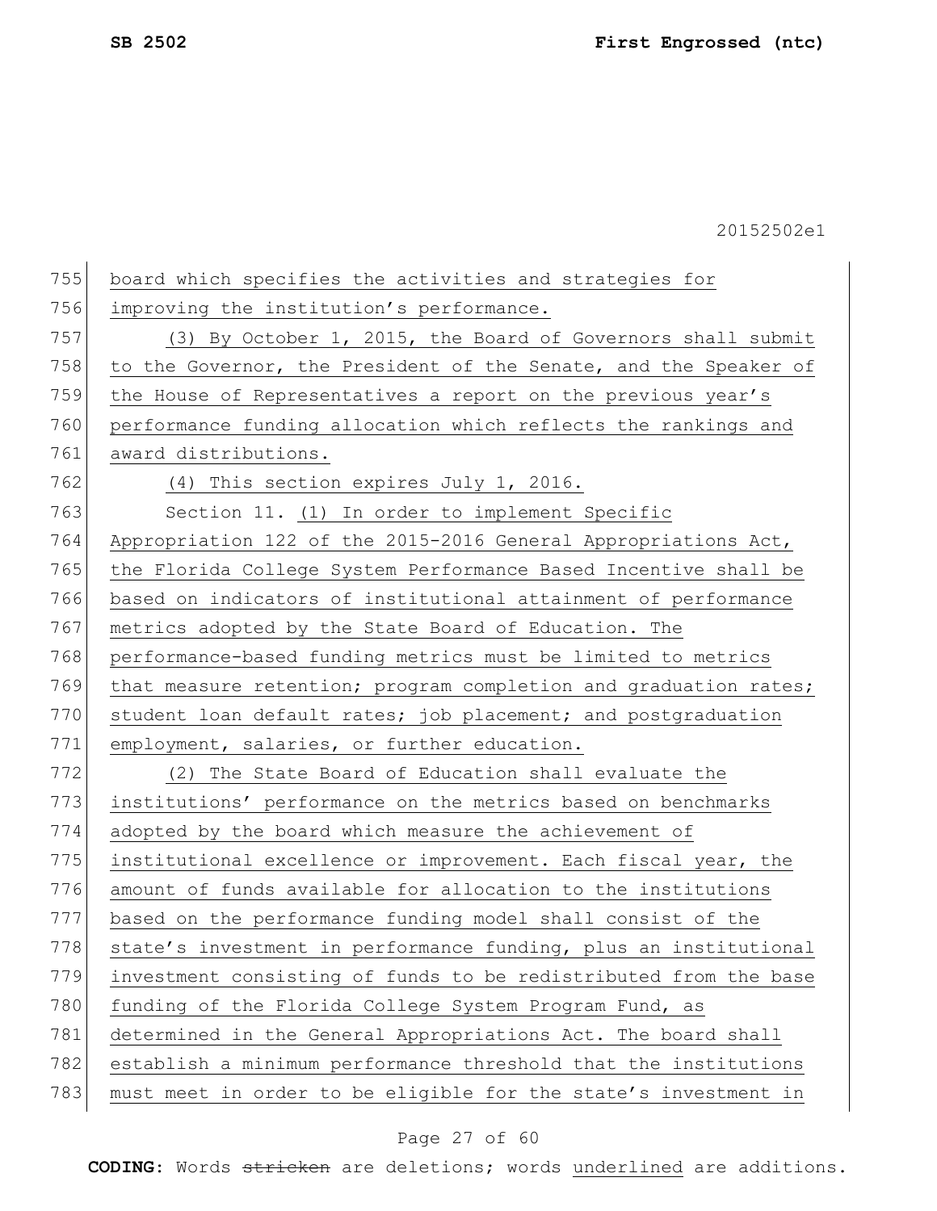board which specifies the activities and strategies for improving the institution's performance.

(3) By October 1, 2015, the Board of Governors shall submit to the Governor, the President of the Senate, and the Speaker of the House of Representatives a report on the previous year's performance funding allocation which reflects the rankings and award distributions.

(4) This section expires July 1, 2016.

Section 11. (1) In order to implement Specific Appropriation 122 of the 2015-2016 General Appropriations Act, the Florida College System Performance Based Incentive shall be based on indicators of institutional attainment of performance metrics adopted by the State Board of Education. The performance-based funding metrics must be limited to metrics that measure retention; program completion and graduation rates; student loan default rates; job placement; and postgraduation employment, salaries, or further education.

(2) The State Board of Education shall evaluate the institutions' performance on the metrics based on benchmarks adopted by the board which measure the achievement of institutional excellence or improvement. Each fiscal year, the amount of funds available for allocation to the institutions based on the performance funding model shall consist of the state's investment in performance funding, plus an institutional investment consisting of funds to be redistributed from the base funding of the Florida College System Program Fund, as determined in the General Appropriations Act. The board shall establish a minimum performance threshold that the institutions must meet in order to be eligible for the state's investment in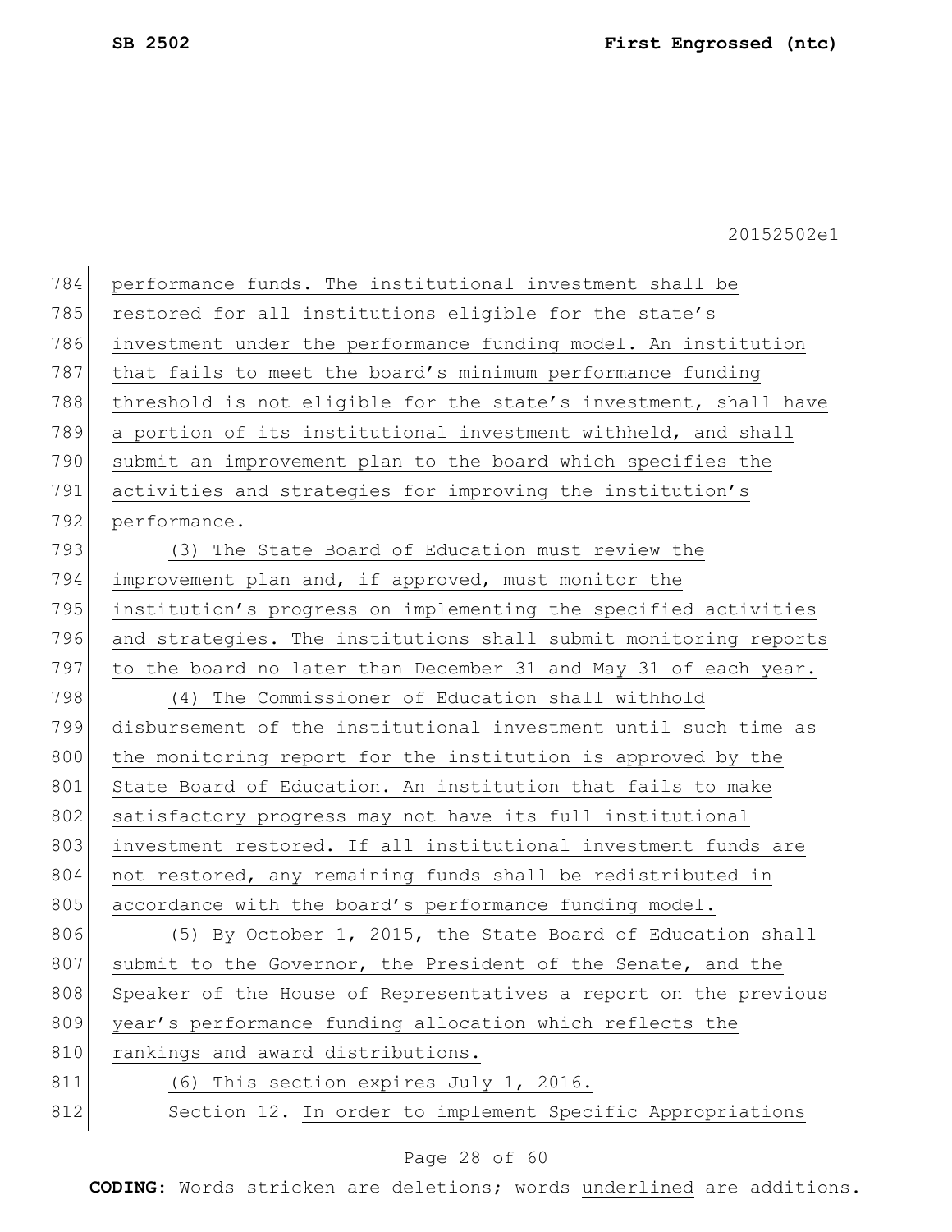performance funds. The institutional investment shall be restored for all institutions eligible for the state's investment under the performance funding model. An institution that fails to meet the board's minimum performance funding threshold is not eligible for the state's investment, shall have a portion of its institutional investment withheld, and shall submit an improvement plan to the board which specifies the activities and strategies for improving the institution's performance.

(3) The State Board of Education must review the improvement plan and, if approved, must monitor the institution's progress on implementing the specified activities and strategies. The institutions shall submit monitoring reports to the board no later than December 31 and May 31 of each year.

(4) The Commissioner of Education shall withhold disbursement of the institutional investment until such time as the monitoring report for the institution is approved by the State Board of Education. An institution that fails to make satisfactory progress may not have its full institutional investment restored. If all institutional investment funds are not restored, any remaining funds shall be redistributed in accordance with the board's performance funding model.

(5) By October 1, 2015, the State Board of Education shall submit to the Governor, the President of the Senate, and the Speaker of the House of Representatives a report on the previous year's performance funding allocation which reflects the rankings and award distributions.

(6) This section expires July 1, 2016.

Section 12. In order to implement Specific Appropriations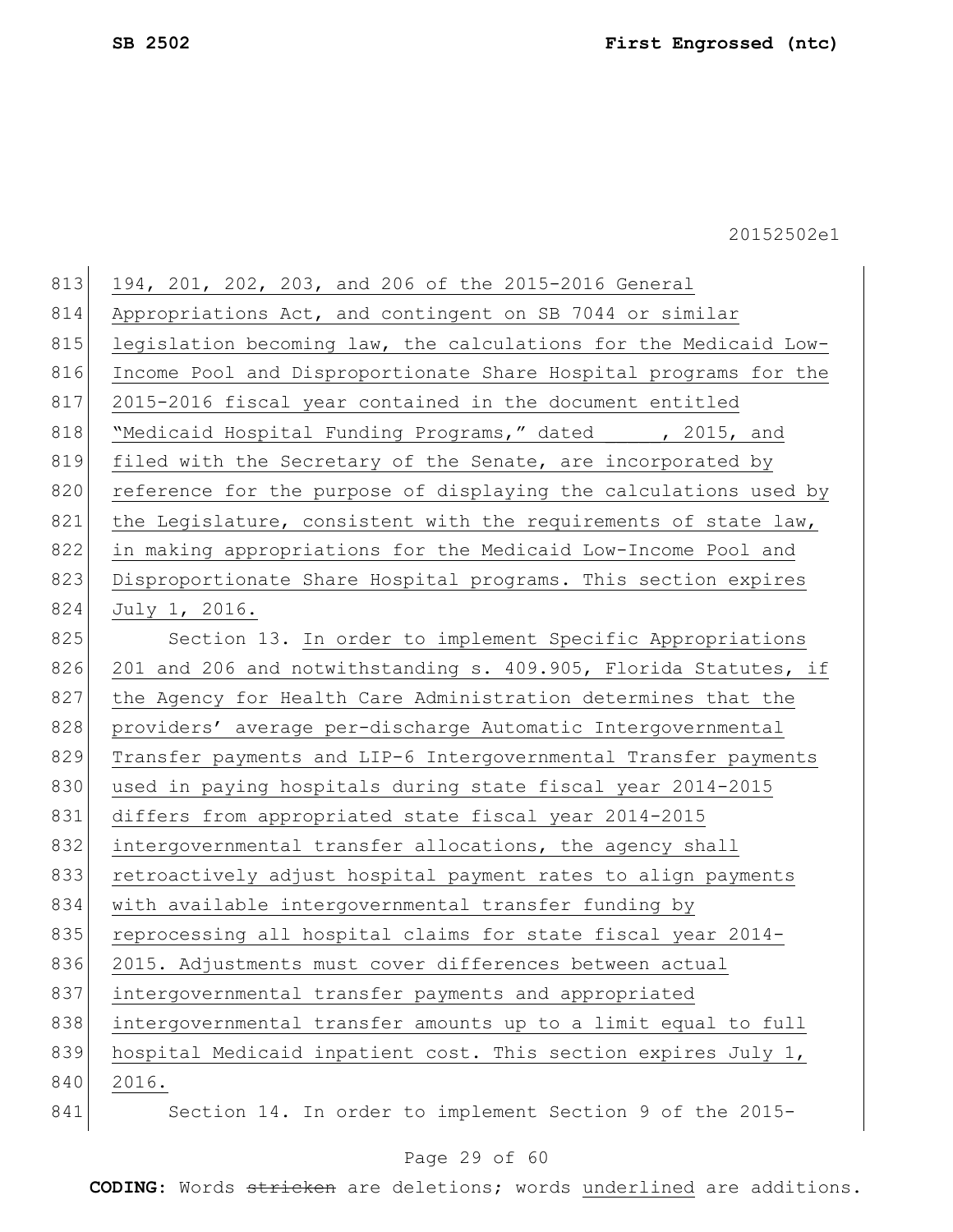194, 201, 202, 203, and 206 of the 2015-2016 General Appropriations Act, and contingent on SB 7044 or similar legislation becoming law, the calculations for the Medicaid Low-Income Pool and Disproportionate Share Hospital programs for the 2015-2016 fiscal year contained in the document entitled "Medicaid Hospital Funding Programs," dated _____, 2015, and filed with the Secretary of the Senate, are incorporated by reference for the purpose of displaying the calculations used by the Legislature, consistent with the requirements of state law, in making appropriations for the Medicaid Low-Income Pool and Disproportionate Share Hospital programs. This section expires July 1, 2016.

Section 13. In order to implement Specific Appropriations 201 and 206 and notwithstanding s. 409.905, Florida Statutes, if the Agency for Health Care Administration determines that the providers' average per-discharge Automatic Intergovernmental Transfer payments and LIP-6 Intergovernmental Transfer payments used in paying hospitals during state fiscal year 2014-2015 differs from appropriated state fiscal year 2014-2015 intergovernmental transfer allocations, the agency shall retroactively adjust hospital payment rates to align payments with available intergovernmental transfer funding by reprocessing all hospital claims for state fiscal year 2014-2015. Adjustments must cover differences between actual intergovernmental transfer payments and appropriated intergovernmental transfer amounts up to a limit equal to full hospital Medicaid inpatient cost. This section expires July 1, 2016.

Section 14. In order to implement Section 9 of the 2015-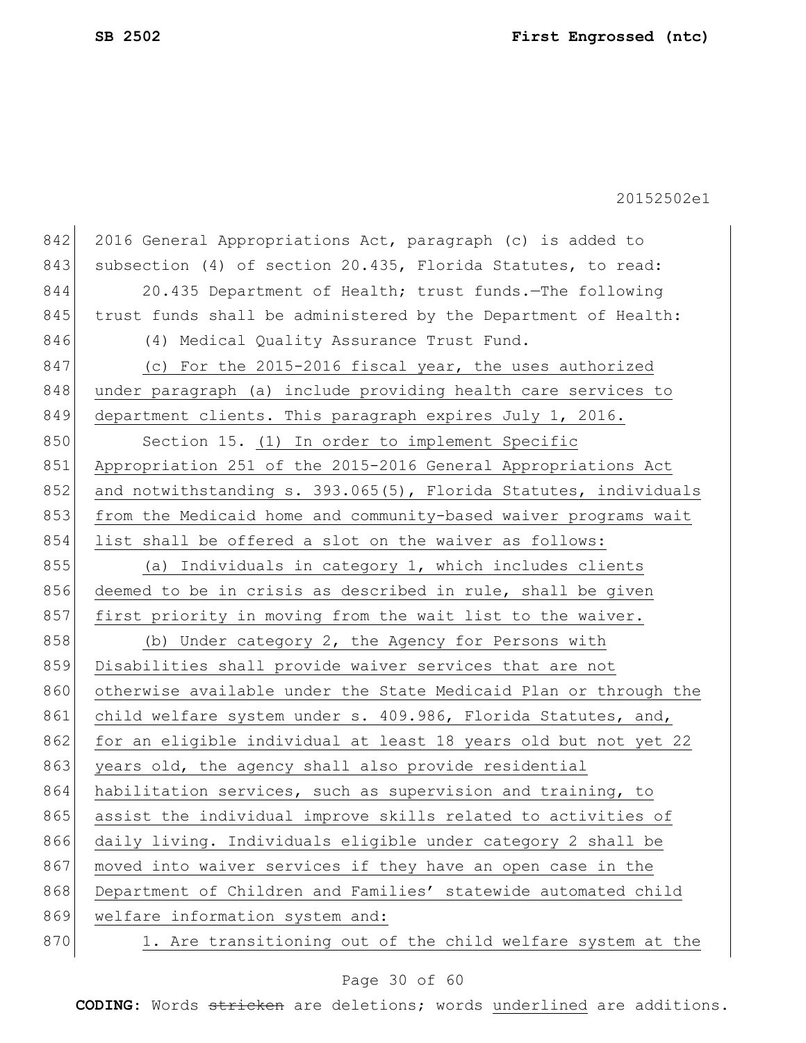2016 General Appropriations Act, paragraph (c) is added to subsection (4) of section 20.435, Florida Statutes, to read:

20.435 Department of Health; trust funds.—The following trust funds shall be administered by the Department of Health:

(4) Medical Quality Assurance Trust Fund.

<u>(c) For the 2015-2016 fiscal year, the uses authorized under paragraph (a) include providing health care services to department clients. This paragraph expires July 1, 2016.</u>

Section 15. <u>(1) In order to implement Specific Appropriation 251 of the 2015-2016 General Appropriations Act and notwithstanding s. 393.065(5), Florida Statutes, individuals from the Medicaid home and community-based waiver programs wait list shall be offered a slot on the waiver as follows:</u>

<u>(a) Individuals in category 1, which includes clients deemed to be in crisis as described in rule, shall be given first priority in moving from the wait list to the waiver.</u>

<u>(b) Under category 2, the Agency for Persons with Disabilities shall provide waiver services that are not otherwise available under the State Medicaid Plan or through the child welfare system under s. 409.986, Florida Statutes, and, for an eligible individual at least 18 years old but not yet 22 years old, the agency shall also provide residential habilitation services, such as supervision and training, to assist the individual improve skills related to activities of daily living. Individuals eligible under category 2 shall be moved into waiver services if they have an open case in the Department of Children and Families' statewide automated child welfare information system and:</u>

<u>1. Are transitioning out of the child welfare system at the</u>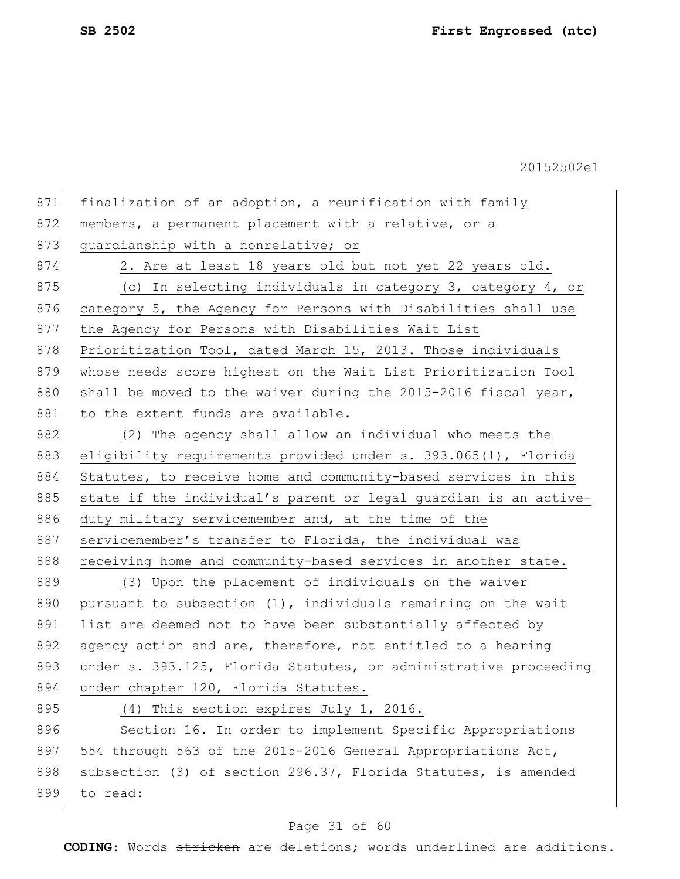finalization of an adoption, a reunification with family members, a permanent placement with a relative, or a guardianship with a nonrelative; or

2. Are at least 18 years old but not yet 22 years old.

(c) In selecting individuals in category 3, category 4, or category 5, the Agency for Persons with Disabilities shall use the Agency for Persons with Disabilities Wait List Prioritization Tool, dated March 15, 2013. Those individuals whose needs score highest on the Wait List Prioritization Tool shall be moved to the waiver during the 2015-2016 fiscal year, to the extent funds are available.

(2) The agency shall allow an individual who meets the eligibility requirements provided under s. 393.065(1), Florida Statutes, to receive home and community-based services in this state if the individual's parent or legal guardian is an active-duty military servicemember and, at the time of the servicemember's transfer to Florida, the individual was receiving home and community-based services in another state.

(3) Upon the placement of individuals on the waiver pursuant to subsection (1), individuals remaining on the wait list are deemed not to have been substantially affected by agency action and are, therefore, not entitled to a hearing under s. 393.125, Florida Statutes, or administrative proceeding under chapter 120, Florida Statutes.

(4) This section expires July 1, 2016.

Section 16. In order to implement Specific Appropriations 554 through 563 of the 2015-2016 General Appropriations Act, subsection (3) of section 296.37, Florida Statutes, is amended to read: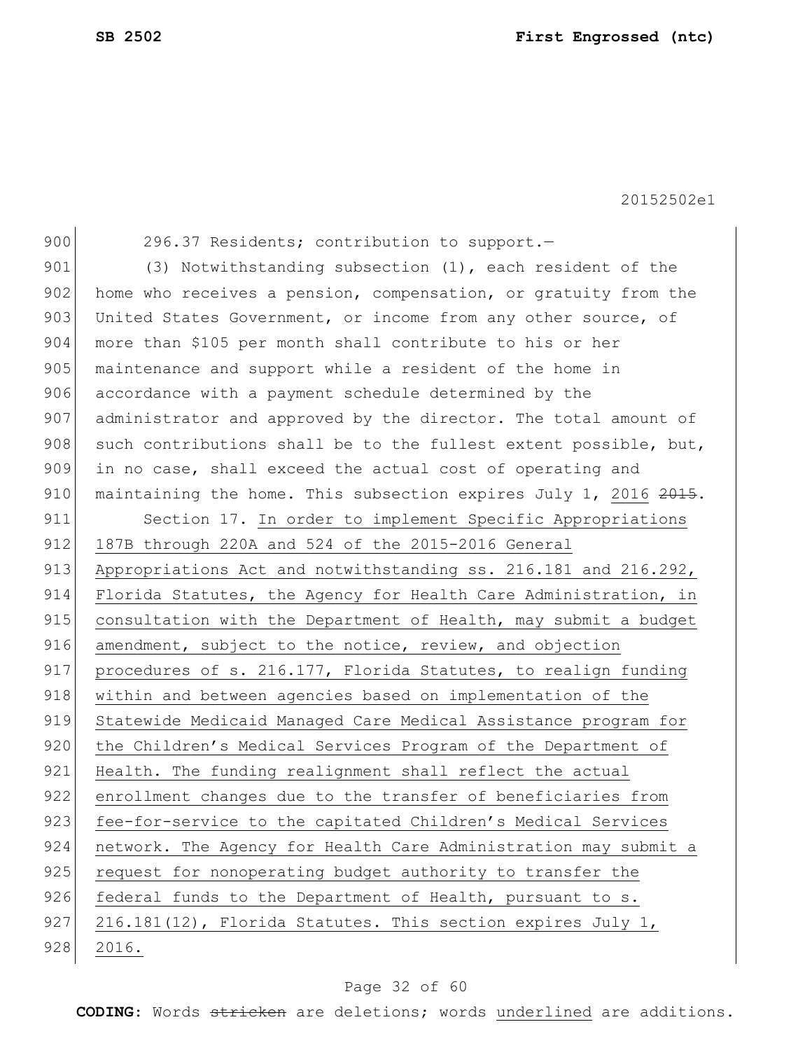296.37 Residents; contribution to support.—

(3) Notwithstanding subsection (1), each resident of the home who receives a pension, compensation, or gratuity from the United States Government, or income from any other source, of more than $105 per month shall contribute to his or her maintenance and support while a resident of the home in accordance with a payment schedule determined by the administrator and approved by the director. The total amount of such contributions shall be to the fullest extent possible, but, in no case, shall exceed the actual cost of operating and maintaining the home. This subsection expires July 1, <u>2016</u> ~~2015~~.

Section 17. <u>In order to implement Specific Appropriations 187B through 220A and 524 of the 2015-2016 General Appropriations Act and notwithstanding ss. 216.181 and 216.292, Florida Statutes, the Agency for Health Care Administration, in consultation with the Department of Health, may submit a budget amendment, subject to the notice, review, and objection procedures of s. 216.177, Florida Statutes, to realign funding within and between agencies based on implementation of the Statewide Medicaid Managed Care Medical Assistance program for the Children's Medical Services Program of the Department of Health. The funding realignment shall reflect the actual enrollment changes due to the transfer of beneficiaries from fee-for-service to the capitated Children's Medical Services network. The Agency for Health Care Administration may submit a request for nonoperating budget authority to transfer the federal funds to the Department of Health, pursuant to s. 216.181(12), Florida Statutes. This section expires July 1, 2016.</u>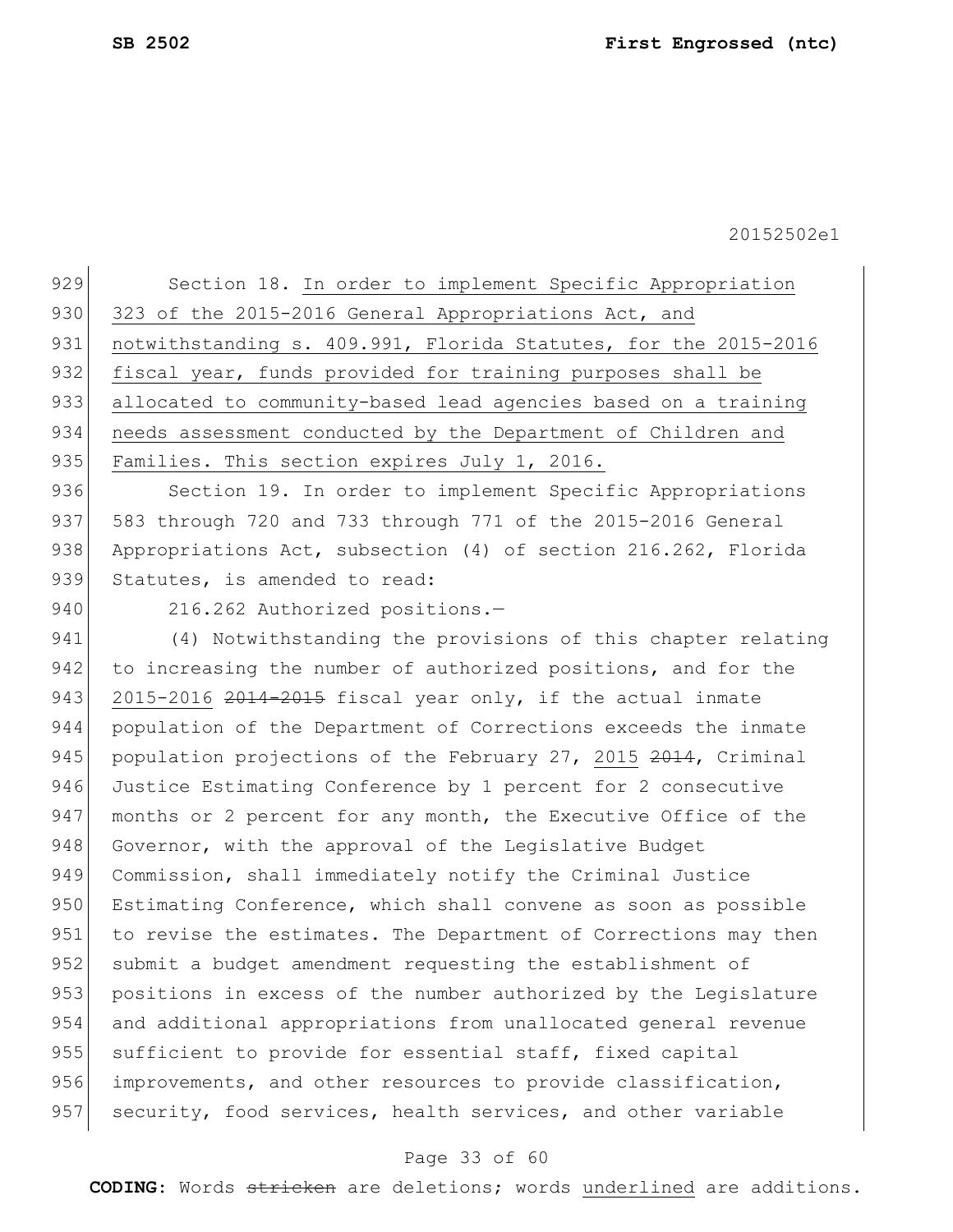Section 18. In order to implement Specific Appropriation 323 of the 2015-2016 General Appropriations Act, and notwithstanding s. 409.991, Florida Statutes, for the 2015-2016 fiscal year, funds provided for training purposes shall be allocated to community-based lead agencies based on a training needs assessment conducted by the Department of Children and Families. This section expires July 1, 2016.

Section 19. In order to implement Specific Appropriations 583 through 720 and 733 through 771 of the 2015-2016 General Appropriations Act, subsection (4) of section 216.262, Florida Statutes, is amended to read:

216.262 Authorized positions.—

(4) Notwithstanding the provisions of this chapter relating to increasing the number of authorized positions, and for the 2015-2016 ~~2014-2015~~ fiscal year only, if the actual inmate population of the Department of Corrections exceeds the inmate population projections of the February 27, 2015 ~~2014~~, Criminal Justice Estimating Conference by 1 percent for 2 consecutive months or 2 percent for any month, the Executive Office of the Governor, with the approval of the Legislative Budget Commission, shall immediately notify the Criminal Justice Estimating Conference, which shall convene as soon as possible to revise the estimates. The Department of Corrections may then submit a budget amendment requesting the establishment of positions in excess of the number authorized by the Legislature and additional appropriations from unallocated general revenue sufficient to provide for essential staff, fixed capital improvements, and other resources to provide classification, security, food services, health services, and other variable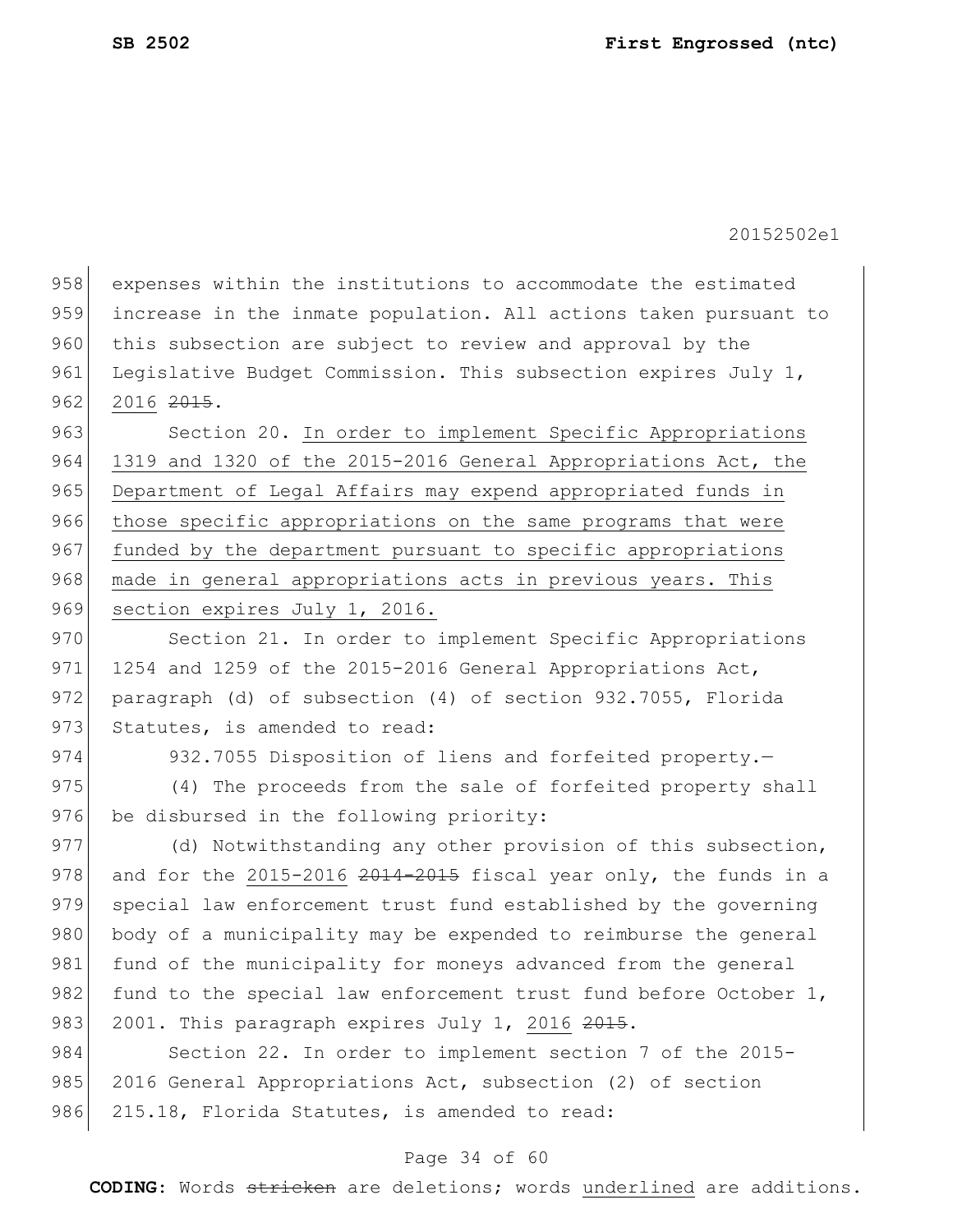expenses within the institutions to accommodate the estimated increase in the inmate population. All actions taken pursuant to this subsection are subject to review and approval by the Legislative Budget Commission. This subsection expires July 1, 2016 ~~2015~~.

Section 20. In order to implement Specific Appropriations 1319 and 1320 of the 2015-2016 General Appropriations Act, the Department of Legal Affairs may expend appropriated funds in those specific appropriations on the same programs that were funded by the department pursuant to specific appropriations made in general appropriations acts in previous years. This section expires July 1, 2016.

Section 21. In order to implement Specific Appropriations 1254 and 1259 of the 2015-2016 General Appropriations Act, paragraph (d) of subsection (4) of section 932.7055, Florida Statutes, is amended to read:

932.7055 Disposition of liens and forfeited property.—

(4) The proceeds from the sale of forfeited property shall be disbursed in the following priority:

(d) Notwithstanding any other provision of this subsection, and for the 2015-2016 ~~2014-2015~~ fiscal year only, the funds in a special law enforcement trust fund established by the governing body of a municipality may be expended to reimburse the general fund of the municipality for moneys advanced from the general fund to the special law enforcement trust fund before October 1, 2001. This paragraph expires July 1, 2016 ~~2015~~.

Section 22. In order to implement section 7 of the 2015-2016 General Appropriations Act, subsection (2) of section 215.18, Florida Statutes, is amended to read: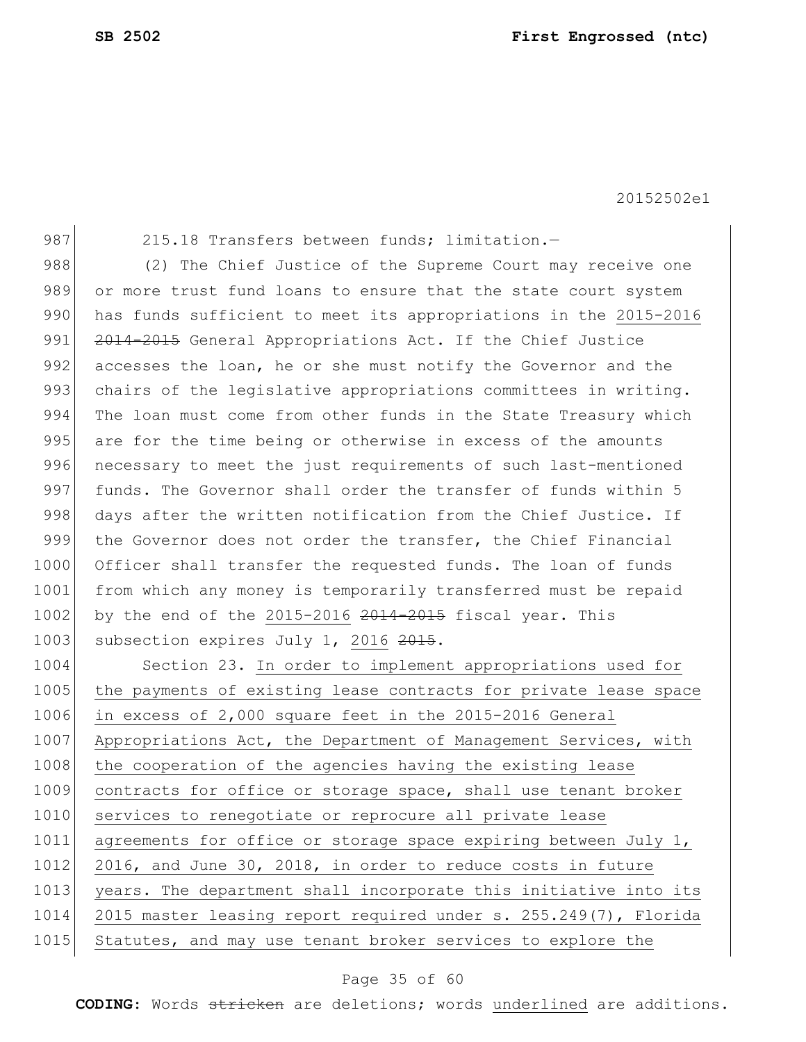215.18 Transfers between funds; limitation.—

(2) The Chief Justice of the Supreme Court may receive one or more trust fund loans to ensure that the state court system has funds sufficient to meet its appropriations in the 2015-2016 ~~2014-2015~~ General Appropriations Act. If the Chief Justice accesses the loan, he or she must notify the Governor and the chairs of the legislative appropriations committees in writing. The loan must come from other funds in the State Treasury which are for the time being or otherwise in excess of the amounts necessary to meet the just requirements of such last-mentioned funds. The Governor shall order the transfer of funds within 5 days after the written notification from the Chief Justice. If the Governor does not order the transfer, the Chief Financial Officer shall transfer the requested funds. The loan of funds from which any money is temporarily transferred must be repaid by the end of the 2015-2016 ~~2014-2015~~ fiscal year. This subsection expires July 1, 2016 ~~2015~~.

Section 23. In order to implement appropriations used for the payments of existing lease contracts for private lease space in excess of 2,000 square feet in the 2015-2016 General Appropriations Act, the Department of Management Services, with the cooperation of the agencies having the existing lease contracts for office or storage space, shall use tenant broker services to renegotiate or reprocure all private lease agreements for office or storage space expiring between July 1, 2016, and June 30, 2018, in order to reduce costs in future years. The department shall incorporate this initiative into its 2015 master leasing report required under s. 255.249(7), Florida Statutes, and may use tenant broker services to explore the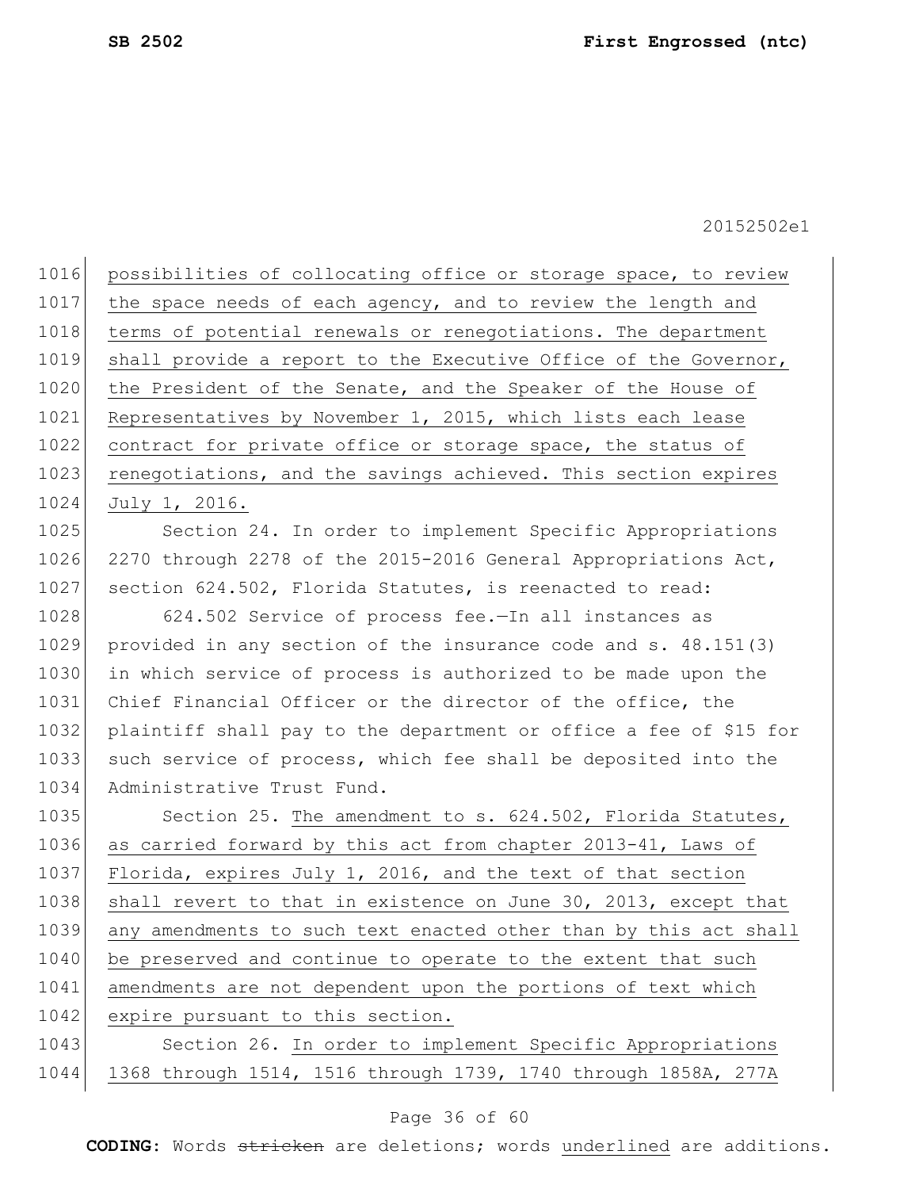possibilities of collocating office or storage space, to review the space needs of each agency, and to review the length and terms of potential renewals or renegotiations. The department shall provide a report to the Executive Office of the Governor, the President of the Senate, and the Speaker of the House of Representatives by November 1, 2015, which lists each lease contract for private office or storage space, the status of renegotiations, and the savings achieved. This section expires July 1, 2016.

Section 24. In order to implement Specific Appropriations 2270 through 2278 of the 2015-2016 General Appropriations Act, section 624.502, Florida Statutes, is reenacted to read:

624.502 Service of process fee.—In all instances as provided in any section of the insurance code and s. 48.151(3) in which service of process is authorized to be made upon the Chief Financial Officer or the director of the office, the plaintiff shall pay to the department or office a fee of $15 for such service of process, which fee shall be deposited into the Administrative Trust Fund.

Section 25. The amendment to s. 624.502, Florida Statutes, as carried forward by this act from chapter 2013-41, Laws of Florida, expires July 1, 2016, and the text of that section shall revert to that in existence on June 30, 2013, except that any amendments to such text enacted other than by this act shall be preserved and continue to operate to the extent that such amendments are not dependent upon the portions of text which expire pursuant to this section.

Section 26. In order to implement Specific Appropriations 1368 through 1514, 1516 through 1739, 1740 through 1858A, 277A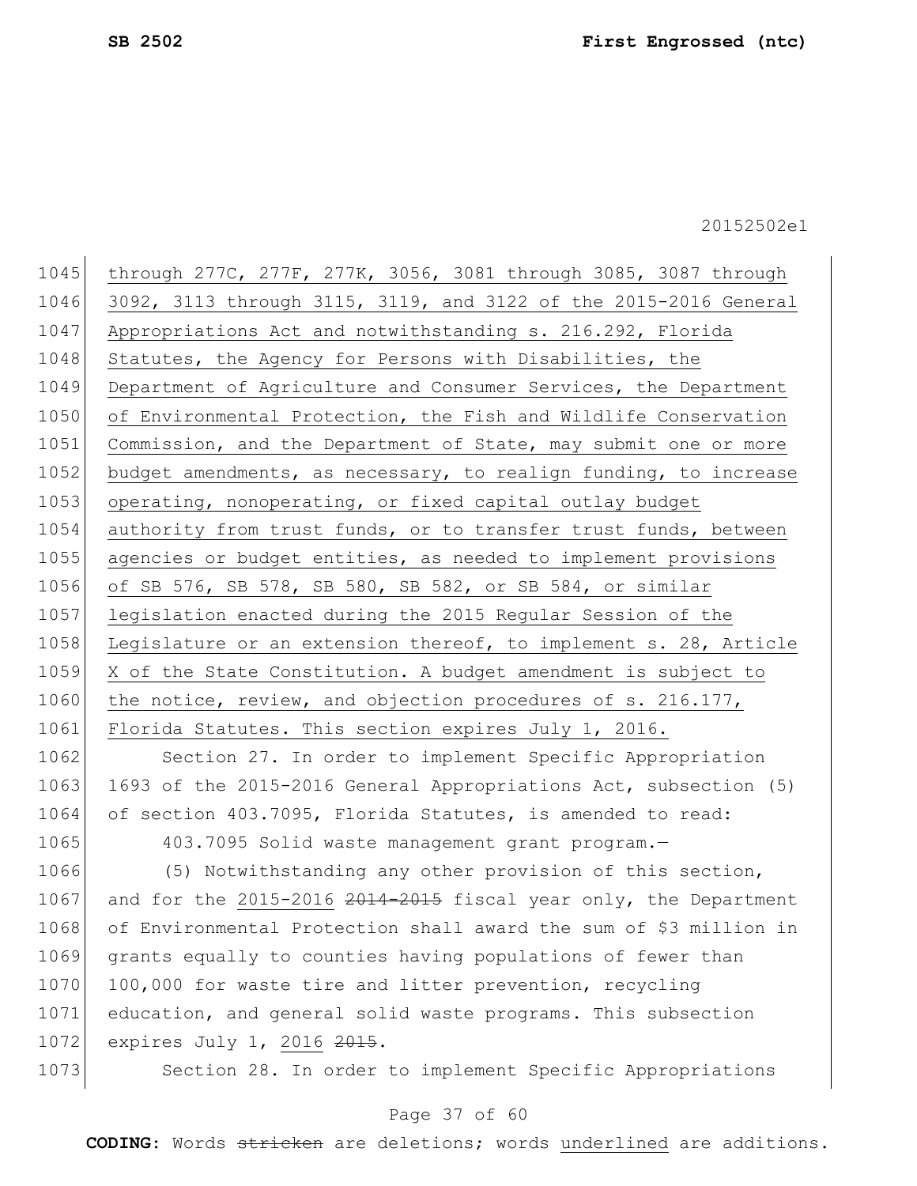through 277C, 277F, 277K, 3056, 3081 through 3085, 3087 through 3092, 3113 through 3115, 3119, and 3122 of the 2015-2016 General Appropriations Act and notwithstanding s. 216.292, Florida Statutes, the Agency for Persons with Disabilities, the Department of Agriculture and Consumer Services, the Department of Environmental Protection, the Fish and Wildlife Conservation Commission, and the Department of State, may submit one or more budget amendments, as necessary, to realign funding, to increase operating, nonoperating, or fixed capital outlay budget authority from trust funds, or to transfer trust funds, between agencies or budget entities, as needed to implement provisions of SB 576, SB 578, SB 580, SB 582, or SB 584, or similar legislation enacted during the 2015 Regular Session of the Legislature or an extension thereof, to implement s. 28, Article X of the State Constitution. A budget amendment is subject to the notice, review, and objection procedures of s. 216.177, Florida Statutes. This section expires July 1, 2016.

Section 27. In order to implement Specific Appropriation 1693 of the 2015-2016 General Appropriations Act, subsection (5) of section 403.7095, Florida Statutes, is amended to read:

403.7095 Solid waste management grant program.—

(5) Notwithstanding any other provision of this section, and for the 2015-2016 ~~2014-2015~~ fiscal year only, the Department of Environmental Protection shall award the sum of $3 million in grants equally to counties having populations of fewer than 100,000 for waste tire and litter prevention, recycling education, and general solid waste programs. This subsection expires July 1, 2016 ~~2015~~.

Section 28. In order to implement Specific Appropriations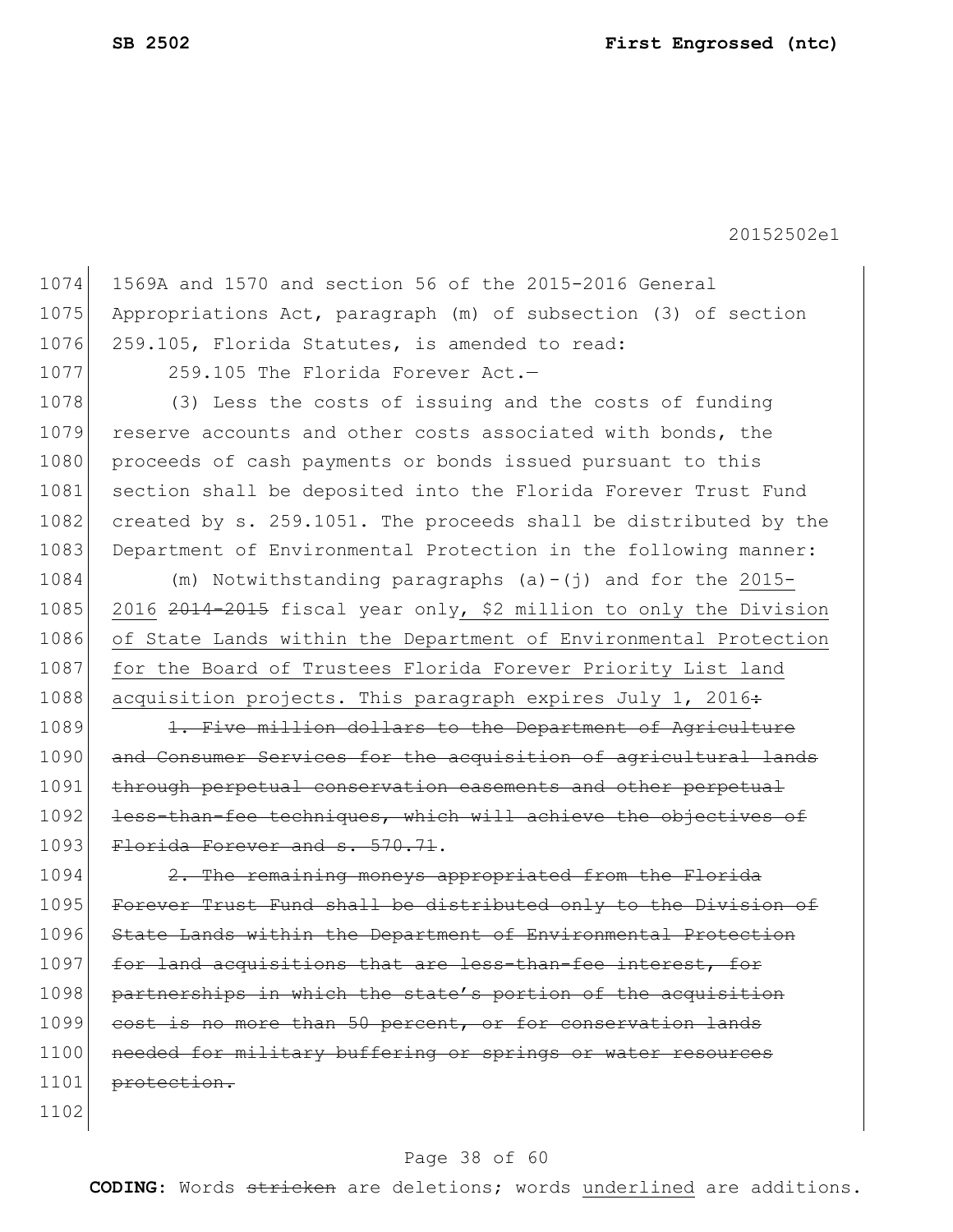1569A and 1570 and section 56 of the 2015-2016 General Appropriations Act, paragraph (m) of subsection (3) of section 259.105, Florida Statutes, is amended to read:

259.105 The Florida Forever Act.—

(3) Less the costs of issuing and the costs of funding reserve accounts and other costs associated with bonds, the proceeds of cash payments or bonds issued pursuant to this section shall be deposited into the Florida Forever Trust Fund created by s. 259.1051. The proceeds shall be distributed by the Department of Environmental Protection in the following manner:

(m) Notwithstanding paragraphs (a)-(j) and for the <u>2015-2016</u> ~~2014-2015~~ fiscal year only<u>, $2 million to only the Division of State Lands within the Department of Environmental Protection for the Board of Trustees Florida Forever Priority List land acquisition projects. This paragraph expires July 1, 2016</u>~~:~~

~~1. Five million dollars to the Department of Agriculture and Consumer Services for the acquisition of agricultural lands through perpetual conservation easements and other perpetual less-than-fee techniques, which will achieve the objectives of Florida Forever and s. 570.71~~.

~~2. The remaining moneys appropriated from the Florida Forever Trust Fund shall be distributed only to the Division of State Lands within the Department of Environmental Protection for land acquisitions that are less-than-fee interest, for partnerships in which the state's portion of the acquisition cost is no more than 50 percent, or for conservation lands needed for military buffering or springs or water resources protection.~~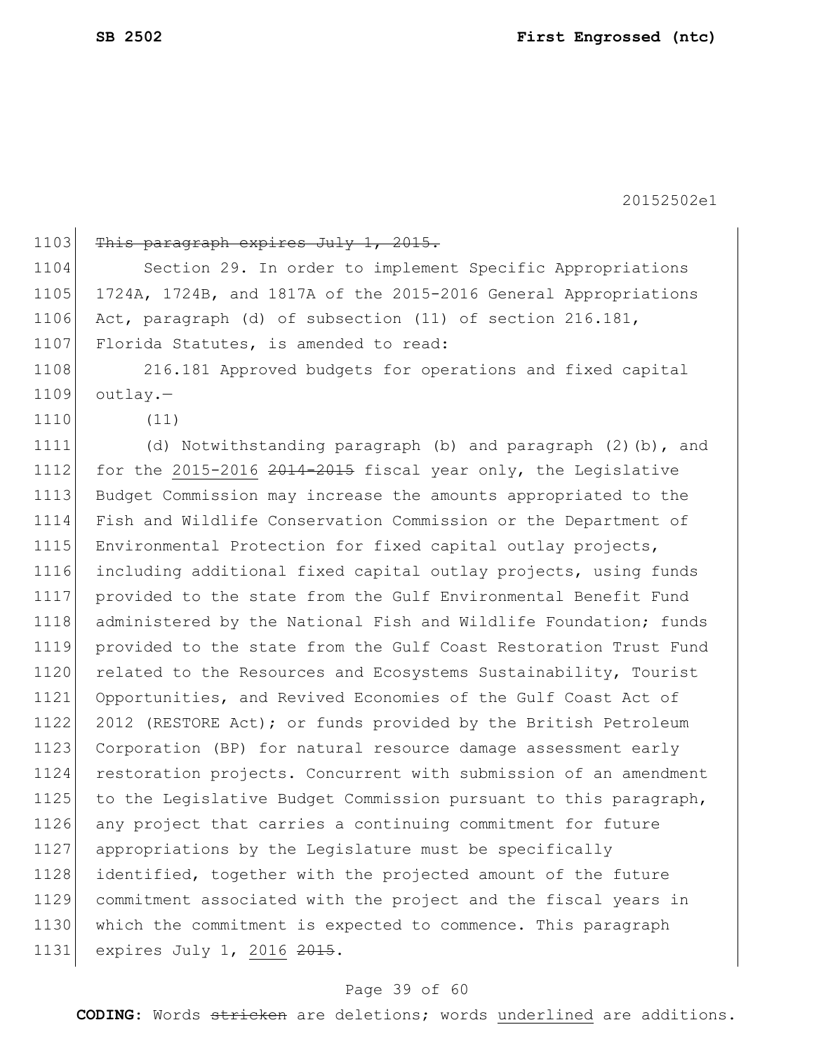~~This paragraph expires July 1, 2015.~~

Section 29. In order to implement Specific Appropriations 1724A, 1724B, and 1817A of the 2015-2016 General Appropriations Act, paragraph (d) of subsection (11) of section 216.181, Florida Statutes, is amended to read:

216.181 Approved budgets for operations and fixed capital outlay.—

(11)

(d) Notwithstanding paragraph (b) and paragraph (2)(b), and for the <u>2015-2016</u> ~~2014-2015~~ fiscal year only, the Legislative Budget Commission may increase the amounts appropriated to the Fish and Wildlife Conservation Commission or the Department of Environmental Protection for fixed capital outlay projects, including additional fixed capital outlay projects, using funds provided to the state from the Gulf Environmental Benefit Fund administered by the National Fish and Wildlife Foundation; funds provided to the state from the Gulf Coast Restoration Trust Fund related to the Resources and Ecosystems Sustainability, Tourist Opportunities, and Revived Economies of the Gulf Coast Act of 2012 (RESTORE Act); or funds provided by the British Petroleum Corporation (BP) for natural resource damage assessment early restoration projects. Concurrent with submission of an amendment to the Legislative Budget Commission pursuant to this paragraph, any project that carries a continuing commitment for future appropriations by the Legislature must be specifically identified, together with the projected amount of the future commitment associated with the project and the fiscal years in which the commitment is expected to commence. This paragraph expires July 1, <u>2016</u> ~~2015~~.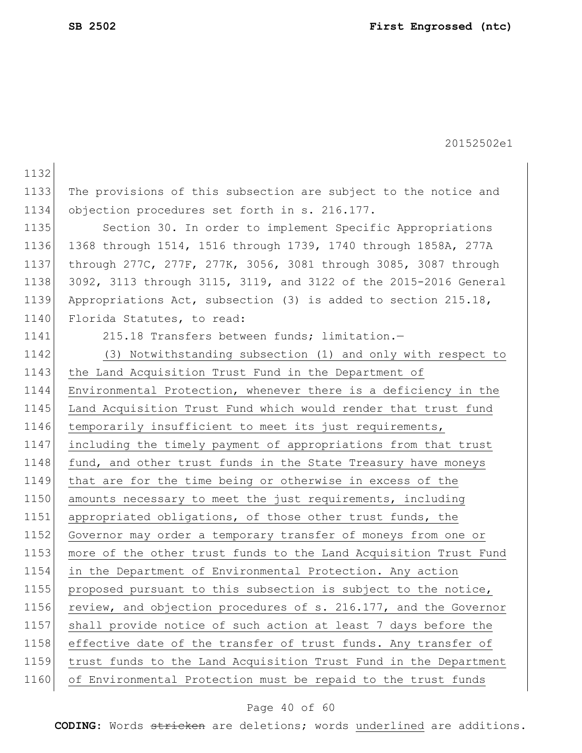The provisions of this subsection are subject to the notice and objection procedures set forth in s. 216.177.

Section 30. In order to implement Specific Appropriations 1368 through 1514, 1516 through 1739, 1740 through 1858A, 277A through 277C, 277F, 277K, 3056, 3081 through 3085, 3087 through 3092, 3113 through 3115, 3119, and 3122 of the 2015-2016 General Appropriations Act, subsection (3) is added to section 215.18, Florida Statutes, to read:

215.18 Transfers between funds; limitation.—

(3) Notwithstanding subsection (1) and only with respect to the Land Acquisition Trust Fund in the Department of Environmental Protection, whenever there is a deficiency in the Land Acquisition Trust Fund which would render that trust fund temporarily insufficient to meet its just requirements, including the timely payment of appropriations from that trust fund, and other trust funds in the State Treasury have moneys that are for the time being or otherwise in excess of the amounts necessary to meet the just requirements, including appropriated obligations, of those other trust funds, the Governor may order a temporary transfer of moneys from one or more of the other trust funds to the Land Acquisition Trust Fund in the Department of Environmental Protection. Any action proposed pursuant to this subsection is subject to the notice, review, and objection procedures of s. 216.177, and the Governor shall provide notice of such action at least 7 days before the effective date of the transfer of trust funds. Any transfer of trust funds to the Land Acquisition Trust Fund in the Department of Environmental Protection must be repaid to the trust funds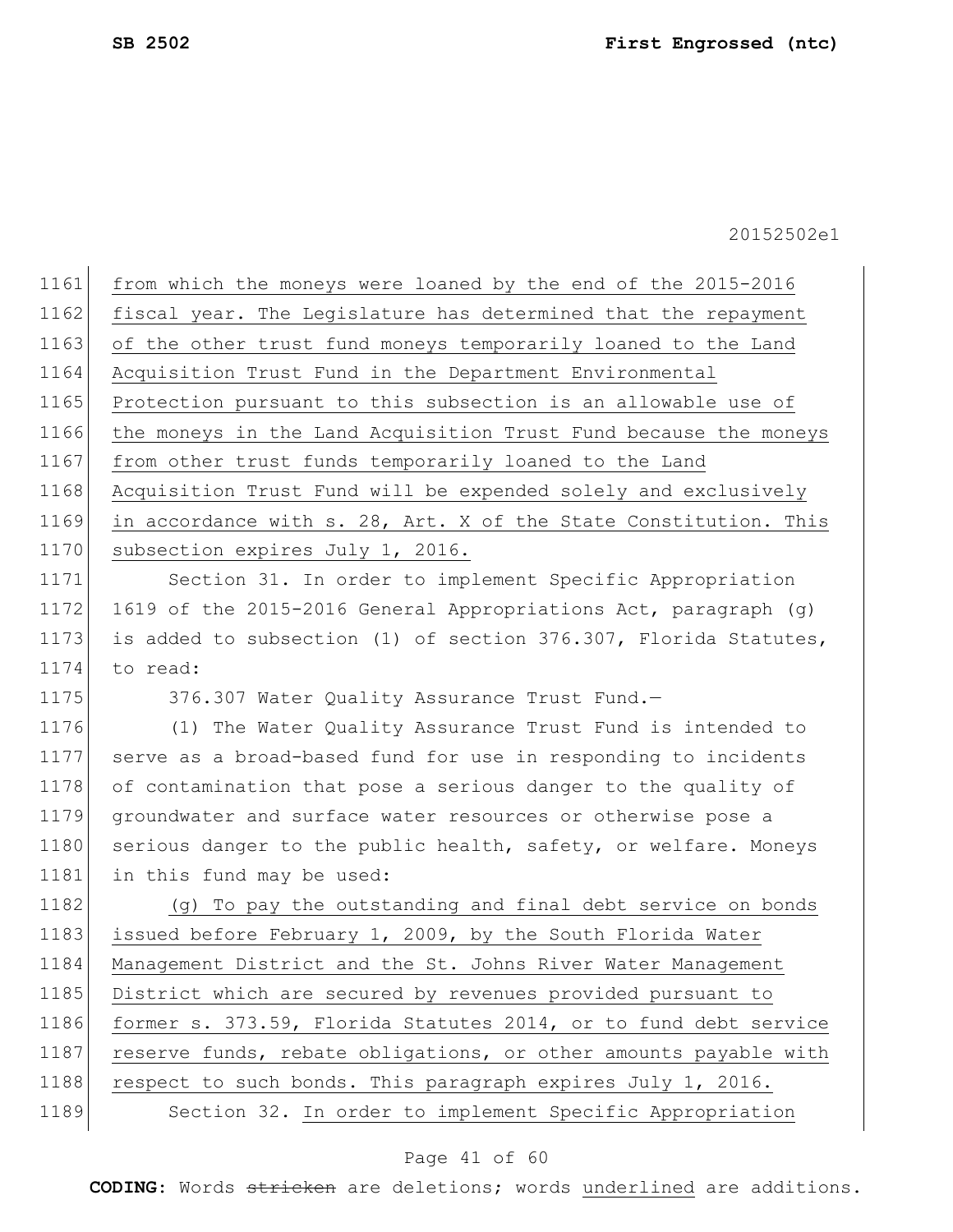from which the moneys were loaned by the end of the 2015-2016 fiscal year. The Legislature has determined that the repayment of the other trust fund moneys temporarily loaned to the Land Acquisition Trust Fund in the Department Environmental Protection pursuant to this subsection is an allowable use of the moneys in the Land Acquisition Trust Fund because the moneys from other trust funds temporarily loaned to the Land Acquisition Trust Fund will be expended solely and exclusively in accordance with s. 28, Art. X of the State Constitution. This subsection expires July 1, 2016.

Section 31. In order to implement Specific Appropriation 1619 of the 2015-2016 General Appropriations Act, paragraph (g) is added to subsection (1) of section 376.307, Florida Statutes, to read:

376.307 Water Quality Assurance Trust Fund.—

(1) The Water Quality Assurance Trust Fund is intended to serve as a broad-based fund for use in responding to incidents of contamination that pose a serious danger to the quality of groundwater and surface water resources or otherwise pose a serious danger to the public health, safety, or welfare. Moneys in this fund may be used:

(g) To pay the outstanding and final debt service on bonds issued before February 1, 2009, by the South Florida Water Management District and the St. Johns River Water Management District which are secured by revenues provided pursuant to former s. 373.59, Florida Statutes 2014, or to fund debt service reserve funds, rebate obligations, or other amounts payable with respect to such bonds. This paragraph expires July 1, 2016.

Section 32. In order to implement Specific Appropriation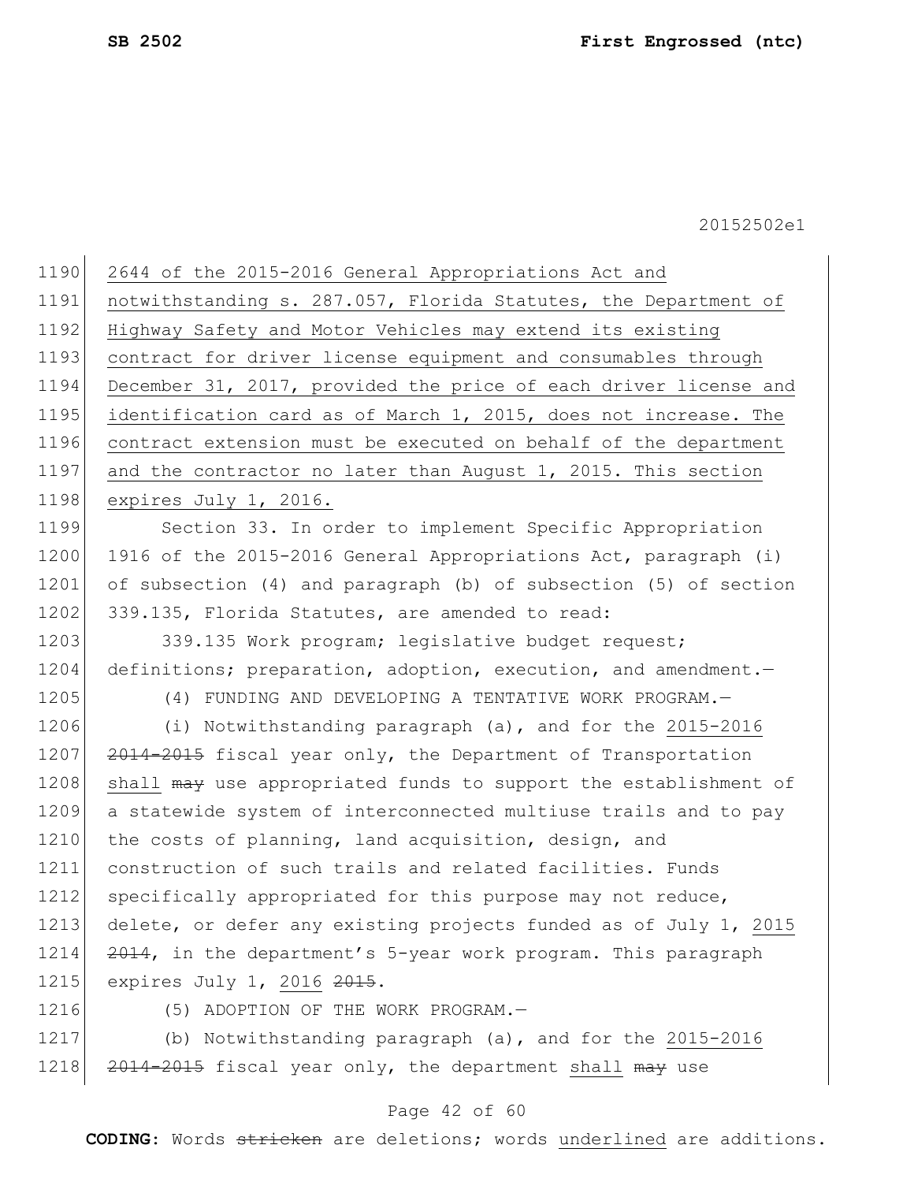2644 of the 2015-2016 General Appropriations Act and notwithstanding s. 287.057, Florida Statutes, the Department of Highway Safety and Motor Vehicles may extend its existing contract for driver license equipment and consumables through December 31, 2017, provided the price of each driver license and identification card as of March 1, 2015, does not increase. The contract extension must be executed on behalf of the department and the contractor no later than August 1, 2015. This section expires July 1, 2016.

Section 33. In order to implement Specific Appropriation 1916 of the 2015-2016 General Appropriations Act, paragraph (i) of subsection (4) and paragraph (b) of subsection (5) of section 339.135, Florida Statutes, are amended to read:

339.135 Work program; legislative budget request; definitions; preparation, adoption, execution, and amendment.—

(4) FUNDING AND DEVELOPING A TENTATIVE WORK PROGRAM.—

(i) Notwithstanding paragraph (a), and for the 2015-2016 ~~2014-2015~~ fiscal year only, the Department of Transportation shall ~~may~~ use appropriated funds to support the establishment of a statewide system of interconnected multiuse trails and to pay the costs of planning, land acquisition, design, and construction of such trails and related facilities. Funds specifically appropriated for this purpose may not reduce, delete, or defer any existing projects funded as of July 1, 2015 ~~2014~~, in the department's 5-year work program. This paragraph expires July 1, 2016 ~~2015~~.

(5) ADOPTION OF THE WORK PROGRAM.—

(b) Notwithstanding paragraph (a), and for the 2015-2016 ~~2014-2015~~ fiscal year only, the department shall ~~may~~ use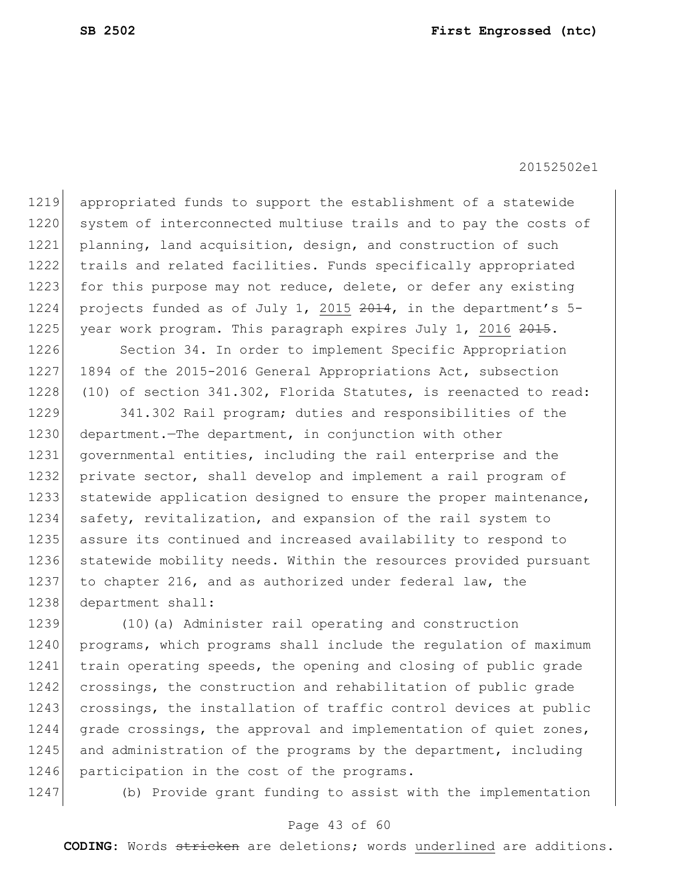appropriated funds to support the establishment of a statewide system of interconnected multiuse trails and to pay the costs of planning, land acquisition, design, and construction of such trails and related facilities. Funds specifically appropriated for this purpose may not reduce, delete, or defer any existing projects funded as of July 1, <u>2015</u> ~~2014~~, in the department's 5-year work program. This paragraph expires July 1, <u>2016</u> ~~2015~~.

Section 34. In order to implement Specific Appropriation 1894 of the 2015-2016 General Appropriations Act, subsection (10) of section 341.302, Florida Statutes, is reenacted to read:

341.302 Rail program; duties and responsibilities of the department.—The department, in conjunction with other governmental entities, including the rail enterprise and the private sector, shall develop and implement a rail program of statewide application designed to ensure the proper maintenance, safety, revitalization, and expansion of the rail system to assure its continued and increased availability to respond to statewide mobility needs. Within the resources provided pursuant to chapter 216, and as authorized under federal law, the department shall:

(10)(a) Administer rail operating and construction programs, which programs shall include the regulation of maximum train operating speeds, the opening and closing of public grade crossings, the construction and rehabilitation of public grade crossings, the installation of traffic control devices at public grade crossings, the approval and implementation of quiet zones, and administration of the programs by the department, including participation in the cost of the programs.

(b) Provide grant funding to assist with the implementation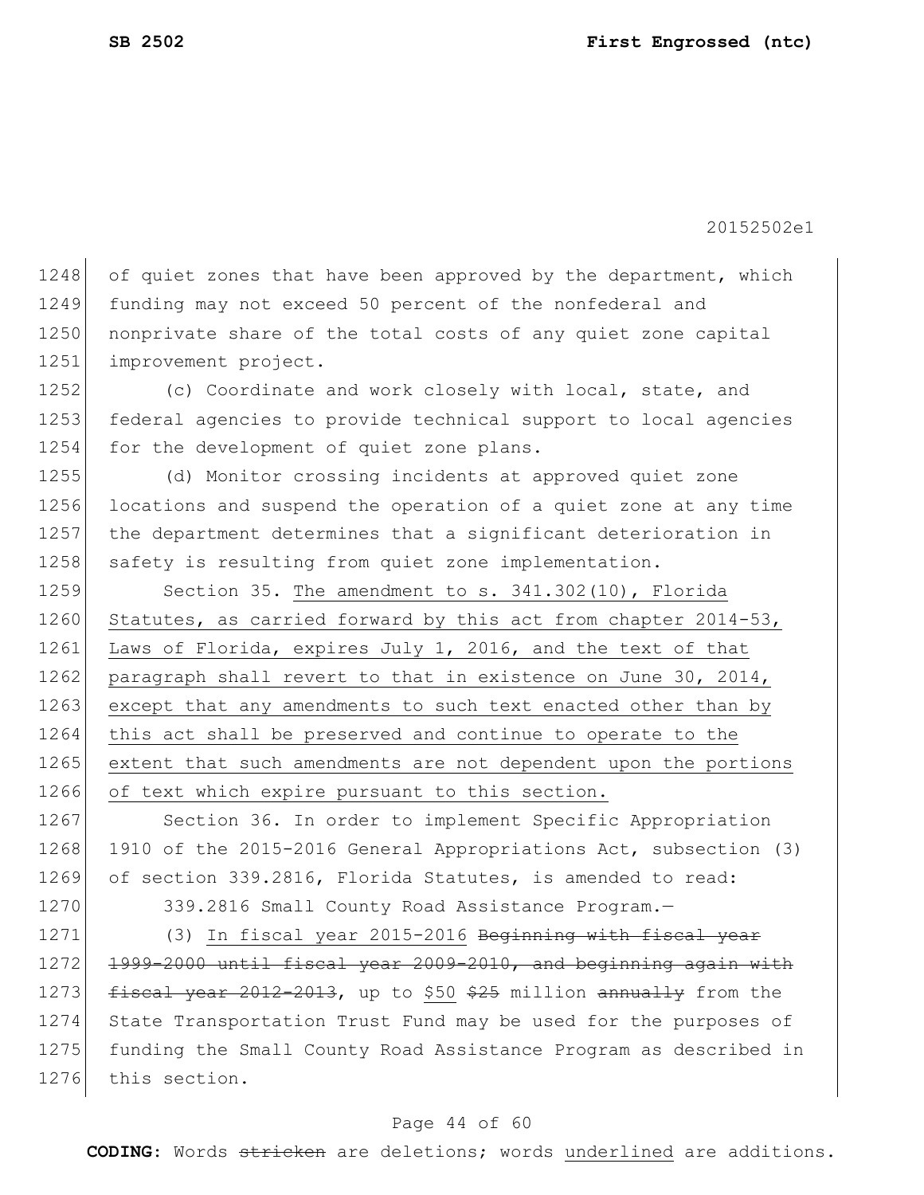of quiet zones that have been approved by the department, which funding may not exceed 50 percent of the nonfederal and nonprivate share of the total costs of any quiet zone capital improvement project.

(c) Coordinate and work closely with local, state, and federal agencies to provide technical support to local agencies for the development of quiet zone plans.

(d) Monitor crossing incidents at approved quiet zone locations and suspend the operation of a quiet zone at any time the department determines that a significant deterioration in safety is resulting from quiet zone implementation.

Section 35. <u>The amendment to s. 341.302(10), Florida Statutes, as carried forward by this act from chapter 2014-53, Laws of Florida, expires July 1, 2016, and the text of that paragraph shall revert to that in existence on June 30, 2014, except that any amendments to such text enacted other than by this act shall be preserved and continue to operate to the extent that such amendments are not dependent upon the portions of text which expire pursuant to this section.</u>

Section 36. In order to implement Specific Appropriation 1910 of the 2015-2016 General Appropriations Act, subsection (3) of section 339.2816, Florida Statutes, is amended to read:

339.2816 Small County Road Assistance Program.—

(3) <u>In fiscal year 2015-2016</u> ~~Beginning with fiscal year 1999-2000 until fiscal year 2009-2010, and beginning again with fiscal year 2012-2013~~, up to <u>$50</u> ~~$25~~ million ~~annually~~ from the State Transportation Trust Fund may be used for the purposes of funding the Small County Road Assistance Program as described in this section.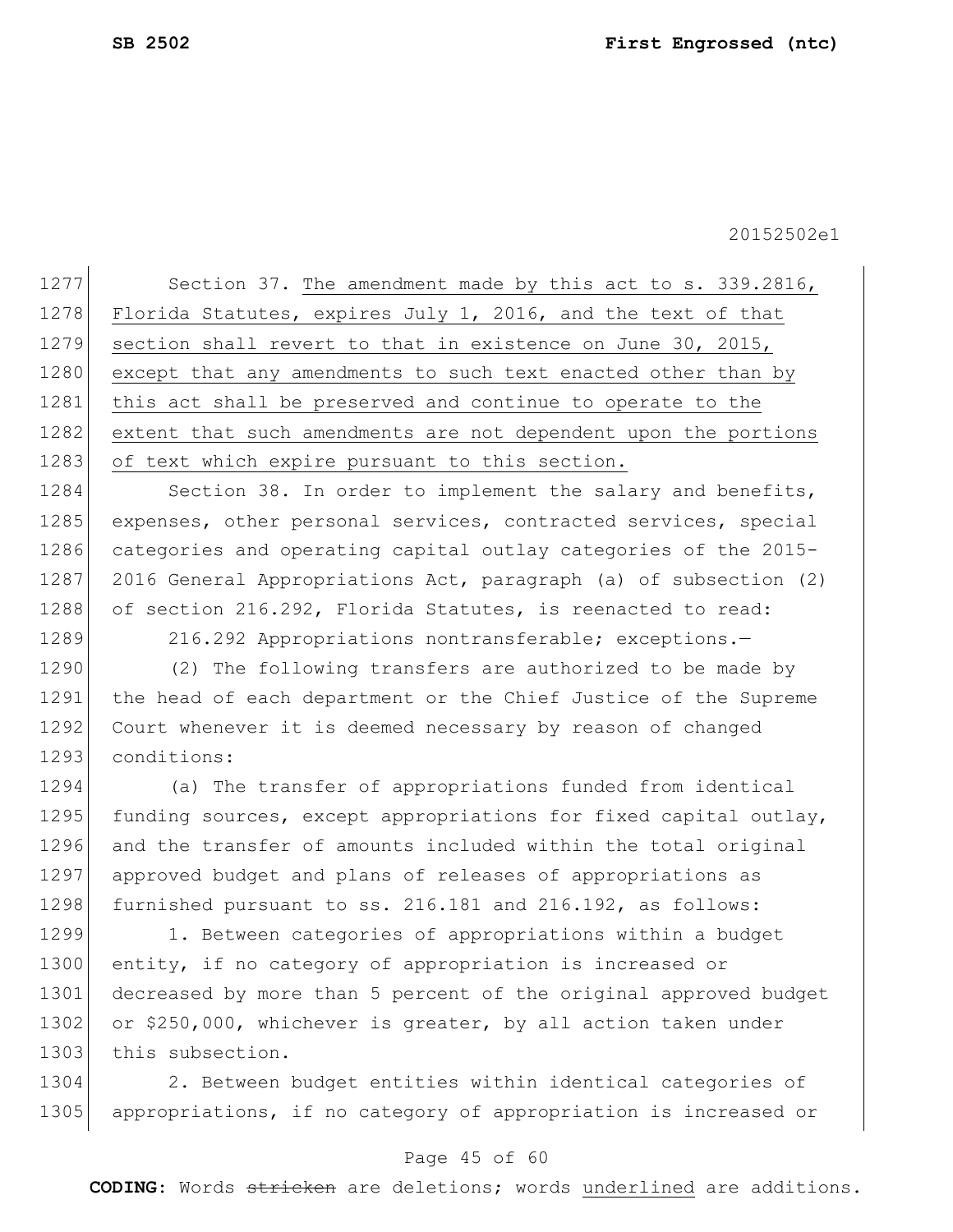Section 37. The amendment made by this act to s. 339.2816, Florida Statutes, expires July 1, 2016, and the text of that section shall revert to that in existence on June 30, 2015, except that any amendments to such text enacted other than by this act shall be preserved and continue to operate to the extent that such amendments are not dependent upon the portions of text which expire pursuant to this section.

Section 38. In order to implement the salary and benefits, expenses, other personal services, contracted services, special categories and operating capital outlay categories of the 2015-2016 General Appropriations Act, paragraph (a) of subsection (2) of section 216.292, Florida Statutes, is reenacted to read:

216.292 Appropriations nontransferable; exceptions.—

(2) The following transfers are authorized to be made by the head of each department or the Chief Justice of the Supreme Court whenever it is deemed necessary by reason of changed conditions:

(a) The transfer of appropriations funded from identical funding sources, except appropriations for fixed capital outlay, and the transfer of amounts included within the total original approved budget and plans of releases of appropriations as furnished pursuant to ss. 216.181 and 216.192, as follows:

1. Between categories of appropriations within a budget entity, if no category of appropriation is increased or decreased by more than 5 percent of the original approved budget or $250,000, whichever is greater, by all action taken under this subsection.

2. Between budget entities within identical categories of appropriations, if no category of appropriation is increased or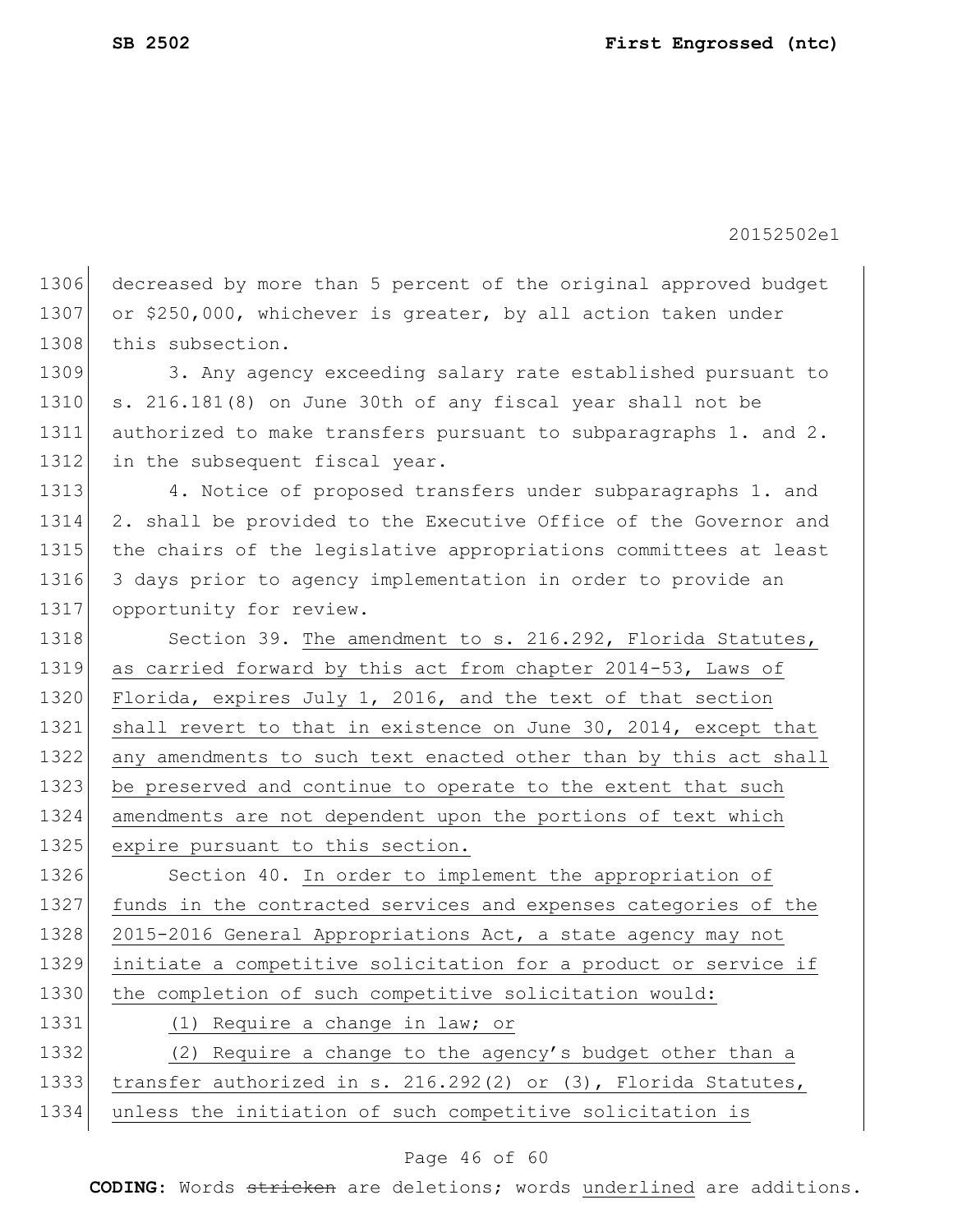decreased by more than 5 percent of the original approved budget or $250,000, whichever is greater, by all action taken under this subsection.

3. Any agency exceeding salary rate established pursuant to s. 216.181(8) on June 30th of any fiscal year shall not be authorized to make transfers pursuant to subparagraphs 1. and 2. in the subsequent fiscal year.

4. Notice of proposed transfers under subparagraphs 1. and 2. shall be provided to the Executive Office of the Governor and the chairs of the legislative appropriations committees at least 3 days prior to agency implementation in order to provide an opportunity for review.

Section 39. The amendment to s. 216.292, Florida Statutes, as carried forward by this act from chapter 2014-53, Laws of Florida, expires July 1, 2016, and the text of that section shall revert to that in existence on June 30, 2014, except that any amendments to such text enacted other than by this act shall be preserved and continue to operate to the extent that such amendments are not dependent upon the portions of text which expire pursuant to this section.

Section 40. In order to implement the appropriation of funds in the contracted services and expenses categories of the 2015-2016 General Appropriations Act, a state agency may not initiate a competitive solicitation for a product or service if the completion of such competitive solicitation would:

(1) Require a change in law; or

(2) Require a change to the agency's budget other than a transfer authorized in s. 216.292(2) or (3), Florida Statutes, unless the initiation of such competitive solicitation is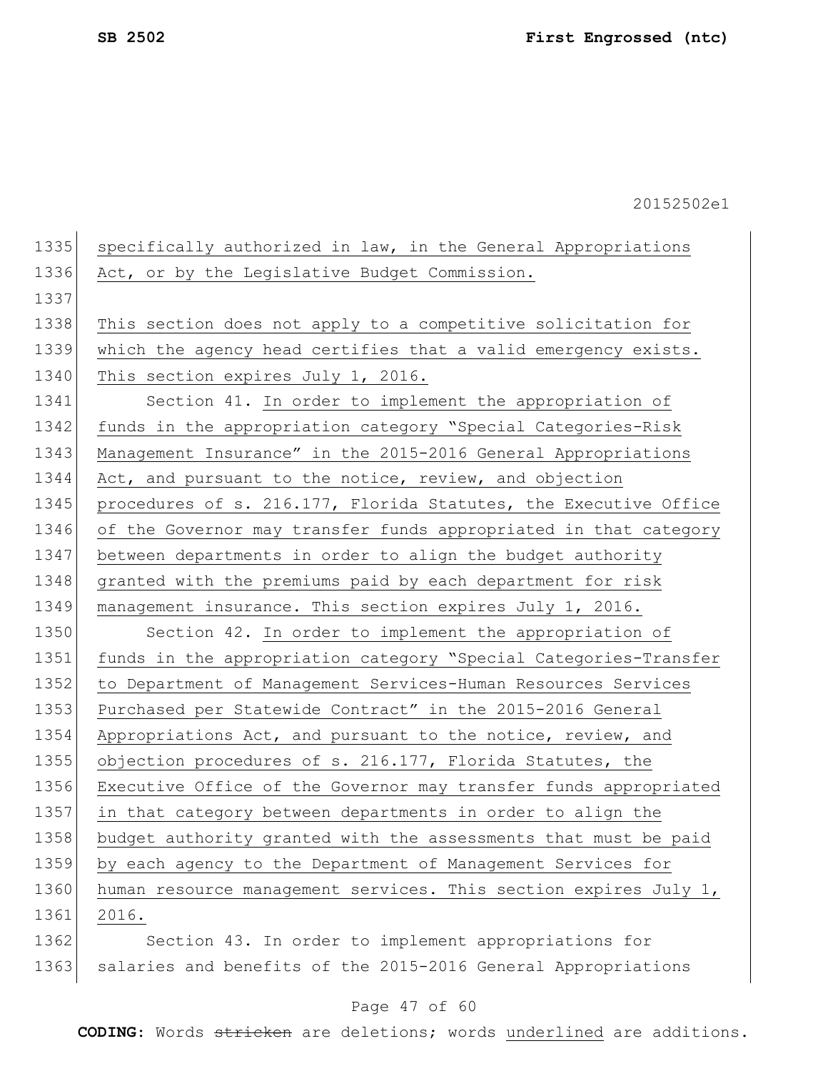specifically authorized in law, in the General Appropriations Act, or by the Legislative Budget Commission.

This section does not apply to a competitive solicitation for which the agency head certifies that a valid emergency exists. This section expires July 1, 2016.

Section 41. In order to implement the appropriation of funds in the appropriation category "Special Categories-Risk Management Insurance" in the 2015-2016 General Appropriations Act, and pursuant to the notice, review, and objection procedures of s. 216.177, Florida Statutes, the Executive Office of the Governor may transfer funds appropriated in that category between departments in order to align the budget authority granted with the premiums paid by each department for risk management insurance. This section expires July 1, 2016.

Section 42. In order to implement the appropriation of funds in the appropriation category "Special Categories-Transfer to Department of Management Services-Human Resources Services Purchased per Statewide Contract" in the 2015-2016 General Appropriations Act, and pursuant to the notice, review, and objection procedures of s. 216.177, Florida Statutes, the Executive Office of the Governor may transfer funds appropriated in that category between departments in order to align the budget authority granted with the assessments that must be paid by each agency to the Department of Management Services for human resource management services. This section expires July 1, 2016.

Section 43. In order to implement appropriations for salaries and benefits of the 2015-2016 General Appropriations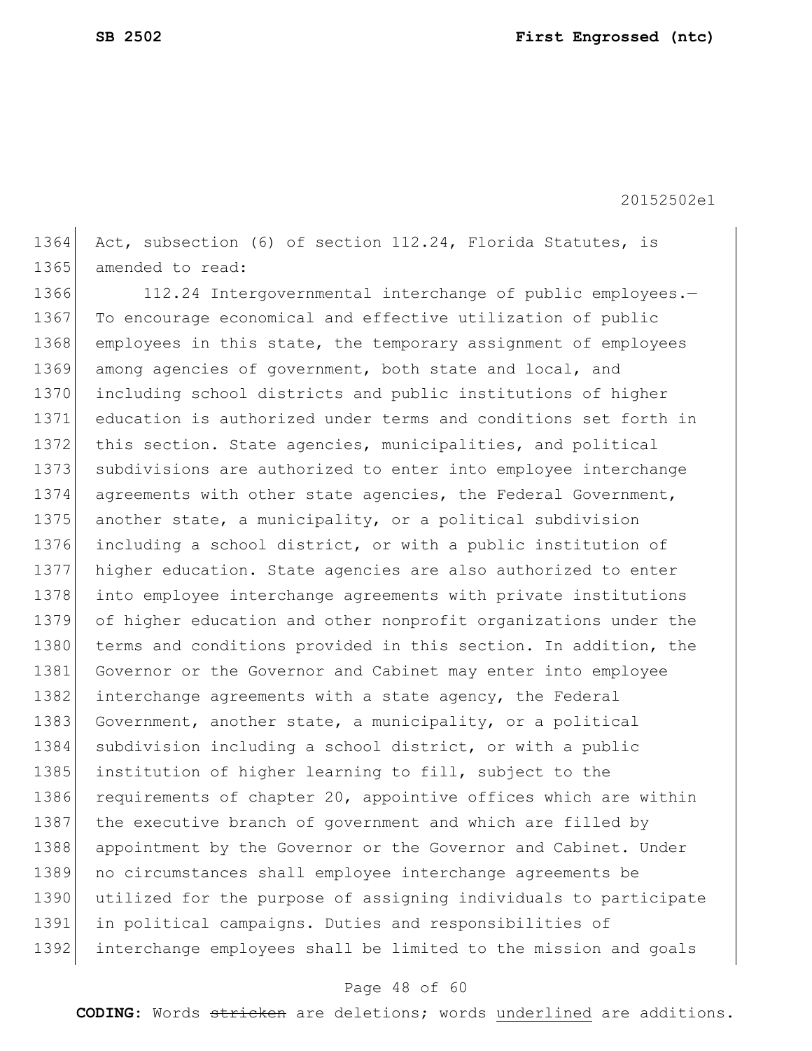Act, subsection (6) of section 112.24, Florida Statutes, is amended to read:

112.24 Intergovernmental interchange of public employees.—To encourage economical and effective utilization of public employees in this state, the temporary assignment of employees among agencies of government, both state and local, and including school districts and public institutions of higher education is authorized under terms and conditions set forth in this section. State agencies, municipalities, and political subdivisions are authorized to enter into employee interchange agreements with other state agencies, the Federal Government, another state, a municipality, or a political subdivision including a school district, or with a public institution of higher education. State agencies are also authorized to enter into employee interchange agreements with private institutions of higher education and other nonprofit organizations under the terms and conditions provided in this section. In addition, the Governor or the Governor and Cabinet may enter into employee interchange agreements with a state agency, the Federal Government, another state, a municipality, or a political subdivision including a school district, or with a public institution of higher learning to fill, subject to the requirements of chapter 20, appointive offices which are within the executive branch of government and which are filled by appointment by the Governor or the Governor and Cabinet. Under no circumstances shall employee interchange agreements be utilized for the purpose of assigning individuals to participate in political campaigns. Duties and responsibilities of interchange employees shall be limited to the mission and goals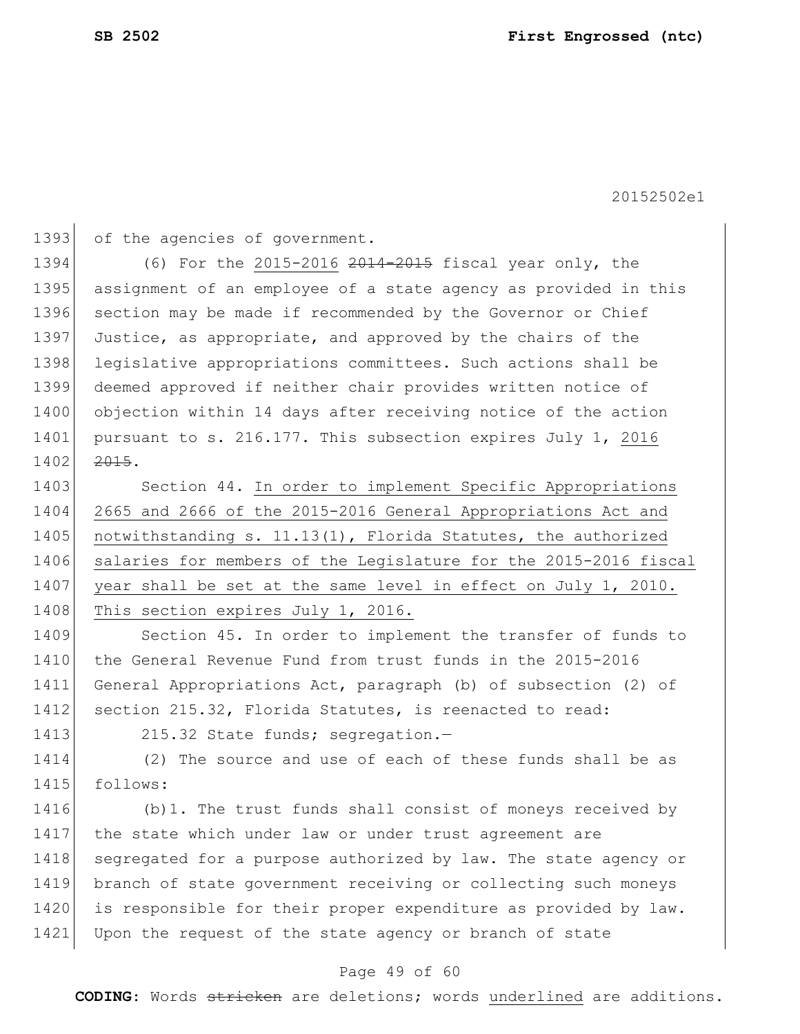of the agencies of government.

(6) For the 2015-2016 ~~2014-2015~~ fiscal year only, the assignment of an employee of a state agency as provided in this section may be made if recommended by the Governor or Chief Justice, as appropriate, and approved by the chairs of the legislative appropriations committees. Such actions shall be deemed approved if neither chair provides written notice of objection within 14 days after receiving notice of the action pursuant to s. 216.177. This subsection expires July 1, 2016 ~~2015~~.

Section 44. In order to implement Specific Appropriations 2665 and 2666 of the 2015-2016 General Appropriations Act and notwithstanding s. 11.13(1), Florida Statutes, the authorized salaries for members of the Legislature for the 2015-2016 fiscal year shall be set at the same level in effect on July 1, 2010. This section expires July 1, 2016.

Section 45. In order to implement the transfer of funds to the General Revenue Fund from trust funds in the 2015-2016 General Appropriations Act, paragraph (b) of subsection (2) of section 215.32, Florida Statutes, is reenacted to read:

215.32 State funds; segregation.—

(2) The source and use of each of these funds shall be as follows:

(b)1. The trust funds shall consist of moneys received by the state which under law or under trust agreement are segregated for a purpose authorized by law. The state agency or branch of state government receiving or collecting such moneys is responsible for their proper expenditure as provided by law. Upon the request of the state agency or branch of state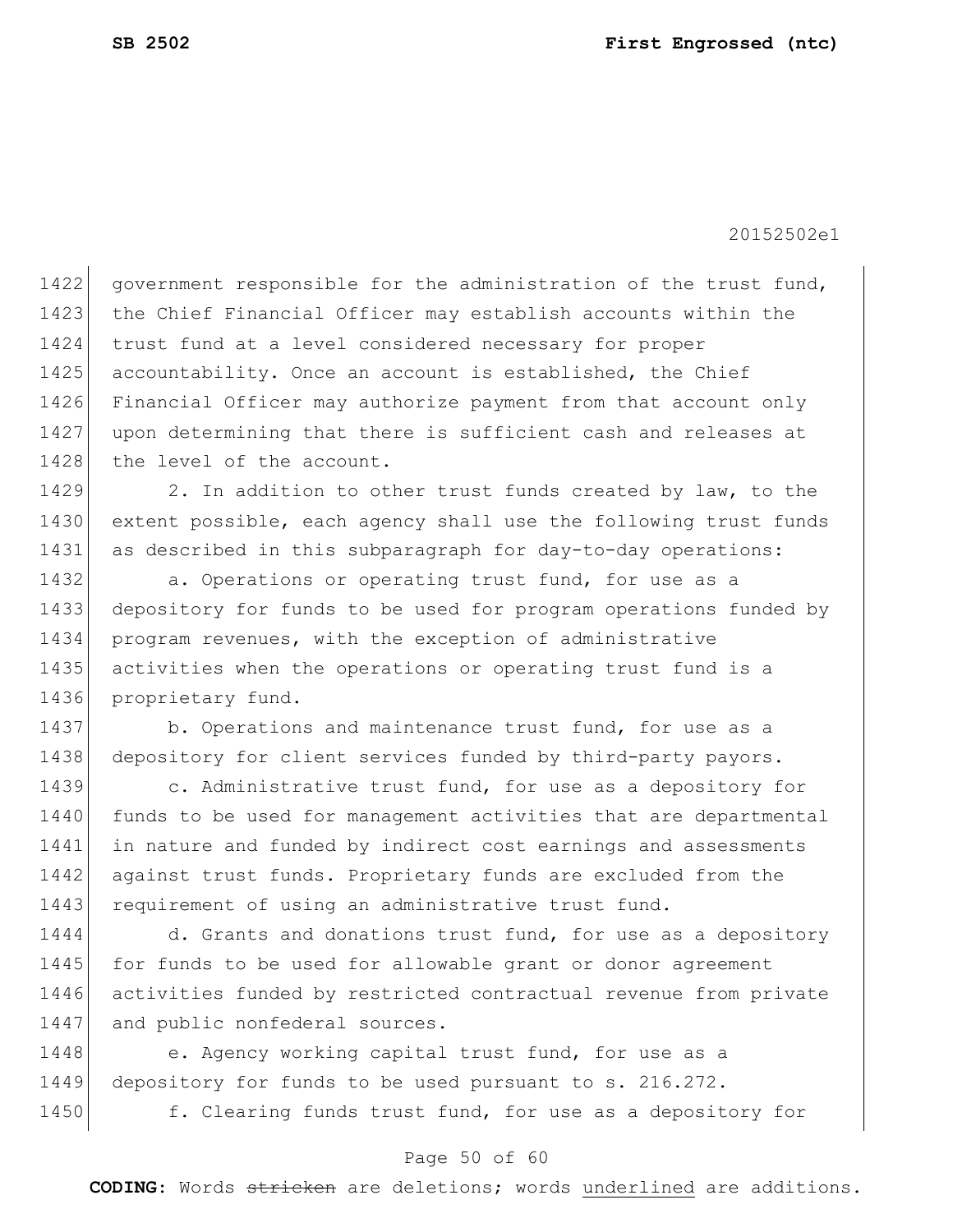government responsible for the administration of the trust fund, the Chief Financial Officer may establish accounts within the trust fund at a level considered necessary for proper accountability. Once an account is established, the Chief Financial Officer may authorize payment from that account only upon determining that there is sufficient cash and releases at the level of the account.

2. In addition to other trust funds created by law, to the extent possible, each agency shall use the following trust funds as described in this subparagraph for day-to-day operations:

a. Operations or operating trust fund, for use as a depository for funds to be used for program operations funded by program revenues, with the exception of administrative activities when the operations or operating trust fund is a proprietary fund.

b. Operations and maintenance trust fund, for use as a depository for client services funded by third-party payors.

c. Administrative trust fund, for use as a depository for funds to be used for management activities that are departmental in nature and funded by indirect cost earnings and assessments against trust funds. Proprietary funds are excluded from the requirement of using an administrative trust fund.

d. Grants and donations trust fund, for use as a depository for funds to be used for allowable grant or donor agreement activities funded by restricted contractual revenue from private and public nonfederal sources.

e. Agency working capital trust fund, for use as a depository for funds to be used pursuant to s. 216.272.

f. Clearing funds trust fund, for use as a depository for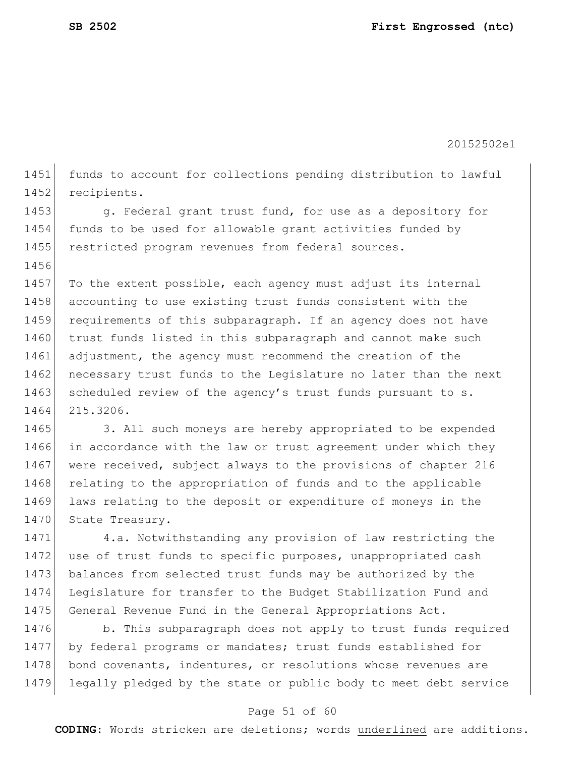funds to account for collections pending distribution to lawful recipients.

g. Federal grant trust fund, for use as a depository for funds to be used for allowable grant activities funded by restricted program revenues from federal sources.

To the extent possible, each agency must adjust its internal accounting to use existing trust funds consistent with the requirements of this subparagraph. If an agency does not have trust funds listed in this subparagraph and cannot make such adjustment, the agency must recommend the creation of the necessary trust funds to the Legislature no later than the next scheduled review of the agency's trust funds pursuant to s. 215.3206.

3. All such moneys are hereby appropriated to be expended in accordance with the law or trust agreement under which they were received, subject always to the provisions of chapter 216 relating to the appropriation of funds and to the applicable laws relating to the deposit or expenditure of moneys in the State Treasury.

4.a. Notwithstanding any provision of law restricting the use of trust funds to specific purposes, unappropriated cash balances from selected trust funds may be authorized by the Legislature for transfer to the Budget Stabilization Fund and General Revenue Fund in the General Appropriations Act.

b. This subparagraph does not apply to trust funds required by federal programs or mandates; trust funds established for bond covenants, indentures, or resolutions whose revenues are legally pledged by the state or public body to meet debt service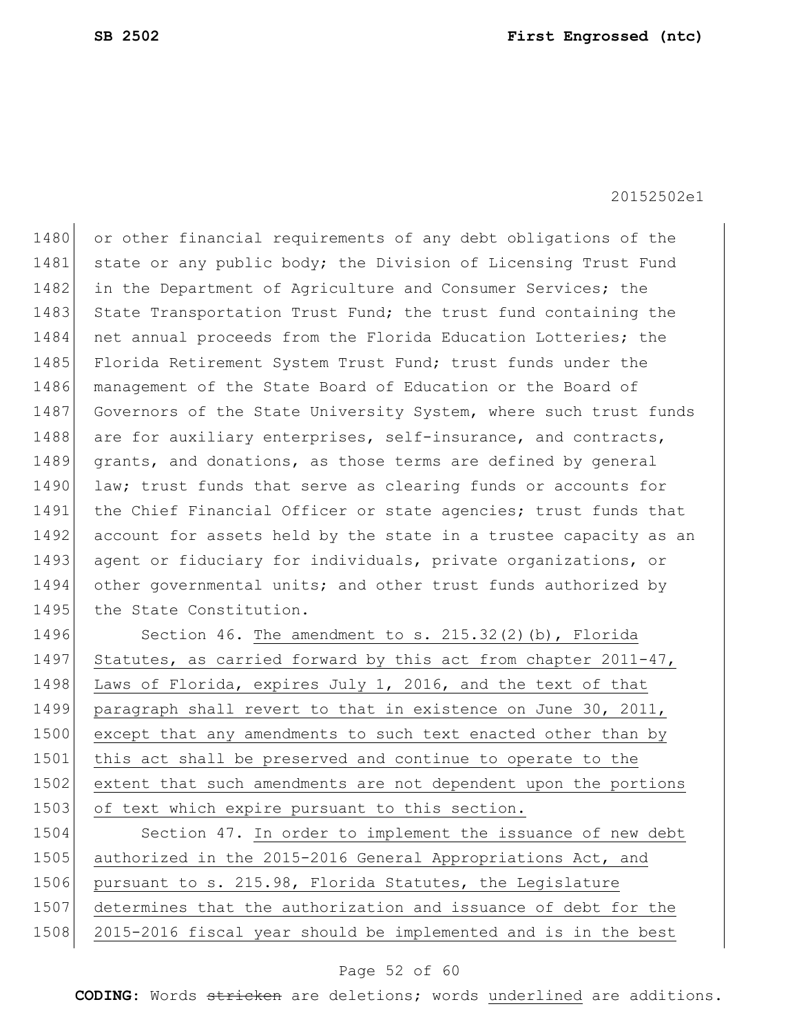or other financial requirements of any debt obligations of the state or any public body; the Division of Licensing Trust Fund in the Department of Agriculture and Consumer Services; the State Transportation Trust Fund; the trust fund containing the net annual proceeds from the Florida Education Lotteries; the Florida Retirement System Trust Fund; trust funds under the management of the State Board of Education or the Board of Governors of the State University System, where such trust funds are for auxiliary enterprises, self-insurance, and contracts, grants, and donations, as those terms are defined by general law; trust funds that serve as clearing funds or accounts for the Chief Financial Officer or state agencies; trust funds that account for assets held by the state in a trustee capacity as an agent or fiduciary for individuals, private organizations, or other governmental units; and other trust funds authorized by the State Constitution.

Section 46. The amendment to s. 215.32(2)(b), Florida Statutes, as carried forward by this act from chapter 2011-47, Laws of Florida, expires July 1, 2016, and the text of that paragraph shall revert to that in existence on June 30, 2011, except that any amendments to such text enacted other than by this act shall be preserved and continue to operate to the extent that such amendments are not dependent upon the portions of text which expire pursuant to this section.

Section 47. In order to implement the issuance of new debt authorized in the 2015-2016 General Appropriations Act, and pursuant to s. 215.98, Florida Statutes, the Legislature determines that the authorization and issuance of debt for the 2015-2016 fiscal year should be implemented and is in the best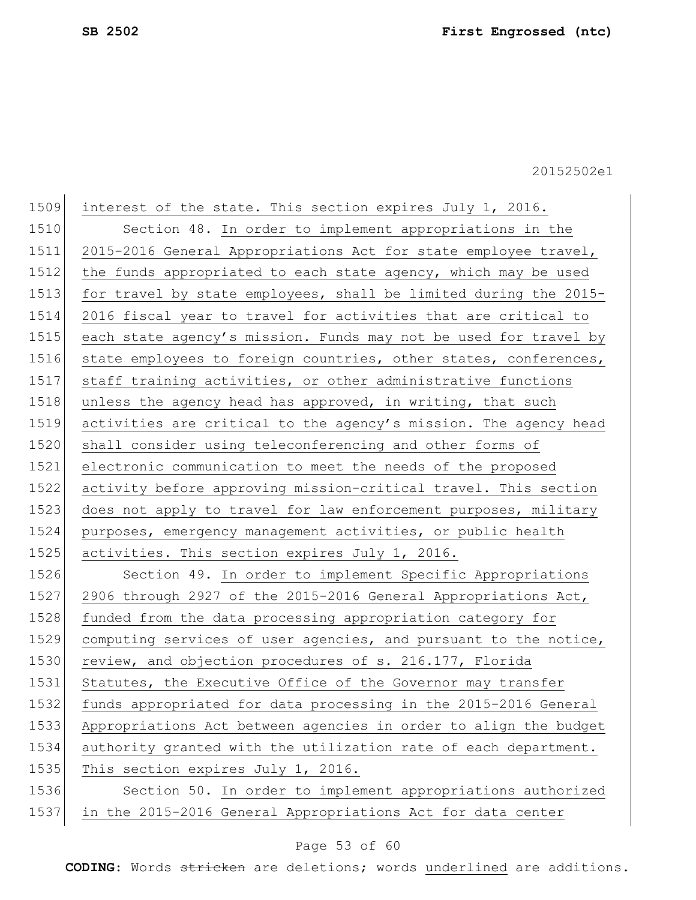interest of the state. This section expires July 1, 2016.

Section 48. In order to implement appropriations in the 2015-2016 General Appropriations Act for state employee travel, the funds appropriated to each state agency, which may be used for travel by state employees, shall be limited during the 2015-2016 fiscal year to travel for activities that are critical to each state agency's mission. Funds may not be used for travel by state employees to foreign countries, other states, conferences, staff training activities, or other administrative functions unless the agency head has approved, in writing, that such activities are critical to the agency's mission. The agency head shall consider using teleconferencing and other forms of electronic communication to meet the needs of the proposed activity before approving mission-critical travel. This section does not apply to travel for law enforcement purposes, military purposes, emergency management activities, or public health activities. This section expires July 1, 2016.

Section 49. In order to implement Specific Appropriations 2906 through 2927 of the 2015-2016 General Appropriations Act, funded from the data processing appropriation category for computing services of user agencies, and pursuant to the notice, review, and objection procedures of s. 216.177, Florida Statutes, the Executive Office of the Governor may transfer funds appropriated for data processing in the 2015-2016 General Appropriations Act between agencies in order to align the budget authority granted with the utilization rate of each department. This section expires July 1, 2016.

Section 50. In order to implement appropriations authorized in the 2015-2016 General Appropriations Act for data center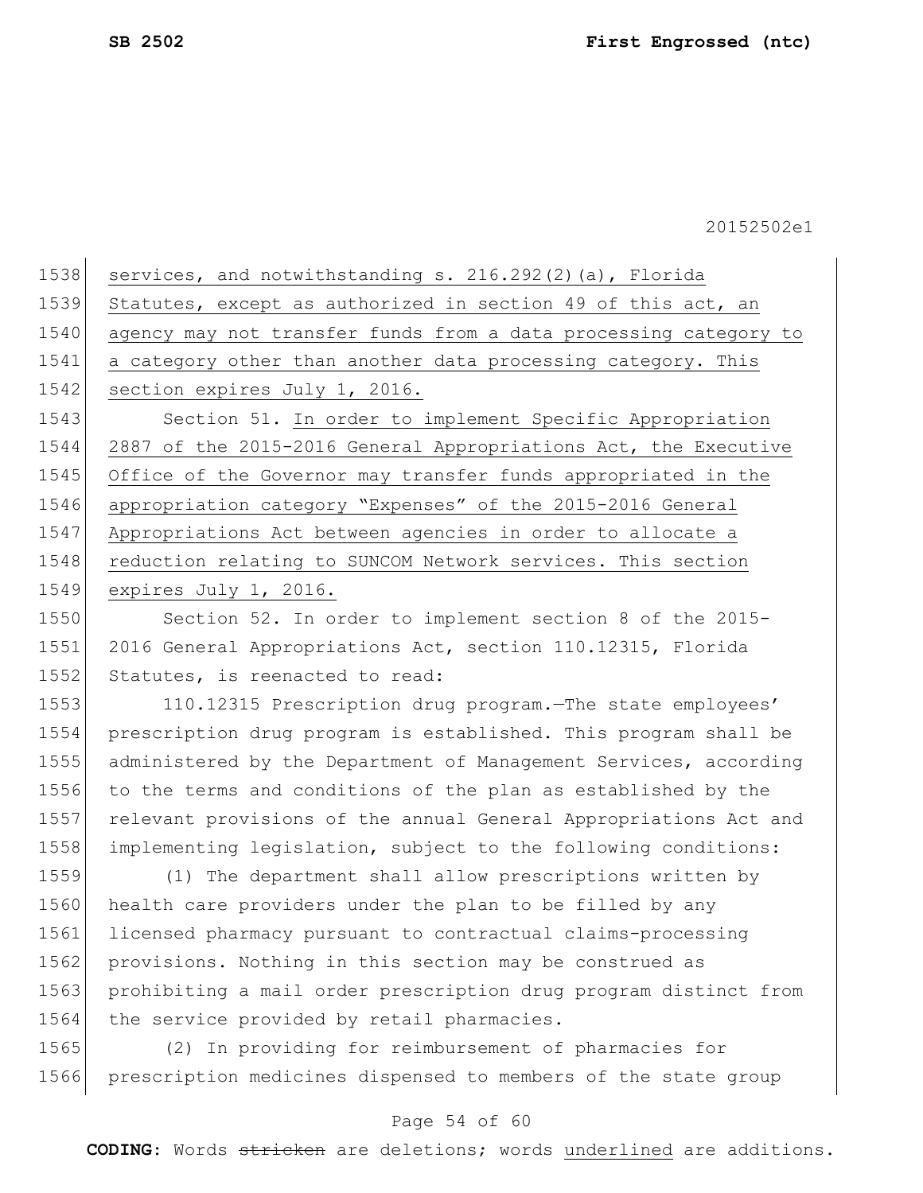services, and notwithstanding s. 216.292(2)(a), Florida Statutes, except as authorized in section 49 of this act, an agency may not transfer funds from a data processing category to a category other than another data processing category. This section expires July 1, 2016.

Section 51. In order to implement Specific Appropriation 2887 of the 2015-2016 General Appropriations Act, the Executive Office of the Governor may transfer funds appropriated in the appropriation category "Expenses" of the 2015-2016 General Appropriations Act between agencies in order to allocate a reduction relating to SUNCOM Network services. This section expires July 1, 2016.

Section 52. In order to implement section 8 of the 2015-2016 General Appropriations Act, section 110.12315, Florida Statutes, is reenacted to read:

110.12315 Prescription drug program.—The state employees' prescription drug program is established. This program shall be administered by the Department of Management Services, according to the terms and conditions of the plan as established by the relevant provisions of the annual General Appropriations Act and implementing legislation, subject to the following conditions:

(1) The department shall allow prescriptions written by health care providers under the plan to be filled by any licensed pharmacy pursuant to contractual claims-processing provisions. Nothing in this section may be construed as prohibiting a mail order prescription drug program distinct from the service provided by retail pharmacies.

(2) In providing for reimbursement of pharmacies for prescription medicines dispensed to members of the state group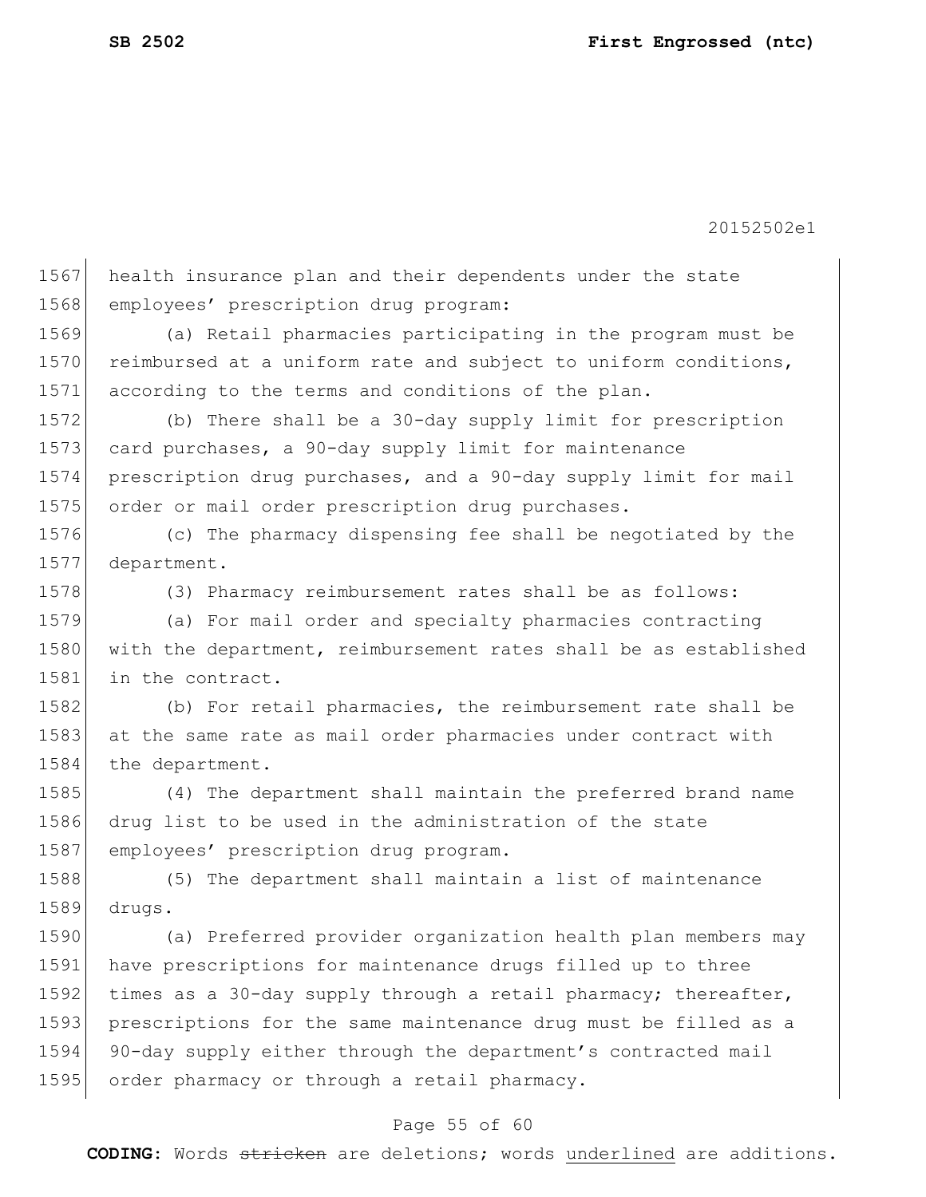health insurance plan and their dependents under the state employees' prescription drug program:

(a) Retail pharmacies participating in the program must be reimbursed at a uniform rate and subject to uniform conditions, according to the terms and conditions of the plan.

(b) There shall be a 30-day supply limit for prescription card purchases, a 90-day supply limit for maintenance prescription drug purchases, and a 90-day supply limit for mail order or mail order prescription drug purchases.

(c) The pharmacy dispensing fee shall be negotiated by the department.

(3) Pharmacy reimbursement rates shall be as follows:

(a) For mail order and specialty pharmacies contracting with the department, reimbursement rates shall be as established in the contract.

(b) For retail pharmacies, the reimbursement rate shall be at the same rate as mail order pharmacies under contract with the department.

(4) The department shall maintain the preferred brand name drug list to be used in the administration of the state employees' prescription drug program.

(5) The department shall maintain a list of maintenance drugs.

(a) Preferred provider organization health plan members may have prescriptions for maintenance drugs filled up to three times as a 30-day supply through a retail pharmacy; thereafter, prescriptions for the same maintenance drug must be filled as a 90-day supply either through the department's contracted mail order pharmacy or through a retail pharmacy.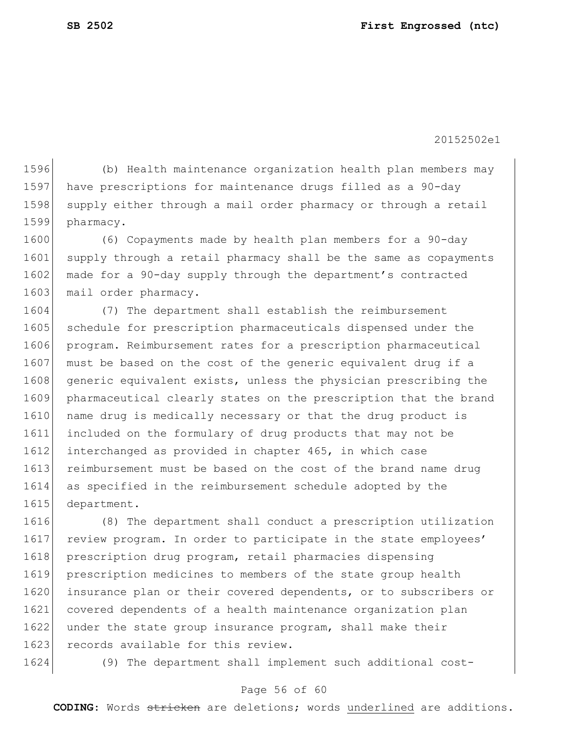(b) Health maintenance organization health plan members may have prescriptions for maintenance drugs filled as a 90-day supply either through a mail order pharmacy or through a retail pharmacy.

(6) Copayments made by health plan members for a 90-day supply through a retail pharmacy shall be the same as copayments made for a 90-day supply through the department's contracted mail order pharmacy.

(7) The department shall establish the reimbursement schedule for prescription pharmaceuticals dispensed under the program. Reimbursement rates for a prescription pharmaceutical must be based on the cost of the generic equivalent drug if a generic equivalent exists, unless the physician prescribing the pharmaceutical clearly states on the prescription that the brand name drug is medically necessary or that the drug product is included on the formulary of drug products that may not be interchanged as provided in chapter 465, in which case reimbursement must be based on the cost of the brand name drug as specified in the reimbursement schedule adopted by the department.

(8) The department shall conduct a prescription utilization review program. In order to participate in the state employees' prescription drug program, retail pharmacies dispensing prescription medicines to members of the state group health insurance plan or their covered dependents, or to subscribers or covered dependents of a health maintenance organization plan under the state group insurance program, shall make their records available for this review.

(9) The department shall implement such additional cost-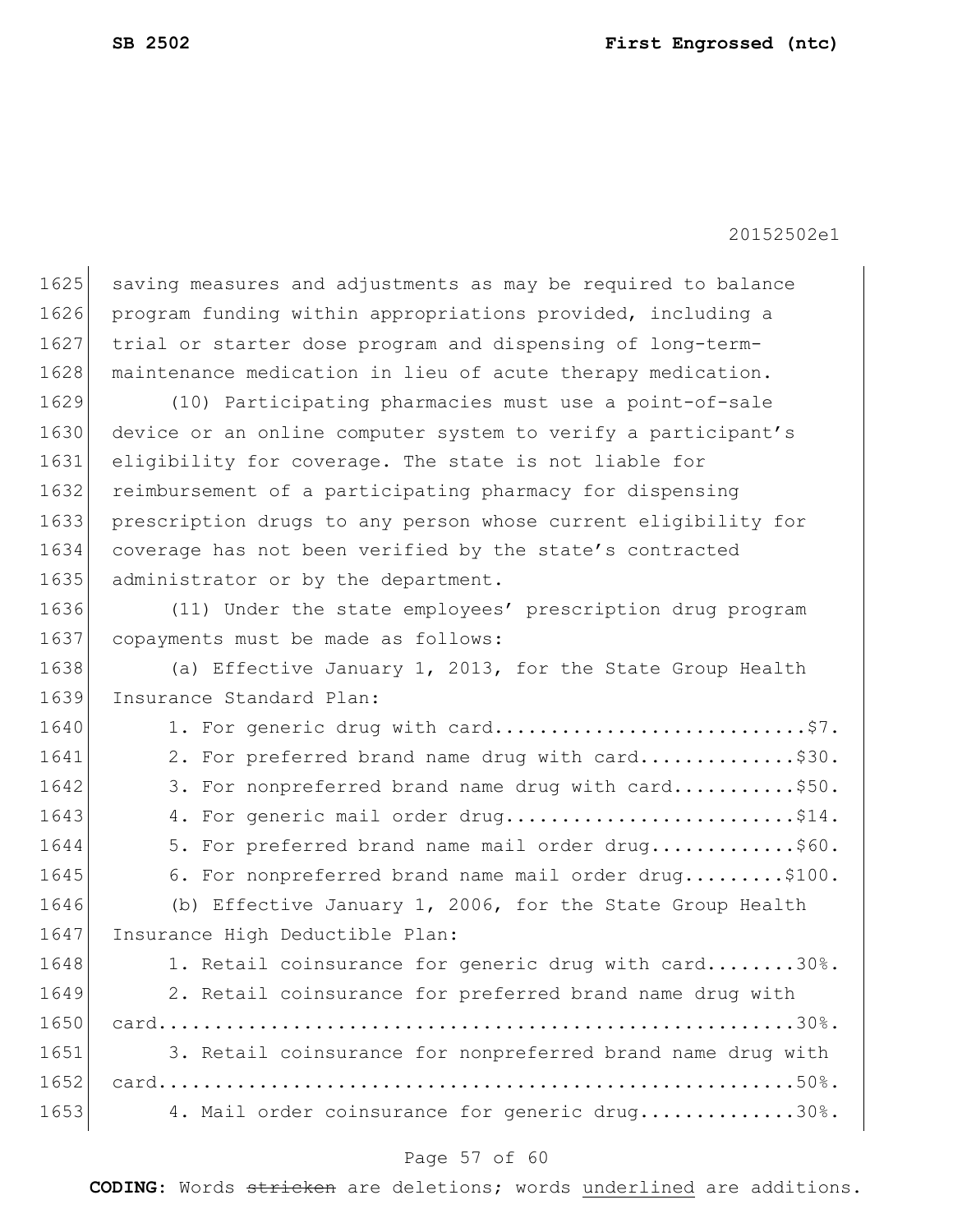saving measures and adjustments as may be required to balance program funding within appropriations provided, including a trial or starter dose program and dispensing of long-term-maintenance medication in lieu of acute therapy medication.

(10) Participating pharmacies must use a point-of-sale device or an online computer system to verify a participant's eligibility for coverage. The state is not liable for reimbursement of a participating pharmacy for dispensing prescription drugs to any person whose current eligibility for coverage has not been verified by the state's contracted administrator or by the department.

(11) Under the state employees' prescription drug program copayments must be made as follows:

(a) Effective January 1, 2013, for the State Group Health Insurance Standard Plan:

1. For generic drug with card............................$7.
2. For preferred brand name drug with card..............$30.
3. For nonpreferred brand name drug with card...........$50.
4. For generic mail order drug..........................$14.
5. For preferred brand name mail order drug.............$60.
6. For nonpreferred brand name mail order drug.........$100.

(b) Effective January 1, 2006, for the State Group Health Insurance High Deductible Plan:

1. Retail coinsurance for generic drug with card........30%.
2. Retail coinsurance for preferred brand name drug with card.........................................................30%.
3. Retail coinsurance for nonpreferred brand name drug with card.........................................................50%.
4. Mail order coinsurance for generic drug..............30%.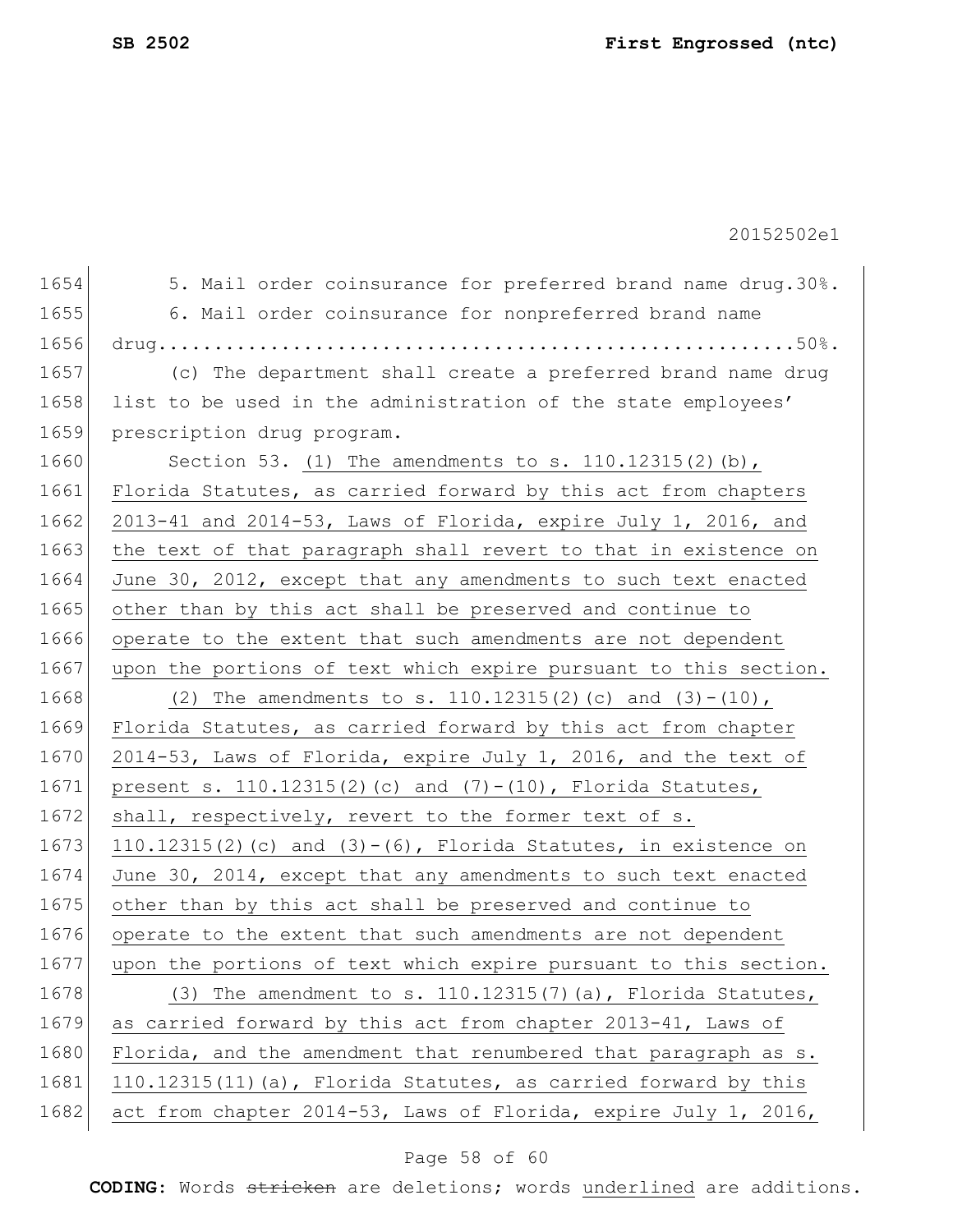5. Mail order coinsurance for preferred brand name drug.30%.

6. Mail order coinsurance for nonpreferred brand name drug..........................................................50%.

(c) The department shall create a preferred brand name drug list to be used in the administration of the state employees' prescription drug program.

Section 53. <u>(1) The amendments to s. 110.12315(2)(b), Florida Statutes, as carried forward by this act from chapters 2013-41 and 2014-53, Laws of Florida, expire July 1, 2016, and the text of that paragraph shall revert to that in existence on June 30, 2012, except that any amendments to such text enacted other than by this act shall be preserved and continue to operate to the extent that such amendments are not dependent upon the portions of text which expire pursuant to this section.</u>

<u>(2) The amendments to s. 110.12315(2)(c) and (3)-(10), Florida Statutes, as carried forward by this act from chapter 2014-53, Laws of Florida, expire July 1, 2016, and the text of present s. 110.12315(2)(c) and (7)-(10), Florida Statutes, shall, respectively, revert to the former text of s. 110.12315(2)(c) and (3)-(6), Florida Statutes, in existence on June 30, 2014, except that any amendments to such text enacted other than by this act shall be preserved and continue to operate to the extent that such amendments are not dependent upon the portions of text which expire pursuant to this section.</u>

<u>(3) The amendment to s. 110.12315(7)(a), Florida Statutes, as carried forward by this act from chapter 2013-41, Laws of Florida, and the amendment that renumbered that paragraph as s. 110.12315(11)(a), Florida Statutes, as carried forward by this act from chapter 2014-53, Laws of Florida, expire July 1, 2016,</u>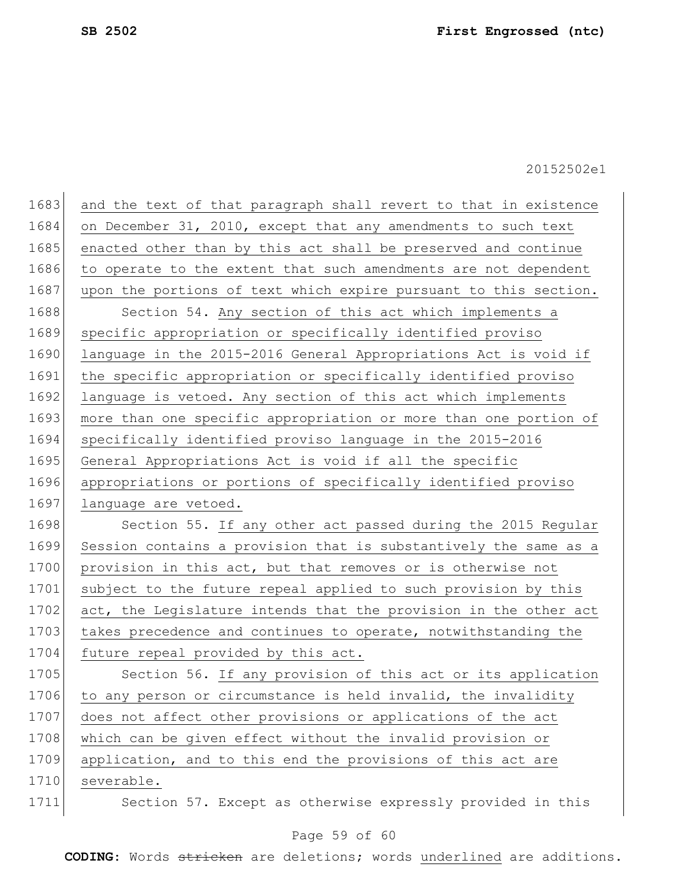and the text of that paragraph shall revert to that in existence on December 31, 2010, except that any amendments to such text enacted other than by this act shall be preserved and continue to operate to the extent that such amendments are not dependent upon the portions of text which expire pursuant to this section.

Section 54. Any section of this act which implements a specific appropriation or specifically identified proviso language in the 2015-2016 General Appropriations Act is void if the specific appropriation or specifically identified proviso language is vetoed. Any section of this act which implements more than one specific appropriation or more than one portion of specifically identified proviso language in the 2015-2016 General Appropriations Act is void if all the specific appropriations or portions of specifically identified proviso language are vetoed.

Section 55. If any other act passed during the 2015 Regular Session contains a provision that is substantively the same as a provision in this act, but that removes or is otherwise not subject to the future repeal applied to such provision by this act, the Legislature intends that the provision in the other act takes precedence and continues to operate, notwithstanding the future repeal provided by this act.

Section 56. If any provision of this act or its application to any person or circumstance is held invalid, the invalidity does not affect other provisions or applications of the act which can be given effect without the invalid provision or application, and to this end the provisions of this act are severable.

Section 57. Except as otherwise expressly provided in this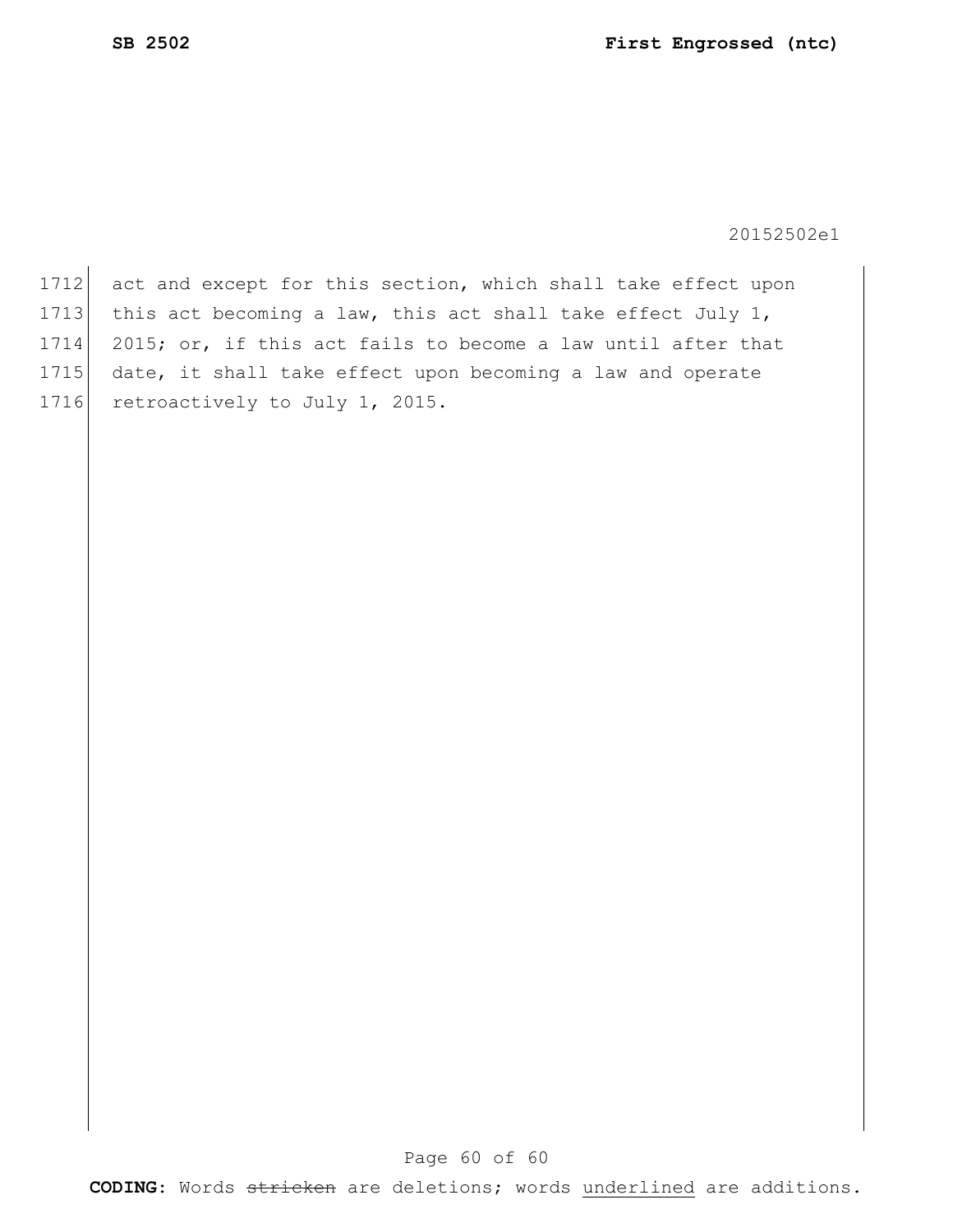act and except for this section, which shall take effect upon this act becoming a law, this act shall take effect July 1, 2015; or, if this act fails to become a law until after that date, it shall take effect upon becoming a law and operate retroactively to July 1, 2015.